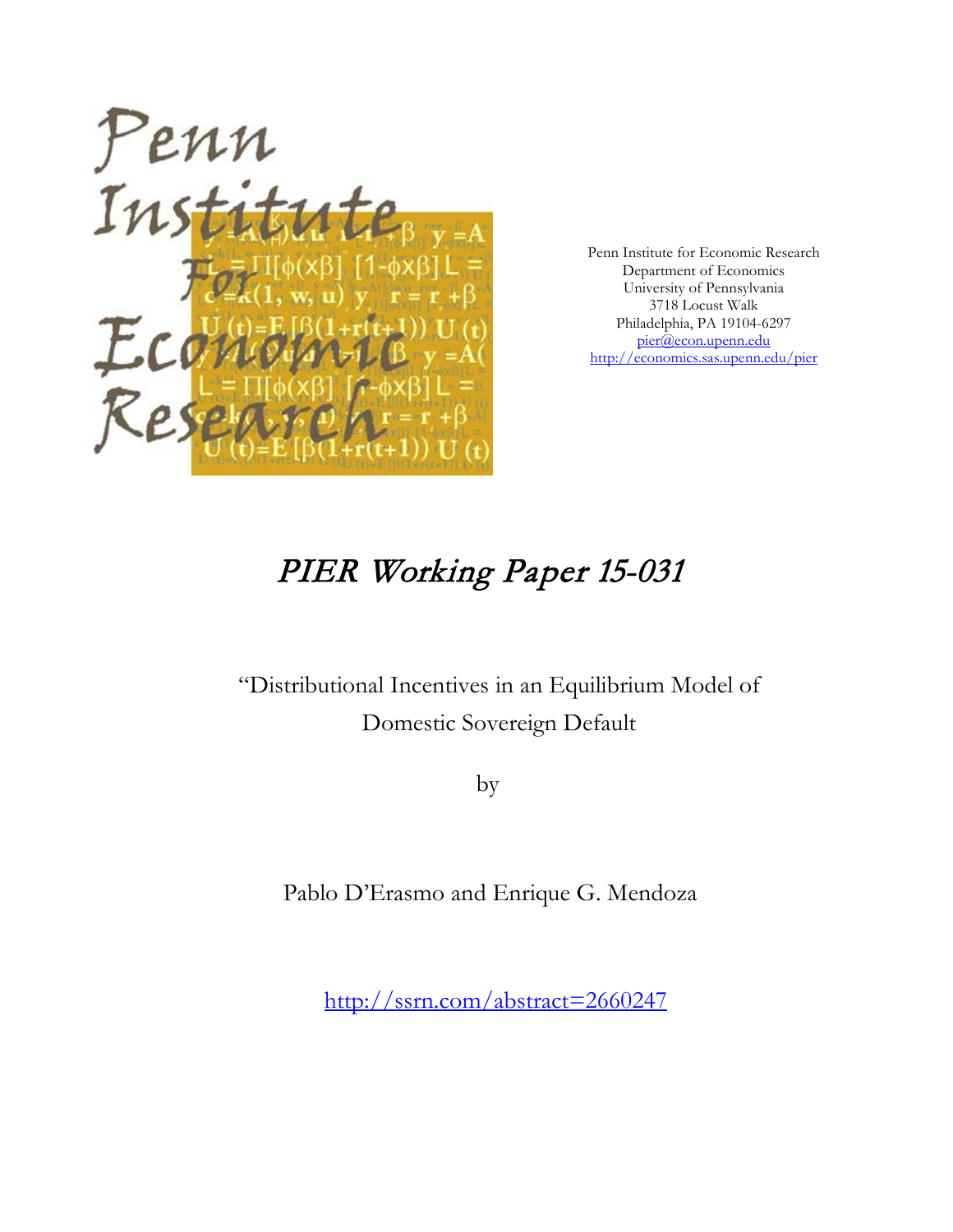Penn Institute for Economic Research
Department of Economics
University of Pennsylvania
3718 Locust Walk
Philadelphia, PA 19104-6297
pier@econ.upenn.edu
http://economics.sas.upenn.edu/pier

# PIER Working Paper 15-031

"Distributional Incentives in an Equilibrium Model of Domestic Sovereign Default

by

Pablo D'Erasmo and Enrique G. Mendoza

http://ssrn.com/abstract=2660247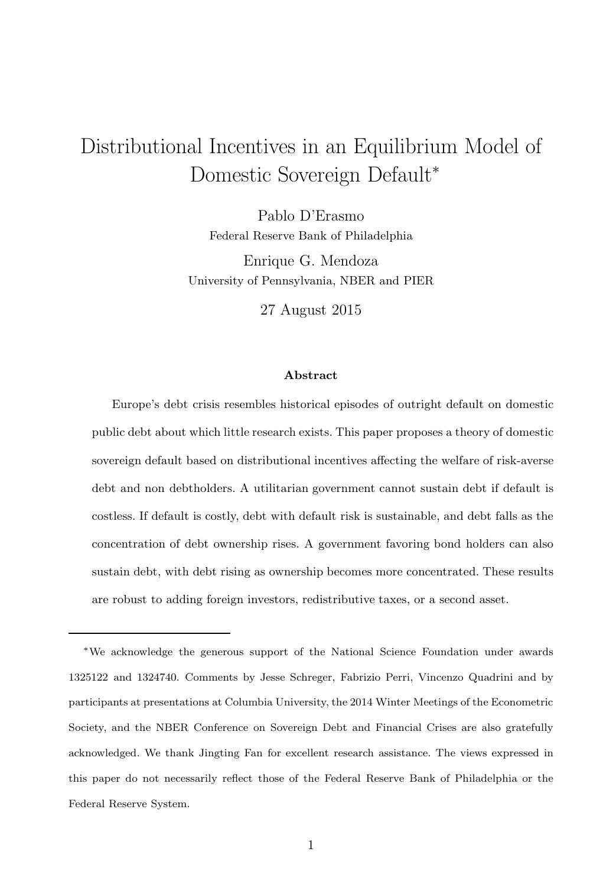# Distributional Incentives in an Equilibrium Model of Domestic Sovereign Default*

Pablo D'Erasmo
Federal Reserve Bank of Philadelphia

Enrique G. Mendoza
University of Pennsylvania, NBER and PIER

27 August 2015

### Abstract

Europe's debt crisis resembles historical episodes of outright default on domestic public debt about which little research exists. This paper proposes a theory of domestic sovereign default based on distributional incentives affecting the welfare of risk-averse debt and non debtholders. A utilitarian government cannot sustain debt if default is costless. If default is costly, debt with default risk is sustainable, and debt falls as the concentration of debt ownership rises. A government favoring bond holders can also sustain debt, with debt rising as ownership becomes more concentrated. These results are robust to adding foreign investors, redistributive taxes, or a second asset.

---

*We acknowledge the generous support of the National Science Foundation under awards 1325122 and 1324740. Comments by Jesse Schreger, Fabrizio Perri, Vincenzo Quadrini and by participants at presentations at Columbia University, the 2014 Winter Meetings of the Econometric Society, and the NBER Conference on Sovereign Debt and Financial Crises are also gratefully acknowledged. We thank Jingting Fan for excellent research assistance. The views expressed in this paper do not necessarily reflect those of the Federal Reserve Bank of Philadelphia or the Federal Reserve System.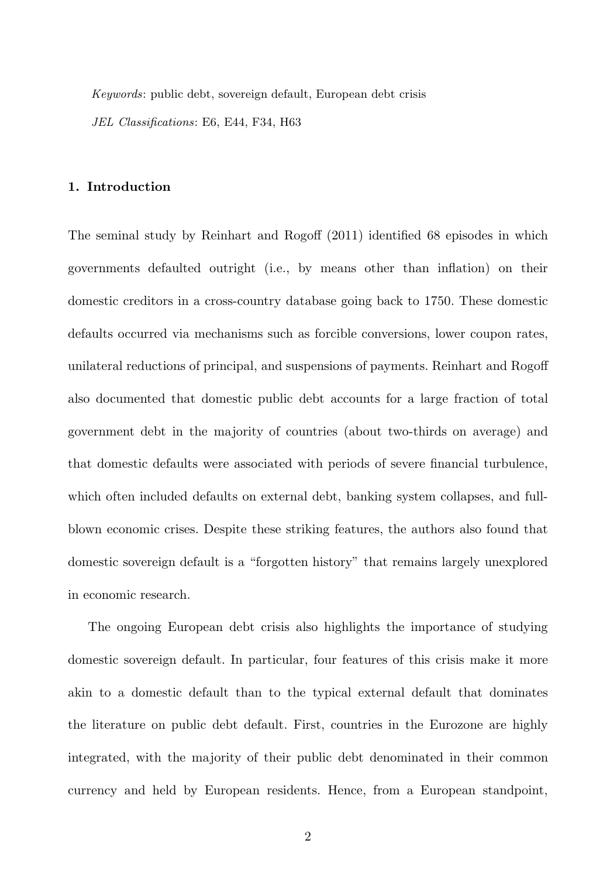*Keywords*: public debt, sovereign default, European debt crisis

*JEL Classifications*: E6, E44, F34, H63

## 1. Introduction

The seminal study by Reinhart and Rogoff (2011) identified 68 episodes in which governments defaulted outright (i.e., by means other than inflation) on their domestic creditors in a cross-country database going back to 1750. These domestic defaults occurred via mechanisms such as forcible conversions, lower coupon rates, unilateral reductions of principal, and suspensions of payments. Reinhart and Rogoff also documented that domestic public debt accounts for a large fraction of total government debt in the majority of countries (about two-thirds on average) and that domestic defaults were associated with periods of severe financial turbulence, which often included defaults on external debt, banking system collapses, and full-blown economic crises. Despite these striking features, the authors also found that domestic sovereign default is a "forgotten history" that remains largely unexplored in economic research.

The ongoing European debt crisis also highlights the importance of studying domestic sovereign default. In particular, four features of this crisis make it more akin to a domestic default than to the typical external default that dominates the literature on public debt default. First, countries in the Eurozone are highly integrated, with the majority of their public debt denominated in their common currency and held by European residents. Hence, from a European standpoint,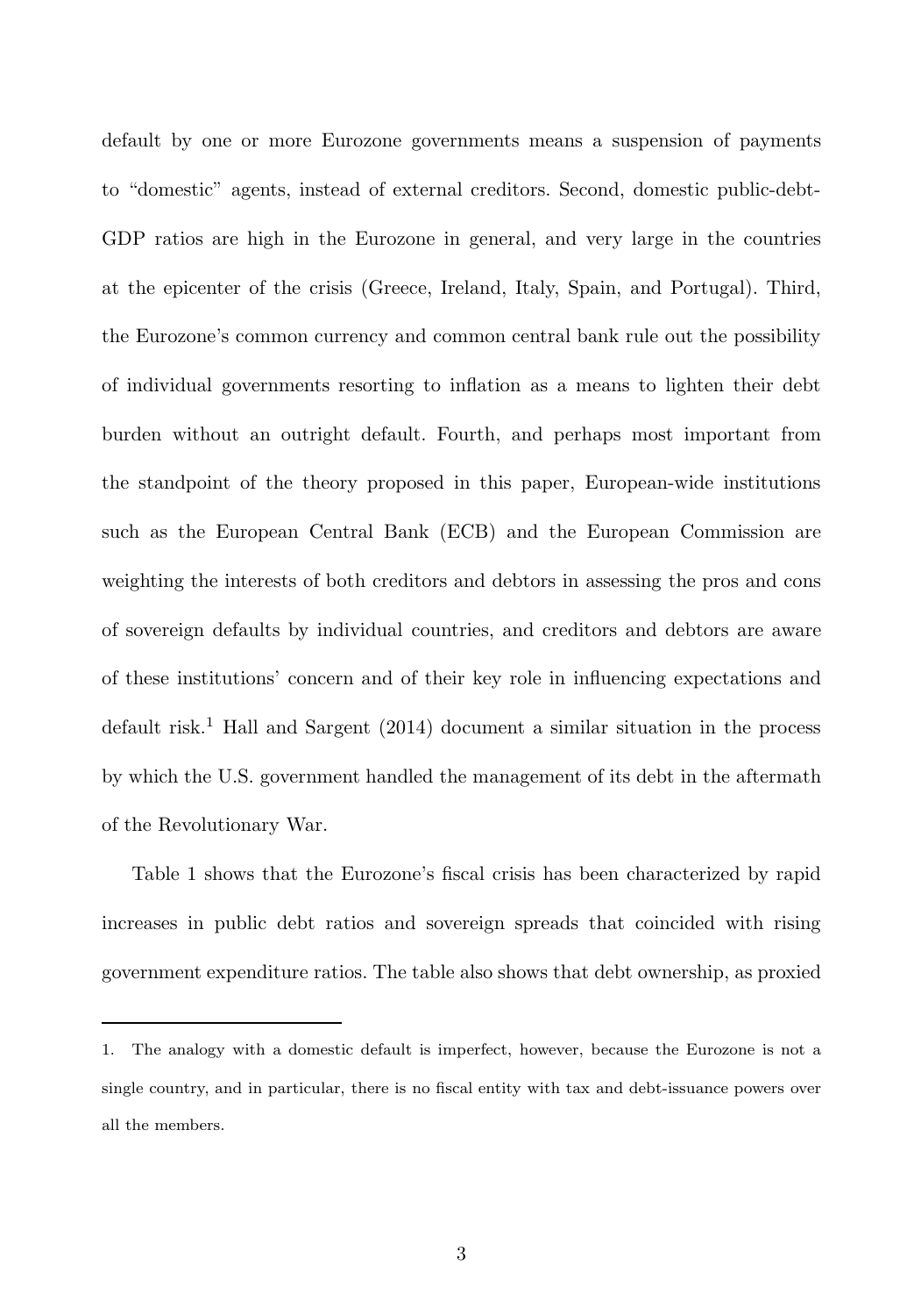default by one or more Eurozone governments means a suspension of payments to "domestic" agents, instead of external creditors. Second, domestic public-debt-GDP ratios are high in the Eurozone in general, and very large in the countries at the epicenter of the crisis (Greece, Ireland, Italy, Spain, and Portugal). Third, the Eurozone's common currency and common central bank rule out the possibility of individual governments resorting to inflation as a means to lighten their debt burden without an outright default. Fourth, and perhaps most important from the standpoint of the theory proposed in this paper, European-wide institutions such as the European Central Bank (ECB) and the European Commission are weighting the interests of both creditors and debtors in assessing the pros and cons of sovereign defaults by individual countries, and creditors and debtors are aware of these institutions' concern and of their key role in influencing expectations and default risk.[1] Hall and Sargent (2014) document a similar situation in the process by which the U.S. government handled the management of its debt in the aftermath of the Revolutionary War.

Table 1 shows that the Eurozone's fiscal crisis has been characterized by rapid increases in public debt ratios and sovereign spreads that coincided with rising government expenditure ratios. The table also shows that debt ownership, as proxied

---

1. The analogy with a domestic default is imperfect, however, because the Eurozone is not a single country, and in particular, there is no fiscal entity with tax and debt-issuance powers over all the members.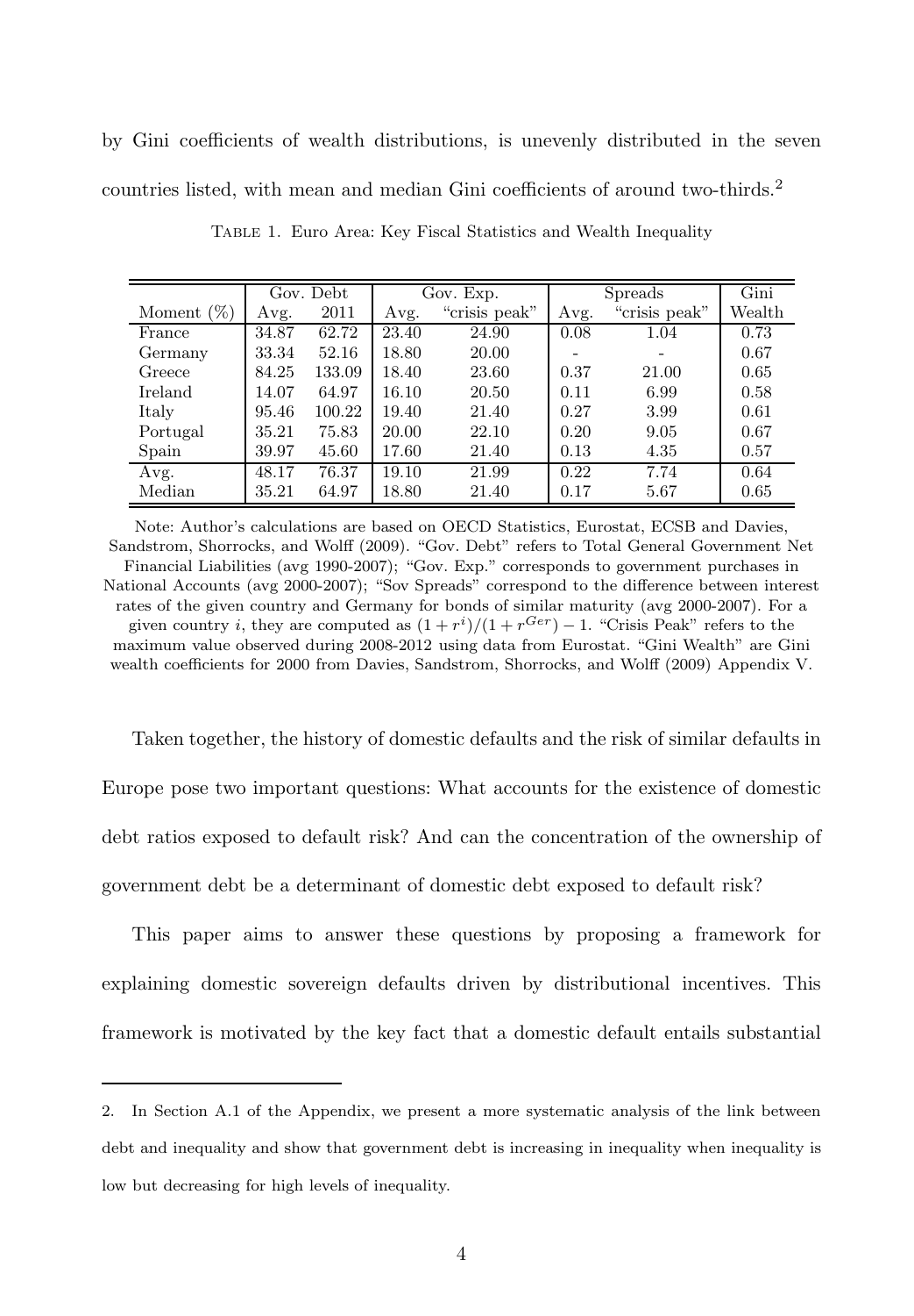by Gini coefficients of wealth distributions, is unevenly distributed in the seven countries listed, with mean and median Gini coefficients of around two-thirds.[2]

Table 1. Euro Area: Key Fiscal Statistics and Wealth Inequality

| | Gov. Debt | | Gov. Exp. | | Spreads | | Gini |
|---|---|---|---|---|---|---|---|
| Moment (%) | Avg. | 2011 | Avg. | "crisis peak" | Avg. | "crisis peak" | Wealth |
| France | 34.87 | 62.72 | 23.40 | 24.90 | 0.08 | 1.04 | 0.73 |
| Germany | 33.34 | 52.16 | 18.80 | 20.00 | - | - | 0.67 |
| Greece | 84.25 | 133.09 | 18.40 | 23.60 | 0.37 | 21.00 | 0.65 |
| Ireland | 14.07 | 64.97 | 16.10 | 20.50 | 0.11 | 6.99 | 0.58 |
| Italy | 95.46 | 100.22 | 19.40 | 21.40 | 0.27 | 3.99 | 0.61 |
| Portugal | 35.21 | 75.83 | 20.00 | 22.10 | 0.20 | 9.05 | 0.67 |
| Spain | 39.97 | 45.60 | 17.60 | 21.40 | 0.13 | 4.35 | 0.57 |
| Avg. | 48.17 | 76.37 | 19.10 | 21.99 | 0.22 | 7.74 | 0.64 |
| Median | 35.21 | 64.97 | 18.80 | 21.40 | 0.17 | 5.67 | 0.65 |

Note: Author's calculations are based on OECD Statistics, Eurostat, ECSB and Davies, Sandstrom, Shorrocks, and Wolff (2009). "Gov. Debt" refers to Total General Government Net Financial Liabilities (avg 1990-2007); "Gov. Exp." corresponds to government purchases in National Accounts (avg 2000-2007); "Sov Spreads" correspond to the difference between interest rates of the given country and Germany for bonds of similar maturity (avg 2000-2007). For a given country $i$, they are computed as $(1+r^i)/(1+r^{Ger})-1$. "Crisis Peak" refers to the maximum value observed during 2008-2012 using data from Eurostat. "Gini Wealth" are Gini wealth coefficients for 2000 from Davies, Sandstrom, Shorrocks, and Wolff (2009) Appendix V.

Taken together, the history of domestic defaults and the risk of similar defaults in Europe pose two important questions: What accounts for the existence of domestic debt ratios exposed to default risk? And can the concentration of the ownership of government debt be a determinant of domestic debt exposed to default risk?

This paper aims to answer these questions by proposing a framework for explaining domestic sovereign defaults driven by distributional incentives. This framework is motivated by the key fact that a domestic default entails substantial

2. In Section A.1 of the Appendix, we present a more systematic analysis of the link between debt and inequality and show that government debt is increasing in inequality when inequality is low but decreasing for high levels of inequality.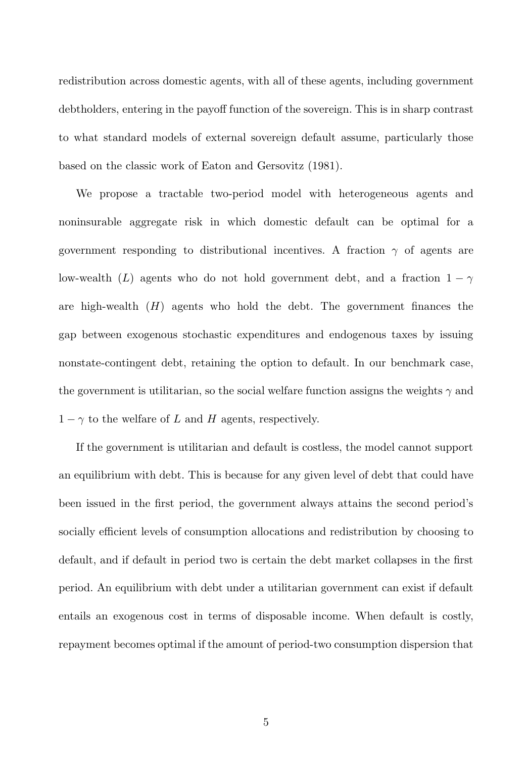redistribution across domestic agents, with all of these agents, including government debtholders, entering in the payoff function of the sovereign. This is in sharp contrast to what standard models of external sovereign default assume, particularly those based on the classic work of Eaton and Gersovitz (1981).

We propose a tractable two-period model with heterogeneous agents and noninsurable aggregate risk in which domestic default can be optimal for a government responding to distributional incentives. A fraction $\gamma$ of agents are low-wealth ($L$) agents who do not hold government debt, and a fraction $1 - \gamma$ are high-wealth ($H$) agents who hold the debt. The government finances the gap between exogenous stochastic expenditures and endogenous taxes by issuing nonstate-contingent debt, retaining the option to default. In our benchmark case, the government is utilitarian, so the social welfare function assigns the weights $\gamma$ and $1 - \gamma$ to the welfare of $L$ and $H$ agents, respectively.

If the government is utilitarian and default is costless, the model cannot support an equilibrium with debt. This is because for any given level of debt that could have been issued in the first period, the government always attains the second period's socially efficient levels of consumption allocations and redistribution by choosing to default, and if default in period two is certain the debt market collapses in the first period. An equilibrium with debt under a utilitarian government can exist if default entails an exogenous cost in terms of disposable income. When default is costly, repayment becomes optimal if the amount of period-two consumption dispersion that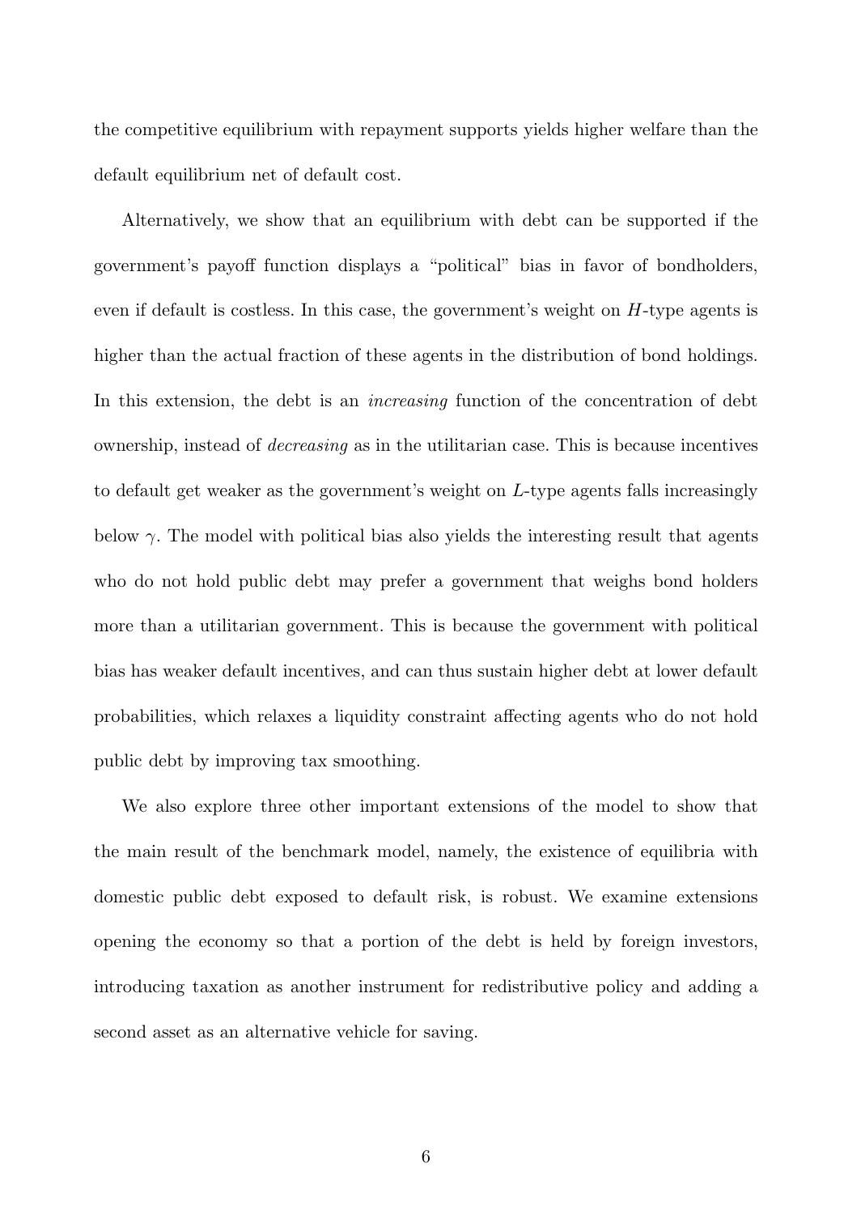the competitive equilibrium with repayment supports yields higher welfare than the default equilibrium net of default cost.

Alternatively, we show that an equilibrium with debt can be supported if the government's payoff function displays a "political" bias in favor of bondholders, even if default is costless. In this case, the government's weight on $H$-type agents is higher than the actual fraction of these agents in the distribution of bond holdings. In this extension, the debt is an *increasing* function of the concentration of debt ownership, instead of *decreasing* as in the utilitarian case. This is because incentives to default get weaker as the government's weight on $L$-type agents falls increasingly below $\gamma$. The model with political bias also yields the interesting result that agents who do not hold public debt may prefer a government that weighs bond holders more than a utilitarian government. This is because the government with political bias has weaker default incentives, and can thus sustain higher debt at lower default probabilities, which relaxes a liquidity constraint affecting agents who do not hold public debt by improving tax smoothing.

We also explore three other important extensions of the model to show that the main result of the benchmark model, namely, the existence of equilibria with domestic public debt exposed to default risk, is robust. We examine extensions opening the economy so that a portion of the debt is held by foreign investors, introducing taxation as another instrument for redistributive policy and adding a second asset as an alternative vehicle for saving.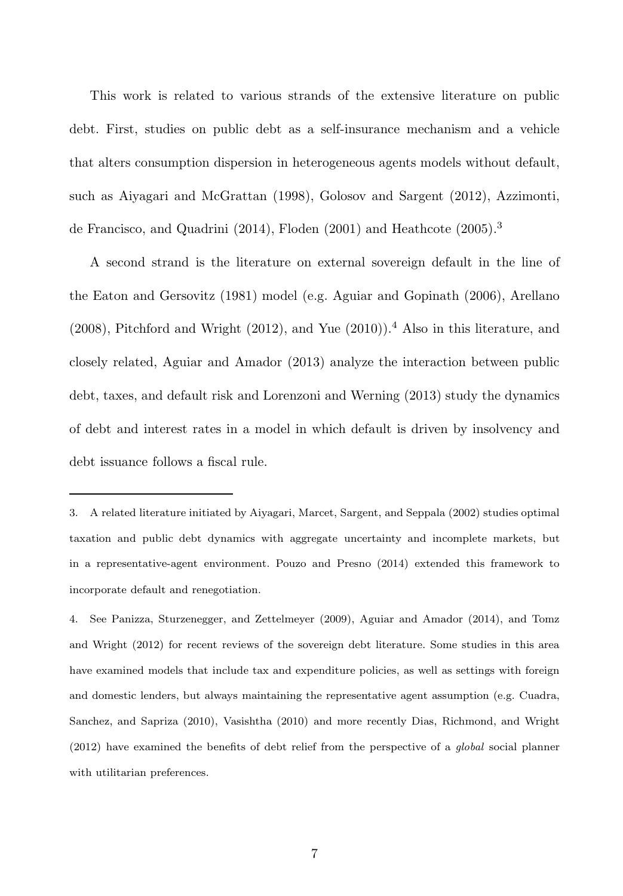This work is related to various strands of the extensive literature on public debt. First, studies on public debt as a self-insurance mechanism and a vehicle that alters consumption dispersion in heterogeneous agents models without default, such as Aiyagari and McGrattan (1998), Golosov and Sargent (2012), Azzimonti, de Francisco, and Quadrini (2014), Floden (2001) and Heathcote (2005).[3]

A second strand is the literature on external sovereign default in the line of the Eaton and Gersovitz (1981) model (e.g. Aguiar and Gopinath (2006), Arellano (2008), Pitchford and Wright (2012), and Yue (2010)).[4] Also in this literature, and closely related, Aguiar and Amador (2013) analyze the interaction between public debt, taxes, and default risk and Lorenzoni and Werning (2013) study the dynamics of debt and interest rates in a model in which default is driven by insolvency and debt issuance follows a fiscal rule.

---

3. A related literature initiated by Aiyagari, Marcet, Sargent, and Seppala (2002) studies optimal taxation and public debt dynamics with aggregate uncertainty and incomplete markets, but in a representative-agent environment. Pouzo and Presno (2014) extended this framework to incorporate default and renegotiation.

4. See Panizza, Sturzenegger, and Zettelmeyer (2009), Aguiar and Amador (2014), and Tomz and Wright (2012) for recent reviews of the sovereign debt literature. Some studies in this area have examined models that include tax and expenditure policies, as well as settings with foreign and domestic lenders, but always maintaining the representative agent assumption (e.g. Cuadra, Sanchez, and Sapriza (2010), Vasishtha (2010) and more recently Dias, Richmond, and Wright (2012) have examined the benefits of debt relief from the perspective of a *global* social planner with utilitarian preferences.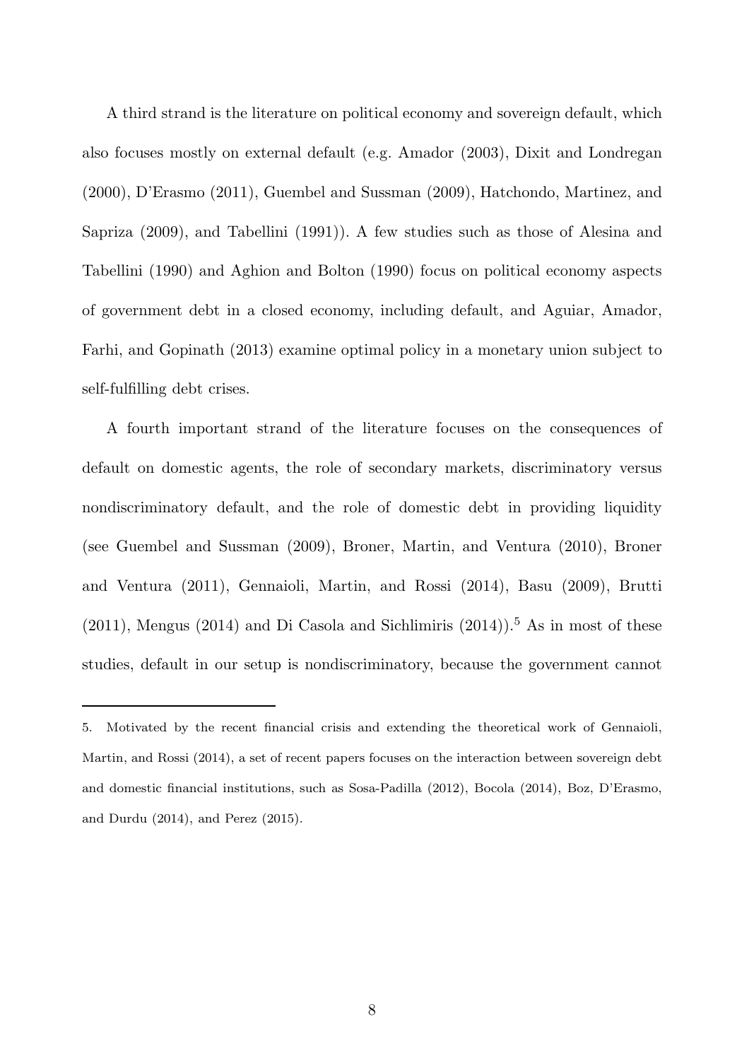A third strand is the literature on political economy and sovereign default, which also focuses mostly on external default (e.g. Amador (2003), Dixit and Londregan (2000), D'Erasmo (2011), Guembel and Sussman (2009), Hatchondo, Martinez, and Sapriza (2009), and Tabellini (1991)). A few studies such as those of Alesina and Tabellini (1990) and Aghion and Bolton (1990) focus on political economy aspects of government debt in a closed economy, including default, and Aguiar, Amador, Farhi, and Gopinath (2013) examine optimal policy in a monetary union subject to self-fulfilling debt crises.

A fourth important strand of the literature focuses on the consequences of default on domestic agents, the role of secondary markets, discriminatory versus nondiscriminatory default, and the role of domestic debt in providing liquidity (see Guembel and Sussman (2009), Broner, Martin, and Ventura (2010), Broner and Ventura (2011), Gennaioli, Martin, and Rossi (2014), Basu (2009), Brutti (2011), Mengus (2014) and Di Casola and Sichlimiris (2014)).[5] As in most of these studies, default in our setup is nondiscriminatory, because the government cannot

5. Motivated by the recent financial crisis and extending the theoretical work of Gennaioli, Martin, and Rossi (2014), a set of recent papers focuses on the interaction between sovereign debt and domestic financial institutions, such as Sosa-Padilla (2012), Bocola (2014), Boz, D'Erasmo, and Durdu (2014), and Perez (2015).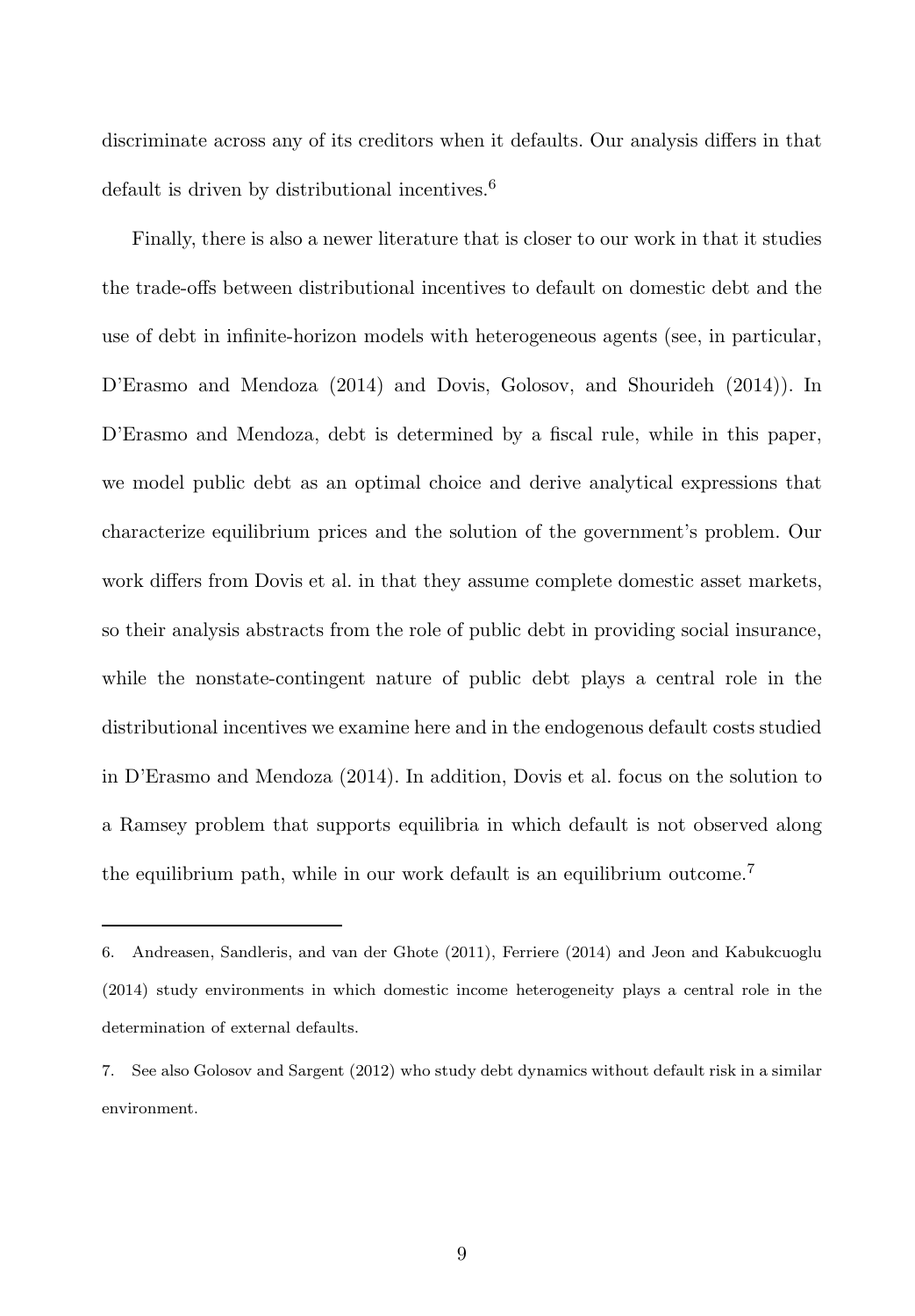discriminate across any of its creditors when it defaults. Our analysis differs in that default is driven by distributional incentives.[6]

Finally, there is also a newer literature that is closer to our work in that it studies the trade-offs between distributional incentives to default on domestic debt and the use of debt in infinite-horizon models with heterogeneous agents (see, in particular, D'Erasmo and Mendoza (2014) and Dovis, Golosov, and Shourideh (2014)). In D'Erasmo and Mendoza, debt is determined by a fiscal rule, while in this paper, we model public debt as an optimal choice and derive analytical expressions that characterize equilibrium prices and the solution of the government's problem. Our work differs from Dovis et al. in that they assume complete domestic asset markets, so their analysis abstracts from the role of public debt in providing social insurance, while the nonstate-contingent nature of public debt plays a central role in the distributional incentives we examine here and in the endogenous default costs studied in D'Erasmo and Mendoza (2014). In addition, Dovis et al. focus on the solution to a Ramsey problem that supports equilibria in which default is not observed along the equilibrium path, while in our work default is an equilibrium outcome.[7]

---

6. Andreasen, Sandleris, and van der Ghote (2011), Ferriere (2014) and Jeon and Kabukcuoglu (2014) study environments in which domestic income heterogeneity plays a central role in the determination of external defaults.

7. See also Golosov and Sargent (2012) who study debt dynamics without default risk in a similar environment.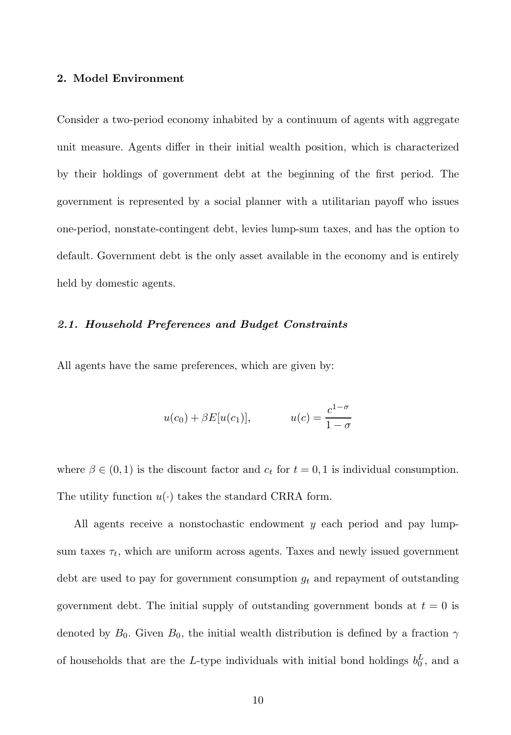## 2. Model Environment

Consider a two-period economy inhabited by a continuum of agents with aggregate unit measure. Agents differ in their initial wealth position, which is characterized by their holdings of government debt at the beginning of the first period. The government is represented by a social planner with a utilitarian payoff who issues one-period, nonstate-contingent debt, levies lump-sum taxes, and has the option to default. Government debt is the only asset available in the economy and is entirely held by domestic agents.

### *2.1. Household Preferences and Budget Constraints*

All agents have the same preferences, which are given by:

$$u(c_0) + \beta E[u(c_1)], \qquad u(c) = \frac{c^{1-\sigma}}{1-\sigma}$$

where $\beta \in (0,1)$ is the discount factor and $c_t$ for $t = 0, 1$ is individual consumption. The utility function $u(\cdot)$ takes the standard CRRA form.

All agents receive a nonstochastic endowment $y$ each period and pay lump-sum taxes $\tau_t$, which are uniform across agents. Taxes and newly issued government debt are used to pay for government consumption $g_t$ and repayment of outstanding government debt. The initial supply of outstanding government bonds at $t = 0$ is denoted by $B_0$. Given $B_0$, the initial wealth distribution is defined by a fraction $\gamma$ of households that are the $L$-type individuals with initial bond holdings $b_0^L$, and a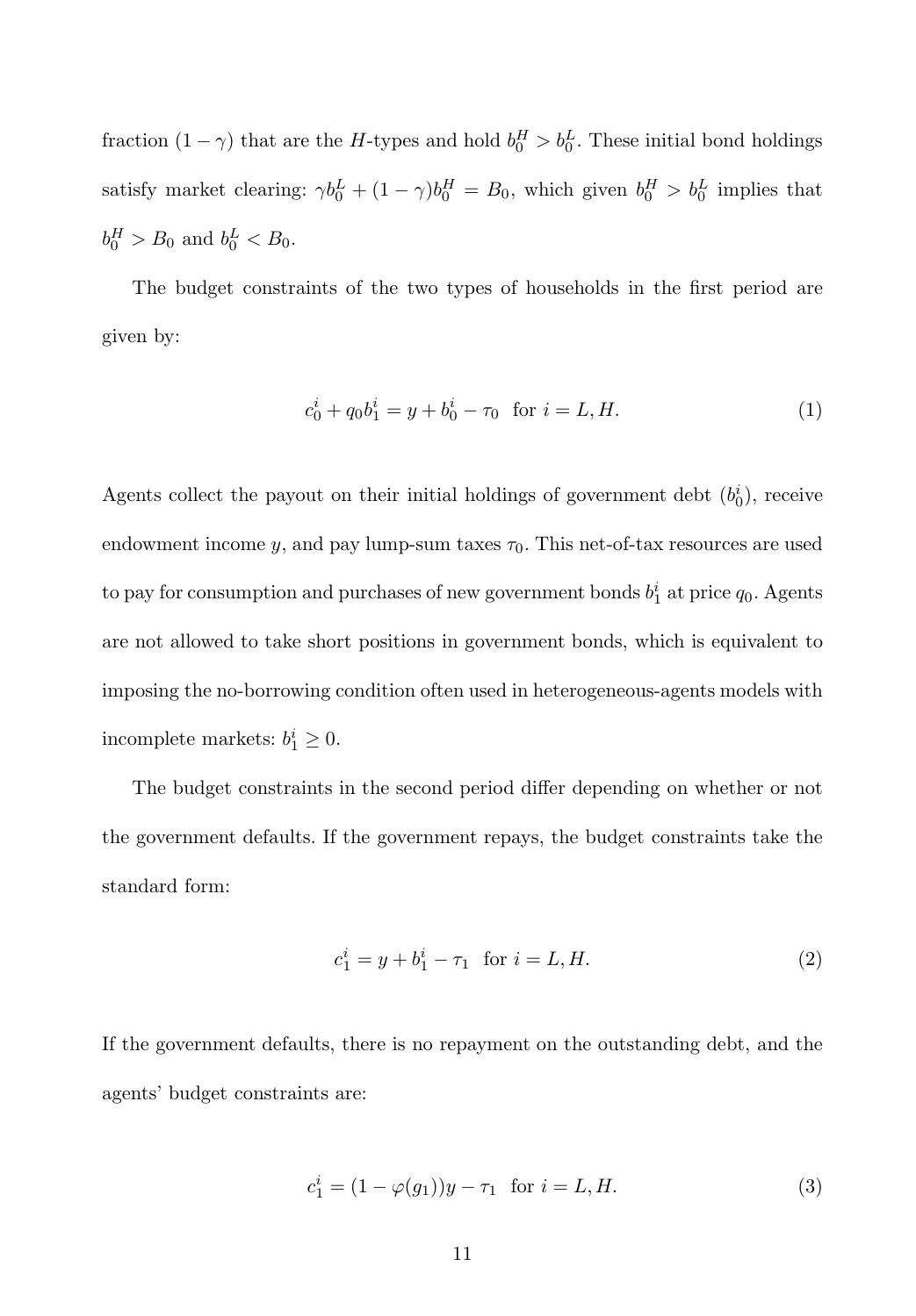fraction $(1-\gamma)$ that are the $H$-types and hold $b_0^H > b_0^L$. These initial bond holdings satisfy market clearing: $\gamma b_0^L + (1-\gamma)b_0^H = B_0$, which given $b_0^H > b_0^L$ implies that $b_0^H > B_0$ and $b_0^L < B_0$.

The budget constraints of the two types of households in the first period are given by:

$$c_0^i + q_0 b_1^i = y + b_0^i - \tau_0 \quad \text{for } i = L, H. \tag{1}$$

Agents collect the payout on their initial holdings of government debt $(b_0^i)$, receive endowment income $y$, and pay lump-sum taxes $\tau_0$. This net-of-tax resources are used to pay for consumption and purchases of new government bonds $b_1^i$ at price $q_0$. Agents are not allowed to take short positions in government bonds, which is equivalent to imposing the no-borrowing condition often used in heterogeneous-agents models with incomplete markets: $b_1^i \geq 0$.

The budget constraints in the second period differ depending on whether or not the government defaults. If the government repays, the budget constraints take the standard form:

$$c_1^i = y + b_1^i - \tau_1 \quad \text{for } i = L, H. \tag{2}$$

If the government defaults, there is no repayment on the outstanding debt, and the agents' budget constraints are:

$$c_1^i = (1 - \varphi(g_1))y - \tau_1 \quad \text{for } i = L, H. \tag{3}$$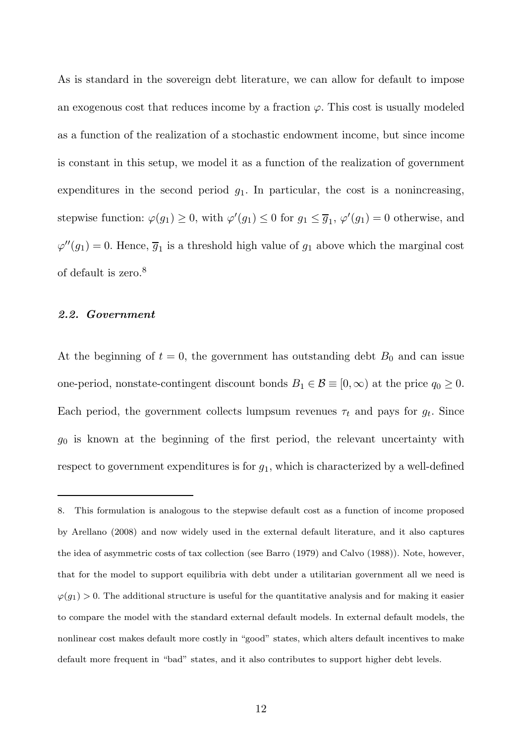As is standard in the sovereign debt literature, we can allow for default to impose an exogenous cost that reduces income by a fraction $\varphi$. This cost is usually modeled as a function of the realization of a stochastic endowment income, but since income is constant in this setup, we model it as a function of the realization of government expenditures in the second period $g_1$. In particular, the cost is a nonincreasing, stepwise function: $\varphi(g_1) \geq 0$, with $\varphi'(g_1) \leq 0$ for $g_1 \leq \overline{g}_1$, $\varphi'(g_1) = 0$ otherwise, and $\varphi''(g_1) = 0$. Hence, $\overline{g}_1$ is a threshold high value of $g_1$ above which the marginal cost of default is zero.[8]

### *2.2. Government*

At the beginning of $t = 0$, the government has outstanding debt $B_0$ and can issue one-period, nonstate-contingent discount bonds $B_1 \in \mathcal{B} \equiv [0, \infty)$ at the price $q_0 \geq 0$. Each period, the government collects lumpsum revenues $\tau_t$ and pays for $g_t$. Since $g_0$ is known at the beginning of the first period, the relevant uncertainty with respect to government expenditures is for $g_1$, which is characterized by a well-defined

---

8. This formulation is analogous to the stepwise default cost as a function of income proposed by Arellano (2008) and now widely used in the external default literature, and it also captures the idea of asymmetric costs of tax collection (see Barro (1979) and Calvo (1988)). Note, however, that for the model to support equilibria with debt under a utilitarian government all we need is $\varphi(g_1) > 0$. The additional structure is useful for the quantitative analysis and for making it easier to compare the model with the standard external default models. In external default models, the nonlinear cost makes default more costly in "good" states, which alters default incentives to make default more frequent in "bad" states, and it also contributes to support higher debt levels.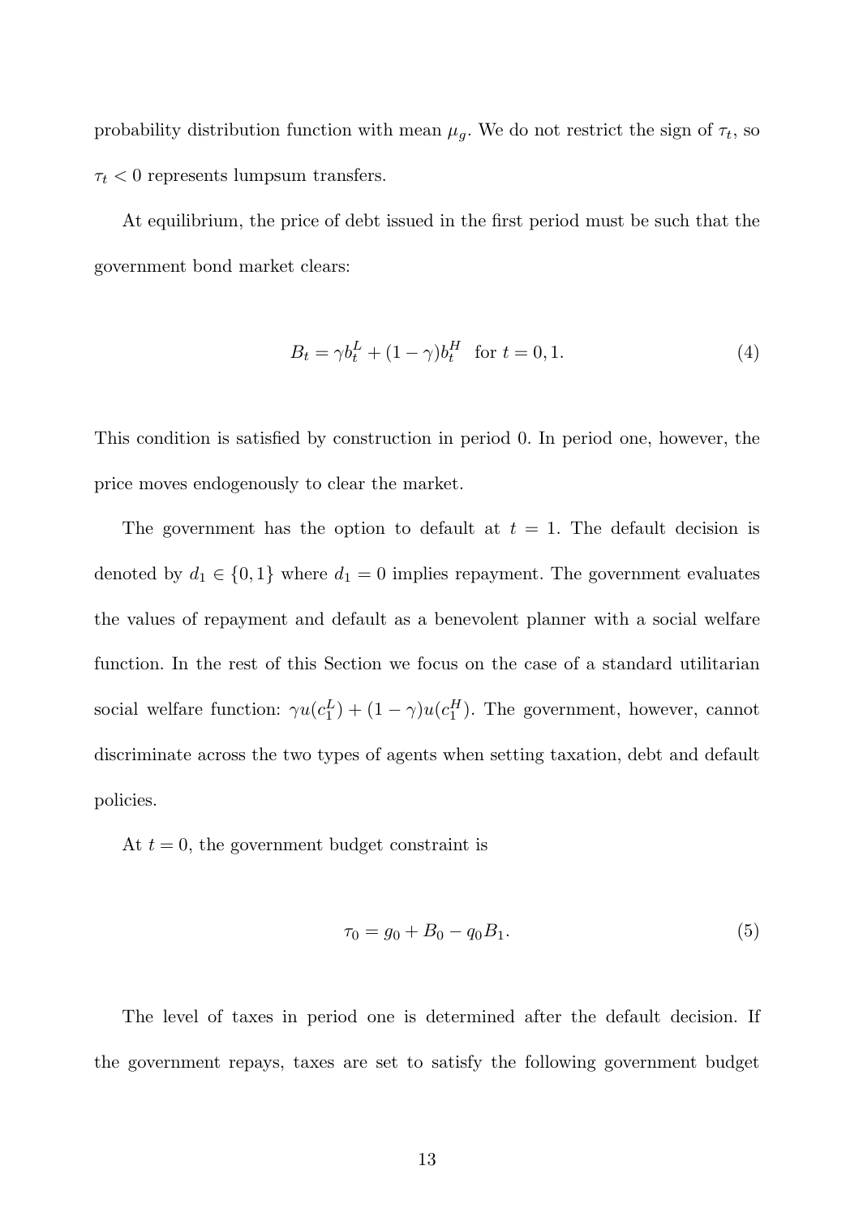probability distribution function with mean $\mu_g$. We do not restrict the sign of $\tau_t$, so $\tau_t < 0$ represents lumpsum transfers.

At equilibrium, the price of debt issued in the first period must be such that the government bond market clears:

$$B_t = \gamma b_t^L + (1-\gamma) b_t^H \quad \text{for } t = 0, 1. \tag{4}$$

This condition is satisfied by construction in period 0. In period one, however, the price moves endogenously to clear the market.

The government has the option to default at $t = 1$. The default decision is denoted by $d_1 \in \{0, 1\}$ where $d_1 = 0$ implies repayment. The government evaluates the values of repayment and default as a benevolent planner with a social welfare function. In the rest of this Section we focus on the case of a standard utilitarian social welfare function: $\gamma u(c_1^L) + (1-\gamma) u(c_1^H)$. The government, however, cannot discriminate across the two types of agents when setting taxation, debt and default policies.

At $t = 0$, the government budget constraint is

$$\tau_0 = g_0 + B_0 - q_0 B_1. \tag{5}$$

The level of taxes in period one is determined after the default decision. If the government repays, taxes are set to satisfy the following government budget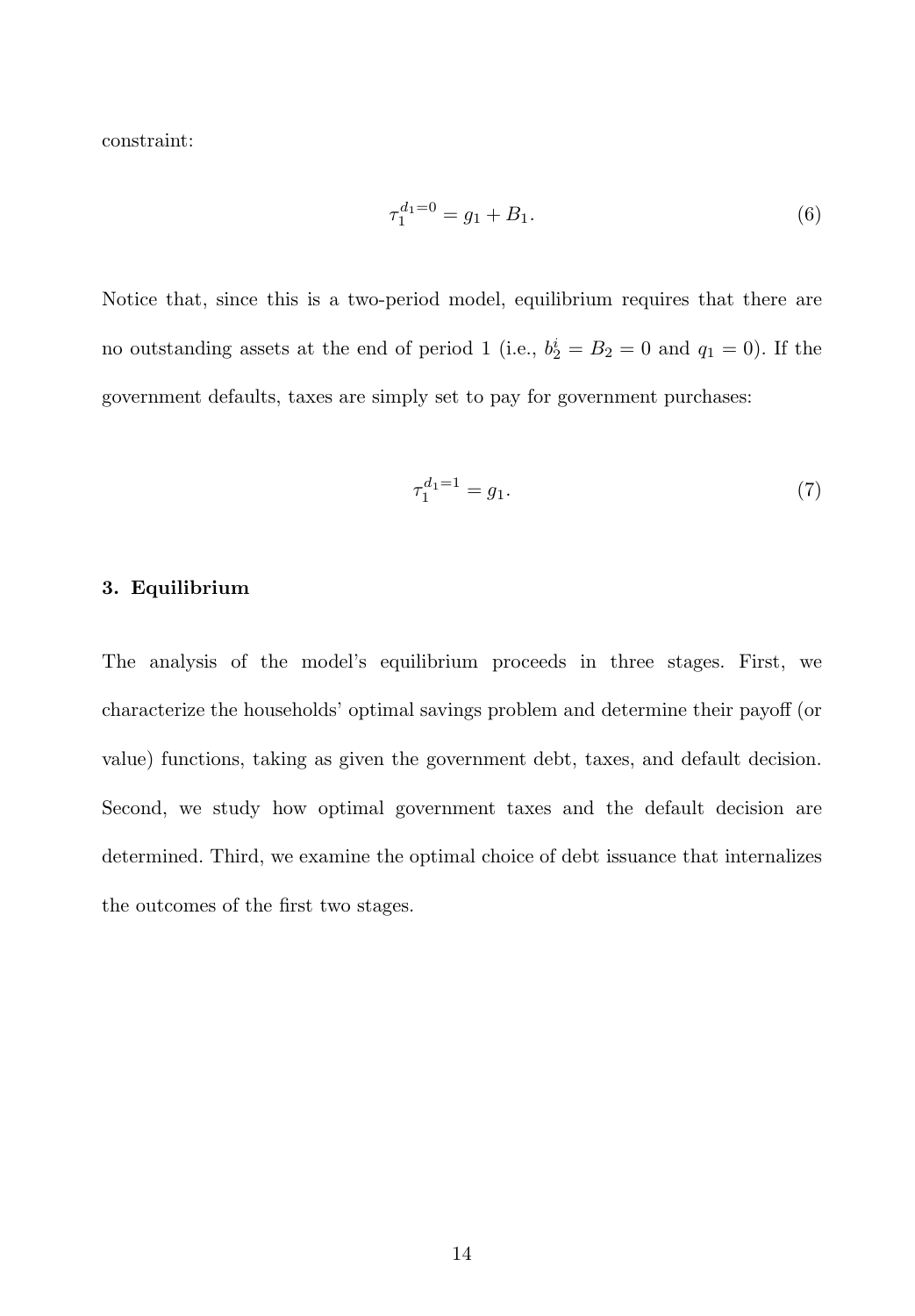constraint:

$$\tau_1^{d_1=0} = g_1 + B_1. \tag{6}$$

Notice that, since this is a two-period model, equilibrium requires that there are no outstanding assets at the end of period 1 (i.e., $b_2^i = B_2 = 0$ and $q_1 = 0$). If the government defaults, taxes are simply set to pay for government purchases:

$$\tau_1^{d_1=1} = g_1. \tag{7}$$

### 3. Equilibrium

The analysis of the model's equilibrium proceeds in three stages. First, we characterize the households' optimal savings problem and determine their payoff (or value) functions, taking as given the government debt, taxes, and default decision. Second, we study how optimal government taxes and the default decision are determined. Third, we examine the optimal choice of debt issuance that internalizes the outcomes of the first two stages.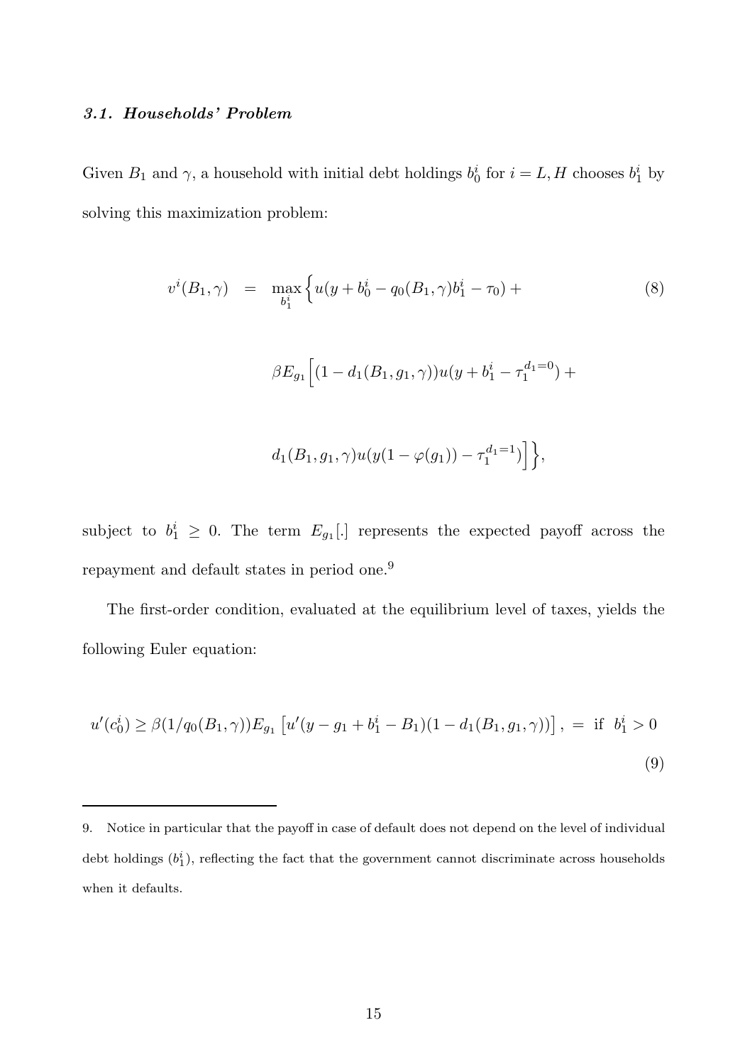### *3.1. Households' Problem*

Given $B_1$ and $\gamma$, a household with initial debt holdings $b_0^i$ for $i = L, H$ chooses $b_1^i$ by solving this maximization problem:

$$
\begin{aligned}
v^i(B_1, \gamma) \quad = \quad & \max_{b_1^i} \Big\{ u(y + b_0^i - q_0(B_1, \gamma) b_1^i - \tau_0) + \\
& \beta E_{g_1} \Big[ (1 - d_1(B_1, g_1, \gamma)) u(y + b_1^i - \tau_1^{d_1=0}) + \\
& d_1(B_1, g_1, \gamma) u(y(1 - \varphi(g_1)) - \tau_1^{d_1=1}) \Big] \Big\},
\end{aligned} \tag{8}
$$

subject to $b_1^i \geq 0$. The term $E_{g_1}[.]$ represents the expected payoff across the repayment and default states in period one.[9]

The first-order condition, evaluated at the equilibrium level of taxes, yields the following Euler equation:

$$
u'(c_0^i) \geq \beta (1/q_0(B_1, \gamma)) E_{g_1} \left[ u'(y - g_1 + b_1^i - B_1)(1 - d_1(B_1, g_1, \gamma)) \right], \; = \; \text{if} \; \; b_1^i > 0 \tag{9}
$$

9. Notice in particular that the payoff in case of default does not depend on the level of individual debt holdings ($b_1^i$), reflecting the fact that the government cannot discriminate across households when it defaults.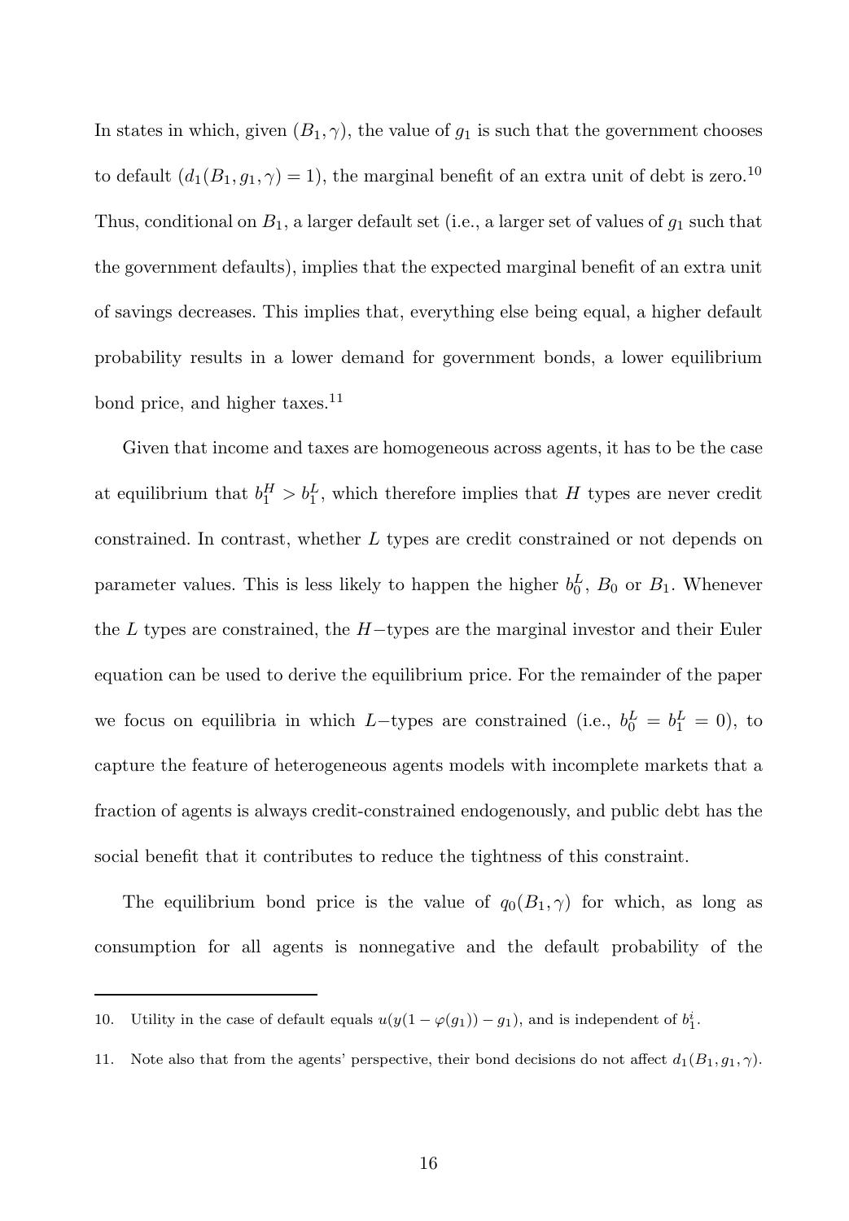In states in which, given $(B_1, \gamma)$, the value of $g_1$ is such that the government chooses to default $(d_1(B_1, g_1, \gamma) = 1)$, the marginal benefit of an extra unit of debt is zero.[10] Thus, conditional on $B_1$, a larger default set (i.e., a larger set of values of $g_1$ such that the government defaults), implies that the expected marginal benefit of an extra unit of savings decreases. This implies that, everything else being equal, a higher default probability results in a lower demand for government bonds, a lower equilibrium bond price, and higher taxes.[11]

Given that income and taxes are homogeneous across agents, it has to be the case at equilibrium that $b_1^H > b_1^L$, which therefore implies that $H$ types are never credit constrained. In contrast, whether $L$ types are credit constrained or not depends on parameter values. This is less likely to happen the higher $b_0^L$, $B_0$ or $B_1$. Whenever the $L$ types are constrained, the $H-$types are the marginal investor and their Euler equation can be used to derive the equilibrium price. For the remainder of the paper we focus on equilibria in which $L-$types are constrained (i.e., $b_0^L = b_1^L = 0$), to capture the feature of heterogeneous agents models with incomplete markets that a fraction of agents is always credit-constrained endogenously, and public debt has the social benefit that it contributes to reduce the tightness of this constraint.

The equilibrium bond price is the value of $q_0(B_1, \gamma)$ for which, as long as consumption for all agents is nonnegative and the default probability of the

---

10. Utility in the case of default equals $u(y(1 - \varphi(g_1)) - g_1)$, and is independent of $b_1^i$.

11. Note also that from the agents' perspective, their bond decisions do not affect $d_1(B_1, g_1, \gamma)$.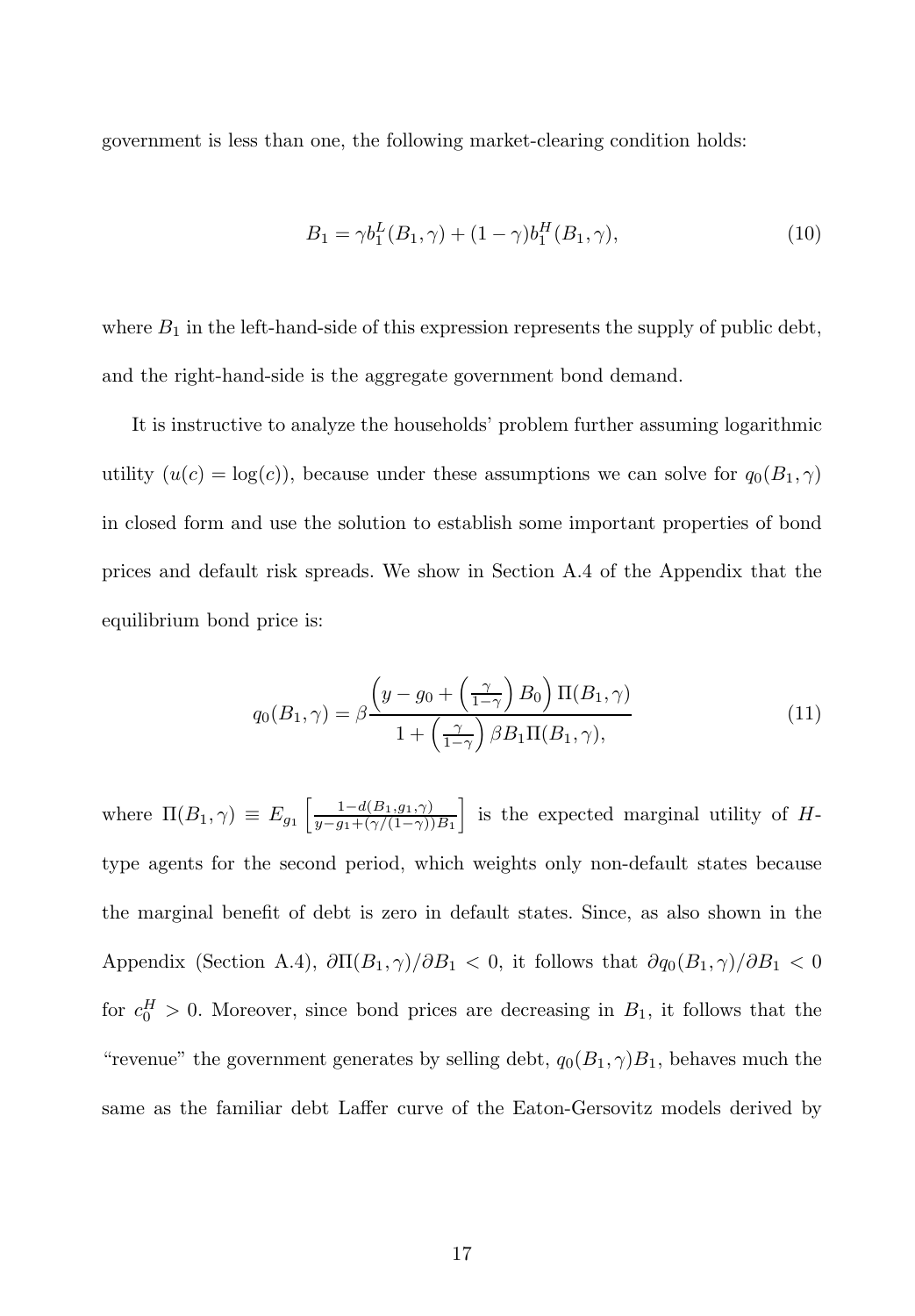government is less than one, the following market-clearing condition holds:

$$B_1 = \gamma b_1^L(B_1, \gamma) + (1-\gamma) b_1^H(B_1, \gamma), \tag{10}$$

where $B_1$ in the left-hand-side of this expression represents the supply of public debt, and the right-hand-side is the aggregate government bond demand.

It is instructive to analyze the households' problem further assuming logarithmic utility ($u(c) = \log(c)$), because under these assumptions we can solve for $q_0(B_1, \gamma)$ in closed form and use the solution to establish some important properties of bond prices and default risk spreads. We show in Section A.4 of the Appendix that the equilibrium bond price is:

$$q_0(B_1, \gamma) = \beta \frac{\left(y - g_0 + \left(\frac{\gamma}{1-\gamma}\right) B_0\right) \Pi(B_1, \gamma)}{1 + \left(\frac{\gamma}{1-\gamma}\right) \beta B_1 \Pi(B_1, \gamma),} \tag{11}$$

where $\Pi(B_1, \gamma) \equiv E_{g_1}\left[\frac{1 - d(B_1, g_1, \gamma)}{y - g_1 + (\gamma/(1-\gamma)) B_1}\right]$ is the expected marginal utility of $H$-type agents for the second period, which weights only non-default states because the marginal benefit of debt is zero in default states. Since, as also shown in the Appendix (Section A.4), $\partial \Pi(B_1, \gamma)/\partial B_1 < 0$, it follows that $\partial q_0(B_1, \gamma)/\partial B_1 < 0$ for $c_0^H > 0$. Moreover, since bond prices are decreasing in $B_1$, it follows that the "revenue" the government generates by selling debt, $q_0(B_1, \gamma) B_1$, behaves much the same as the familiar debt Laffer curve of the Eaton-Gersovitz models derived by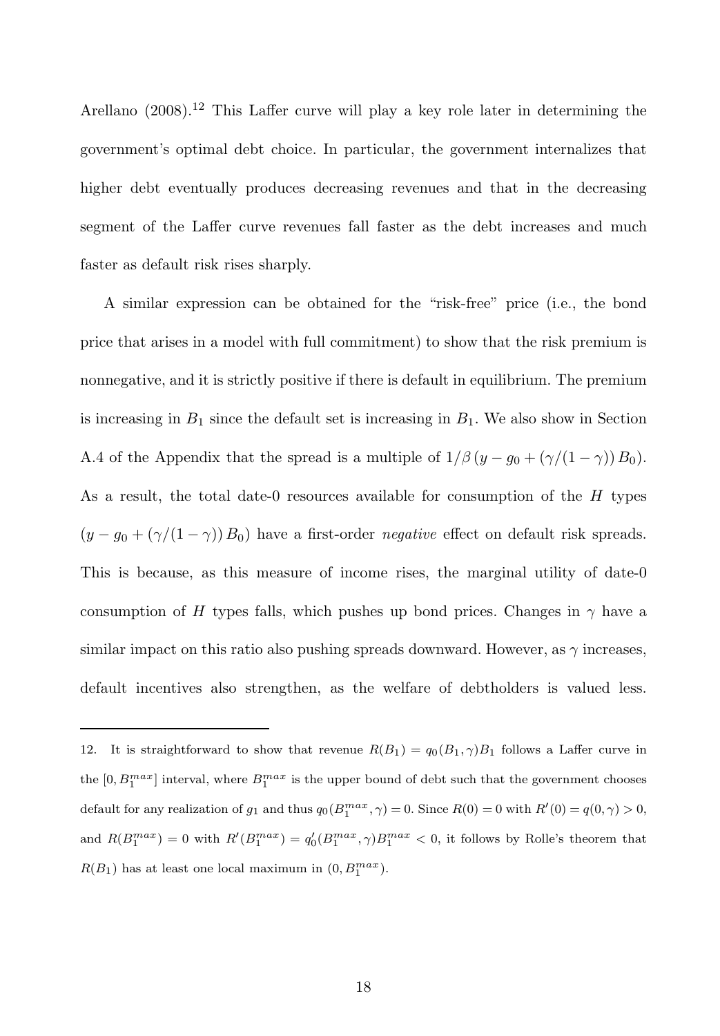Arellano (2008).[12] This Laffer curve will play a key role later in determining the government's optimal debt choice. In particular, the government internalizes that higher debt eventually produces decreasing revenues and that in the decreasing segment of the Laffer curve revenues fall faster as the debt increases and much faster as default risk rises sharply.

A similar expression can be obtained for the "risk-free" price (i.e., the bond price that arises in a model with full commitment) to show that the risk premium is nonnegative, and it is strictly positive if there is default in equilibrium. The premium is increasing in $B_1$ since the default set is increasing in $B_1$. We also show in Section A.4 of the Appendix that the spread is a multiple of $1/\beta\,(y - g_0 + (\gamma/(1-\gamma))\,B_0)$. As a result, the total date-0 resources available for consumption of the $H$ types $(y - g_0 + (\gamma/(1-\gamma))\,B_0)$ have a first-order *negative* effect on default risk spreads. This is because, as this measure of income rises, the marginal utility of date-0 consumption of $H$ types falls, which pushes up bond prices. Changes in $\gamma$ have a similar impact on this ratio also pushing spreads downward. However, as $\gamma$ increases, default incentives also strengthen, as the welfare of debtholders is valued less.

---

12. It is straightforward to show that revenue $R(B_1) = q_0(B_1, \gamma)B_1$ follows a Laffer curve in the $[0, B_1^{max}]$ interval, where $B_1^{max}$ is the upper bound of debt such that the government chooses default for any realization of $g_1$ and thus $q_0(B_1^{max}, \gamma) = 0$. Since $R(0) = 0$ with $R'(0) = q(0, \gamma) > 0$, and $R(B_1^{max}) = 0$ with $R'(B_1^{max}) = q_0'(B_1^{max}, \gamma)B_1^{max} < 0$, it follows by Rolle's theorem that $R(B_1)$ has at least one local maximum in $(0, B_1^{max})$.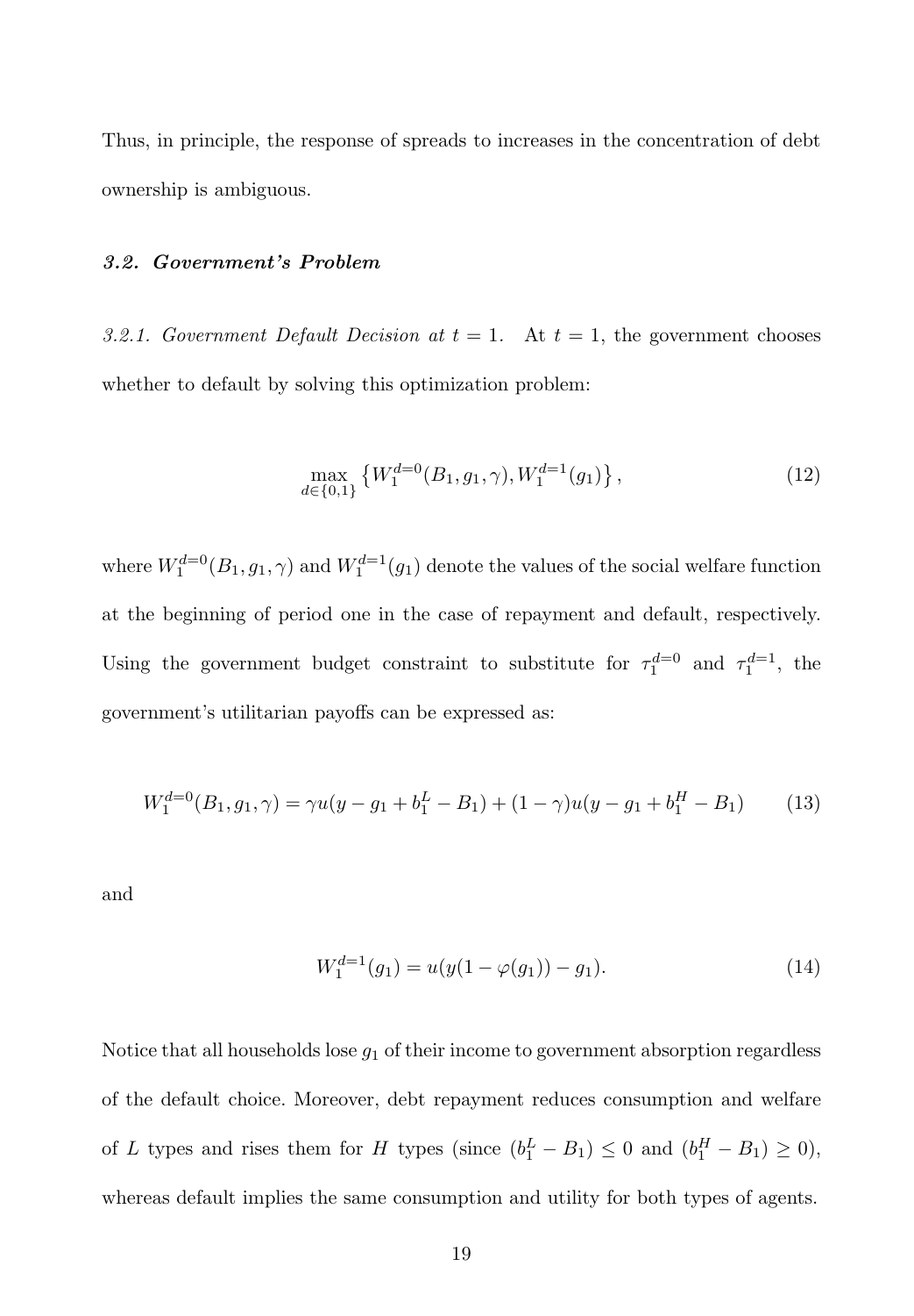Thus, in principle, the response of spreads to increases in the concentration of debt ownership is ambiguous.

### *3.2. Government's Problem*

*3.2.1. Government Default Decision at $t = 1$.* At $t = 1$, the government chooses whether to default by solving this optimization problem:

$$\max_{d \in \{0,1\}} \left\{ W_1^{d=0}(B_1, g_1, \gamma), W_1^{d=1}(g_1) \right\}, \tag{12}$$

where $W_1^{d=0}(B_1, g_1, \gamma)$ and $W_1^{d=1}(g_1)$ denote the values of the social welfare function at the beginning of period one in the case of repayment and default, respectively. Using the government budget constraint to substitute for $\tau_1^{d=0}$ and $\tau_1^{d=1}$, the government's utilitarian payoffs can be expressed as:

$$W_1^{d=0}(B_1, g_1, \gamma) = \gamma u(y - g_1 + b_1^L - B_1) + (1 - \gamma) u(y - g_1 + b_1^H - B_1) \tag{13}$$

and

$$W_1^{d=1}(g_1) = u(y(1 - \varphi(g_1)) - g_1). \tag{14}$$

Notice that all households lose $g_1$ of their income to government absorption regardless of the default choice. Moreover, debt repayment reduces consumption and welfare of $L$ types and rises them for $H$ types (since $(b_1^L - B_1) \leq 0$ and $(b_1^H - B_1) \geq 0$), whereas default implies the same consumption and utility for both types of agents.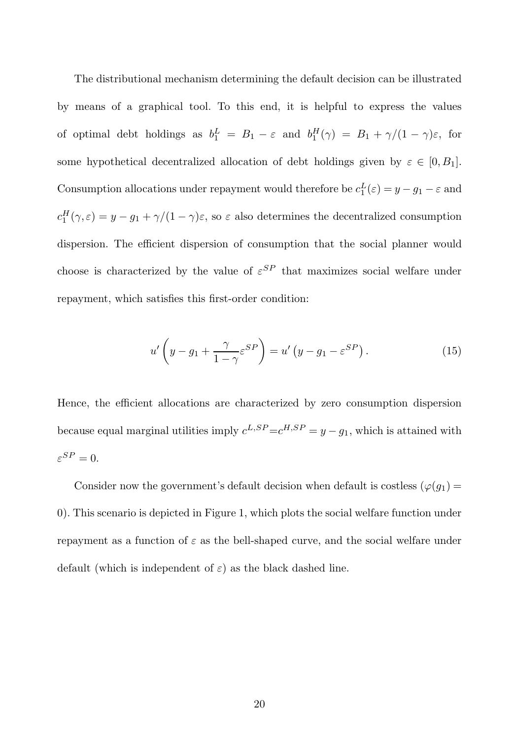The distributional mechanism determining the default decision can be illustrated by means of a graphical tool. To this end, it is helpful to express the values of optimal debt holdings as $b_1^L = B_1 - \varepsilon$ and $b_1^H(\gamma) = B_1 + \gamma/(1-\gamma)\varepsilon$, for some hypothetical decentralized allocation of debt holdings given by $\varepsilon \in [0, B_1]$. Consumption allocations under repayment would therefore be $c_1^L(\varepsilon) = y - g_1 - \varepsilon$ and $c_1^H(\gamma, \varepsilon) = y - g_1 + \gamma/(1-\gamma)\varepsilon$, so $\varepsilon$ also determines the decentralized consumption dispersion. The efficient dispersion of consumption that the social planner would choose is characterized by the value of $\varepsilon^{SP}$ that maximizes social welfare under repayment, which satisfies this first-order condition:

$$u'\left(y - g_1 + \frac{\gamma}{1-\gamma}\varepsilon^{SP}\right) = u'\left(y - g_1 - \varepsilon^{SP}\right). \tag{15}$$

Hence, the efficient allocations are characterized by zero consumption dispersion because equal marginal utilities imply $c^{L,SP} = c^{H,SP} = y - g_1$, which is attained with $\varepsilon^{SP} = 0$.

Consider now the government's default decision when default is costless ($\varphi(g_1) = 0$). This scenario is depicted in Figure 1, which plots the social welfare function under repayment as a function of $\varepsilon$ as the bell-shaped curve, and the social welfare under default (which is independent of $\varepsilon$) as the black dashed line.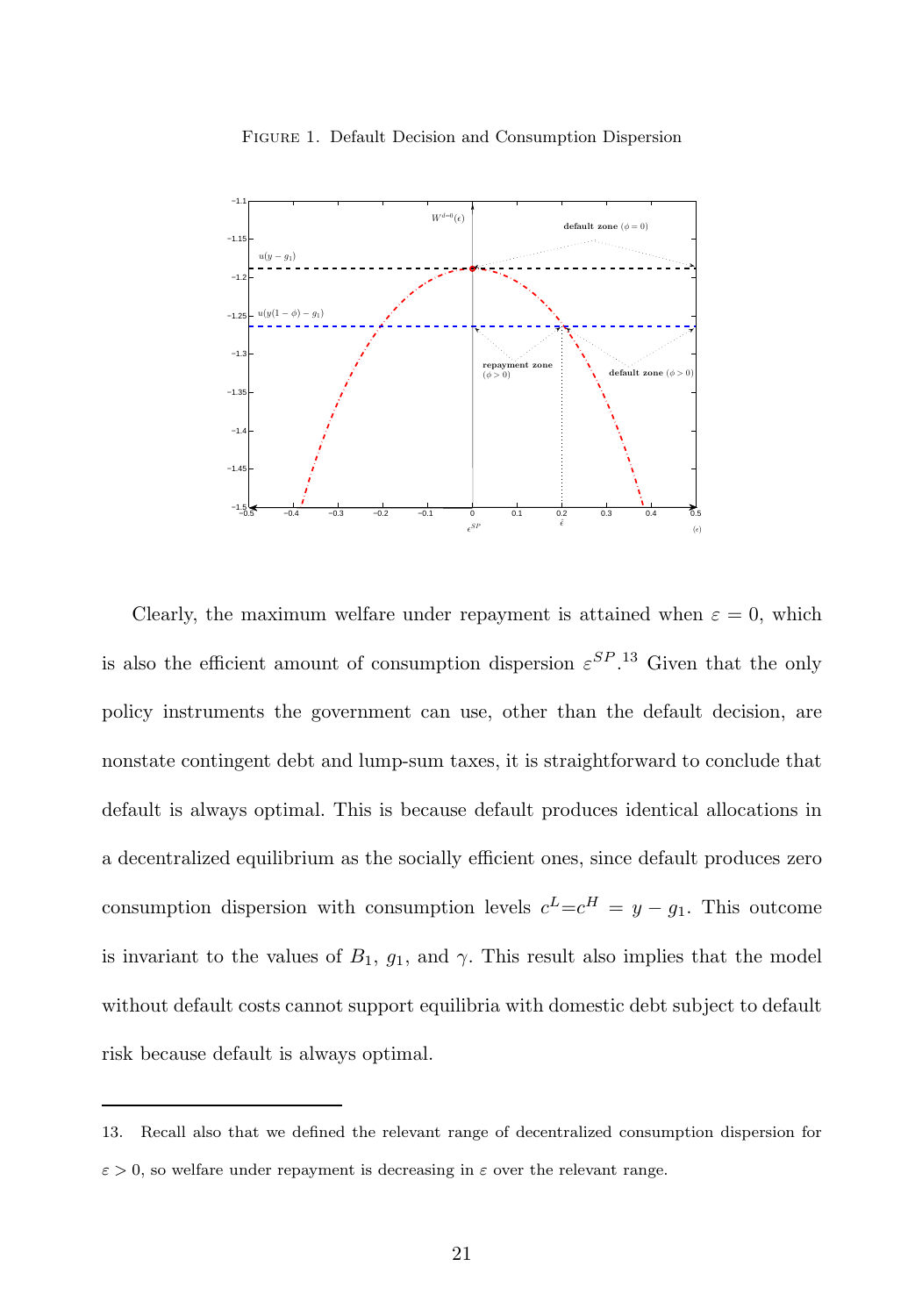Figure 1. Default Decision and Consumption Dispersion

Clearly, the maximum welfare under repayment is attained when $\varepsilon = 0$, which is also the efficient amount of consumption dispersion $\varepsilon^{SP}$.[13] Given that the only policy instruments the government can use, other than the default decision, are nonstate contingent debt and lump-sum taxes, it is straightforward to conclude that default is always optimal. This is because default produces identical allocations in a decentralized equilibrium as the socially efficient ones, since default produces zero consumption dispersion with consumption levels $c^L = c^H = y - g_1$. This outcome is invariant to the values of $B_1$, $g_1$, and $\gamma$. This result also implies that the model without default costs cannot support equilibria with domestic debt subject to default risk because default is always optimal.

13. Recall also that we defined the relevant range of decentralized consumption dispersion for $\varepsilon > 0$, so welfare under repayment is decreasing in $\varepsilon$ over the relevant range.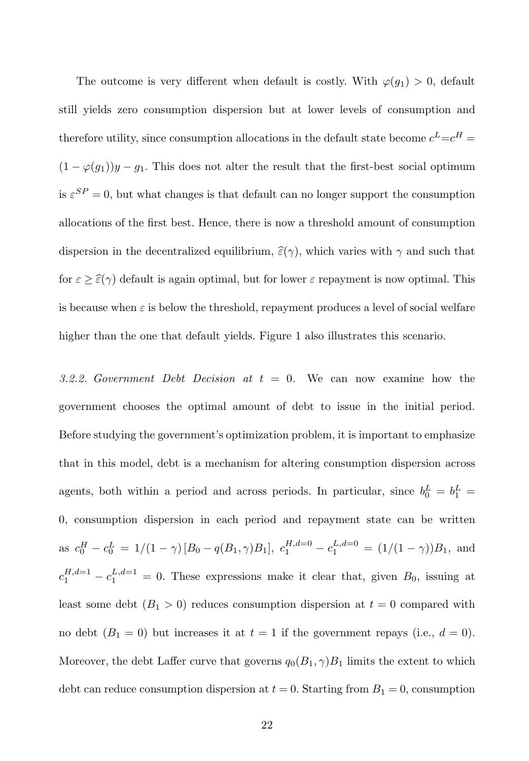The outcome is very different when default is costly. With $\varphi(g_1) > 0$, default still yields zero consumption dispersion but at lower levels of consumption and therefore utility, since consumption allocations in the default state become $c^L = c^H = (1 - \varphi(g_1))y - g_1$. This does not alter the result that the first-best social optimum is $\varepsilon^{SP} = 0$, but what changes is that default can no longer support the consumption allocations of the first best. Hence, there is now a threshold amount of consumption dispersion in the decentralized equilibrium, $\widehat{\varepsilon}(\gamma)$, which varies with $\gamma$ and such that for $\varepsilon \geq \widehat{\varepsilon}(\gamma)$ default is again optimal, but for lower $\varepsilon$ repayment is now optimal. This is because when $\varepsilon$ is below the threshold, repayment produces a level of social welfare higher than the one that default yields. Figure 1 also illustrates this scenario.

*3.2.2. Government Debt Decision at $t = 0$.* We can now examine how the government chooses the optimal amount of debt to issue in the initial period. Before studying the government's optimization problem, it is important to emphasize that in this model, debt is a mechanism for altering consumption dispersion across agents, both within a period and across periods. In particular, since $b_0^L = b_1^L = 0$, consumption dispersion in each period and repayment state can be written as $c_0^H - c_0^L = 1/(1-\gamma)\left[B_0 - q(B_1, \gamma)B_1\right]$, $c_1^{H,d=0} - c_1^{L,d=0} = (1/(1-\gamma))B_1$, and $c_1^{H,d=1} - c_1^{L,d=1} = 0$. These expressions make it clear that, given $B_0$, issuing at least some debt ($B_1 > 0$) reduces consumption dispersion at $t = 0$ compared with no debt ($B_1 = 0$) but increases it at $t = 1$ if the government repays (i.e., $d = 0$). Moreover, the debt Laffer curve that governs $q_0(B_1, \gamma)B_1$ limits the extent to which debt can reduce consumption dispersion at $t = 0$. Starting from $B_1 = 0$, consumption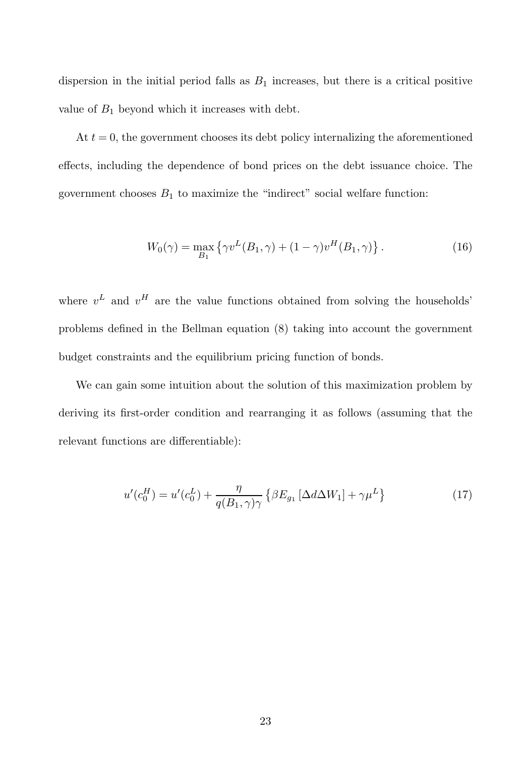dispersion in the initial period falls as $B_1$ increases, but there is a critical positive value of $B_1$ beyond which it increases with debt.

At $t = 0$, the government chooses its debt policy internalizing the aforementioned effects, including the dependence of bond prices on the debt issuance choice. The government chooses $B_1$ to maximize the "indirect" social welfare function:

$$W_0(\gamma) = \max_{B_1} \left\{ \gamma v^L(B_1, \gamma) + (1 - \gamma) v^H(B_1, \gamma) \right\}. \tag{16}$$

where $v^L$ and $v^H$ are the value functions obtained from solving the households' problems defined in the Bellman equation (8) taking into account the government budget constraints and the equilibrium pricing function of bonds.

We can gain some intuition about the solution of this maximization problem by deriving its first-order condition and rearranging it as follows (assuming that the relevant functions are differentiable):

$$u'(c_0^H) = u'(c_0^L) + \frac{\eta}{q(B_1, \gamma)\gamma} \left\{ \beta E_{g_1} \left[ \Delta d \Delta W_1 \right] + \gamma \mu^L \right\} \tag{17}$$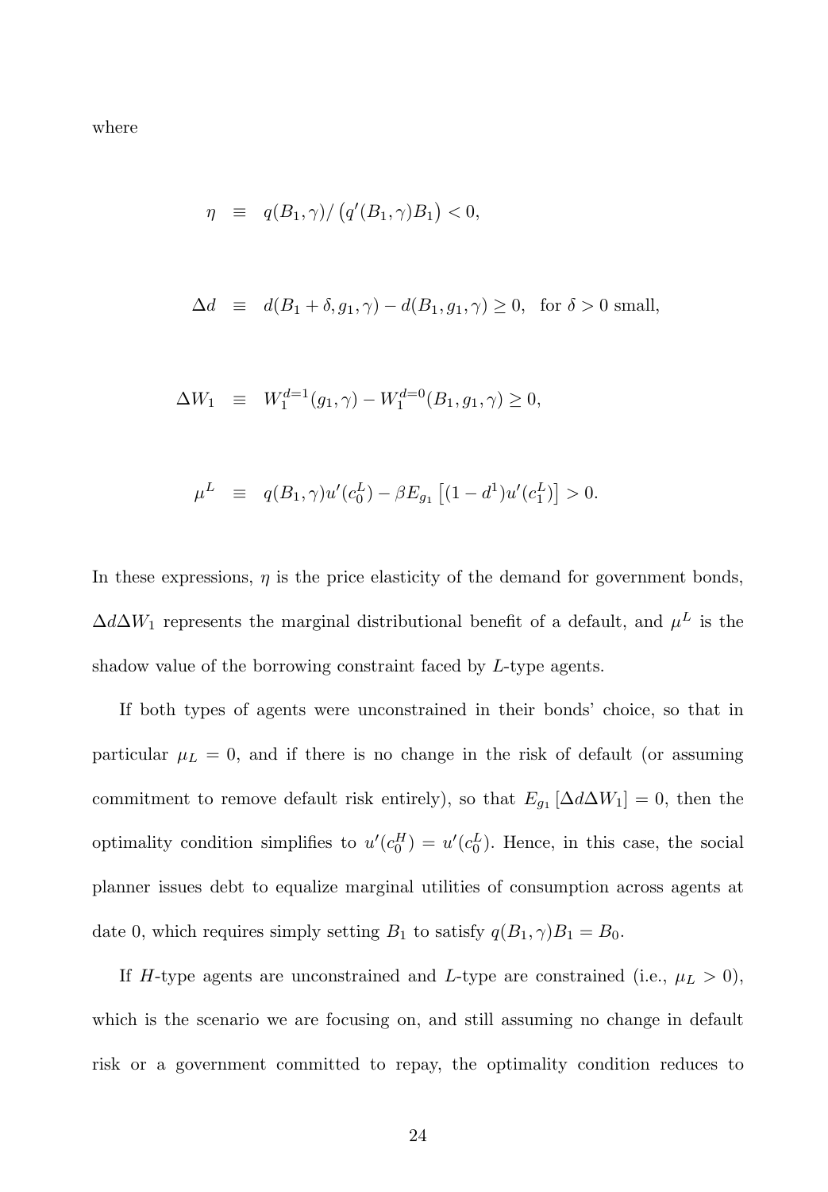where

$$\eta \equiv q(B_1,\gamma)/\left(q'(B_1,\gamma)B_1\right) < 0,$$

$$\Delta d \equiv d(B_1+\delta, g_1, \gamma) - d(B_1, g_1, \gamma) \geq 0, \quad \text{for } \delta > 0 \text{ small},$$

$$\Delta W_1 \equiv W_1^{d=1}(g_1,\gamma) - W_1^{d=0}(B_1, g_1, \gamma) \geq 0,$$

$$\mu^L \equiv q(B_1,\gamma)u'(c_0^L) - \beta E_{g_1}\left[(1-d^1)u'(c_1^L)\right] > 0.$$

In these expressions, $\eta$ is the price elasticity of the demand for government bonds, $\Delta d \Delta W_1$ represents the marginal distributional benefit of a default, and $\mu^L$ is the shadow value of the borrowing constraint faced by $L$-type agents.

If both types of agents were unconstrained in their bonds' choice, so that in particular $\mu_L = 0$, and if there is no change in the risk of default (or assuming commitment to remove default risk entirely), so that $E_{g_1}\left[\Delta d \Delta W_1\right] = 0$, then the optimality condition simplifies to $u'(c_0^H) = u'(c_0^L)$. Hence, in this case, the social planner issues debt to equalize marginal utilities of consumption across agents at date 0, which requires simply setting $B_1$ to satisfy $q(B_1,\gamma)B_1 = B_0$.

If $H$-type agents are unconstrained and $L$-type are constrained (i.e., $\mu_L > 0$), which is the scenario we are focusing on, and still assuming no change in default risk or a government committed to repay, the optimality condition reduces to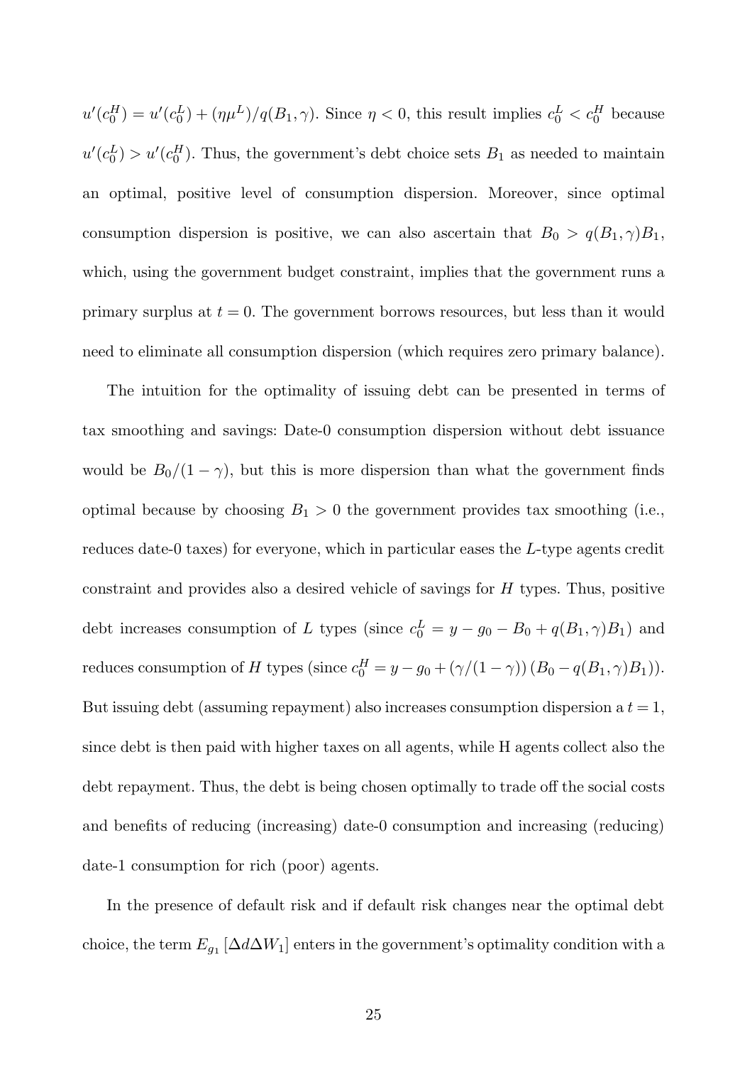$u'(c_0^H) = u'(c_0^L) + (\eta\mu^L)/q(B_1, \gamma)$. Since $\eta < 0$, this result implies $c_0^L < c_0^H$ because $u'(c_0^L) > u'(c_0^H)$. Thus, the government's debt choice sets $B_1$ as needed to maintain an optimal, positive level of consumption dispersion. Moreover, since optimal consumption dispersion is positive, we can also ascertain that $B_0 > q(B_1, \gamma)B_1$, which, using the government budget constraint, implies that the government runs a primary surplus at $t = 0$. The government borrows resources, but less than it would need to eliminate all consumption dispersion (which requires zero primary balance).

The intuition for the optimality of issuing debt can be presented in terms of tax smoothing and savings: Date-0 consumption dispersion without debt issuance would be $B_0/(1-\gamma)$, but this is more dispersion than what the government finds optimal because by choosing $B_1 > 0$ the government provides tax smoothing (i.e., reduces date-0 taxes) for everyone, which in particular eases the $L$-type agents credit constraint and provides also a desired vehicle of savings for $H$ types. Thus, positive debt increases consumption of $L$ types (since $c_0^L = y - g_0 - B_0 + q(B_1, \gamma)B_1$) and reduces consumption of $H$ types (since $c_0^H = y - g_0 + (\gamma/(1-\gamma))(B_0 - q(B_1, \gamma)B_1)$). But issuing debt (assuming repayment) also increases consumption dispersion a $t = 1$, since debt is then paid with higher taxes on all agents, while H agents collect also the debt repayment. Thus, the debt is being chosen optimally to trade off the social costs and benefits of reducing (increasing) date-0 consumption and increasing (reducing) date-1 consumption for rich (poor) agents.

In the presence of default risk and if default risk changes near the optimal debt choice, the term $E_{g_1}[\Delta d \Delta W_1]$ enters in the government's optimality condition with a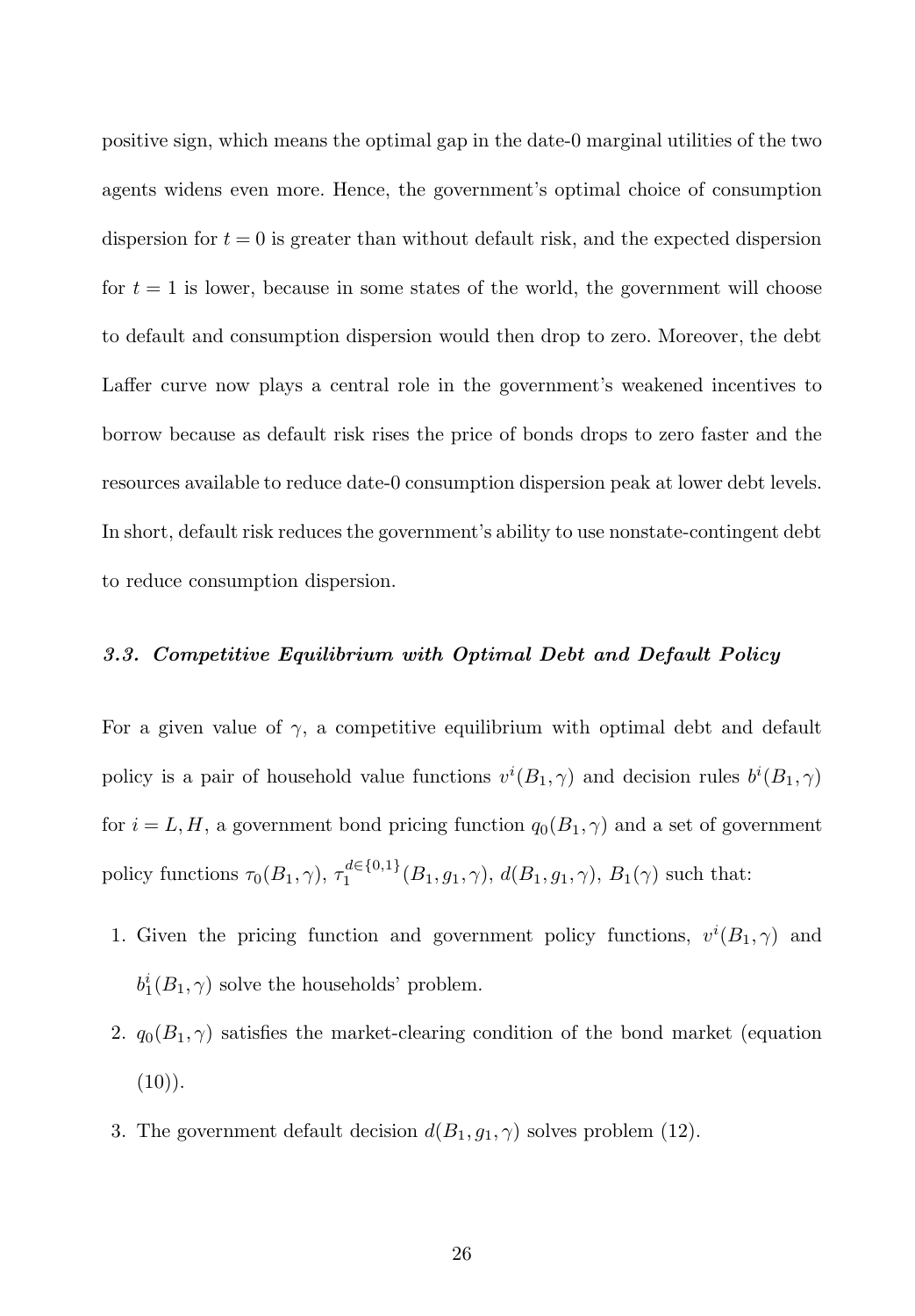positive sign, which means the optimal gap in the date-0 marginal utilities of the two agents widens even more. Hence, the government's optimal choice of consumption dispersion for $t = 0$ is greater than without default risk, and the expected dispersion for $t = 1$ is lower, because in some states of the world, the government will choose to default and consumption dispersion would then drop to zero. Moreover, the debt Laffer curve now plays a central role in the government's weakened incentives to borrow because as default risk rises the price of bonds drops to zero faster and the resources available to reduce date-0 consumption dispersion peak at lower debt levels. In short, default risk reduces the government's ability to use nonstate-contingent debt to reduce consumption dispersion.

### *3.3. Competitive Equilibrium with Optimal Debt and Default Policy*

For a given value of $\gamma$, a competitive equilibrium with optimal debt and default policy is a pair of household value functions $v^i(B_1, \gamma)$ and decision rules $b^i(B_1, \gamma)$ for $i = L, H$, a government bond pricing function $q_0(B_1, \gamma)$ and a set of government policy functions $\tau_0(B_1, \gamma)$, $\tau_1^{d \in \{0,1\}}(B_1, g_1, \gamma)$, $d(B_1, g_1, \gamma)$, $B_1(\gamma)$ such that:

1. Given the pricing function and government policy functions, $v^i(B_1, \gamma)$ and $b_1^i(B_1, \gamma)$ solve the households' problem.
2. $q_0(B_1, \gamma)$ satisfies the market-clearing condition of the bond market (equation (10)).
3. The government default decision $d(B_1, g_1, \gamma)$ solves problem (12).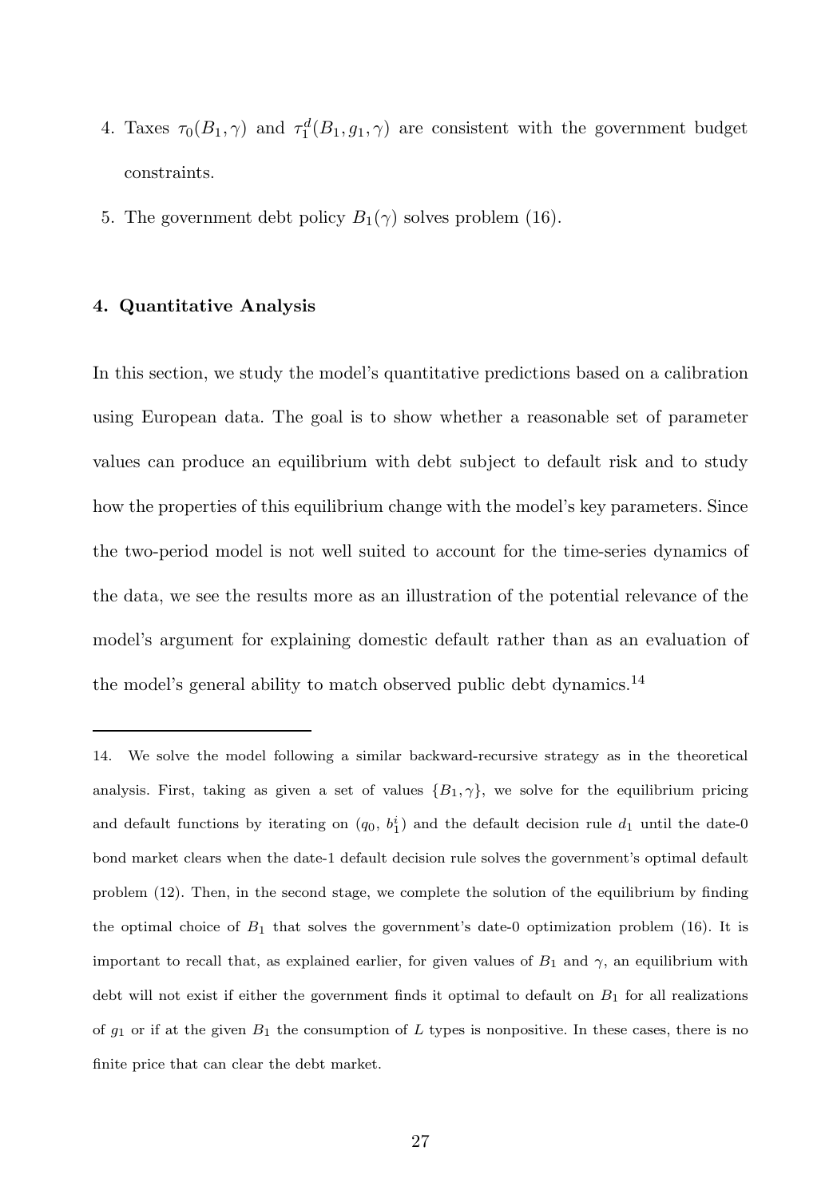4. Taxes $\tau_0(B_1, \gamma)$ and $\tau_1^d(B_1, g_1, \gamma)$ are consistent with the government budget constraints.
5. The government debt policy $B_1(\gamma)$ solves problem (16).

### 4. Quantitative Analysis

In this section, we study the model's quantitative predictions based on a calibration using European data. The goal is to show whether a reasonable set of parameter values can produce an equilibrium with debt subject to default risk and to study how the properties of this equilibrium change with the model's key parameters. Since the two-period model is not well suited to account for the time-series dynamics of the data, we see the results more as an illustration of the potential relevance of the model's argument for explaining domestic default rather than as an evaluation of the model's general ability to match observed public debt dynamics.[14]

---

14. We solve the model following a similar backward-recursive strategy as in the theoretical analysis. First, taking as given a set of values $\{B_1, \gamma\}$, we solve for the equilibrium pricing and default functions by iterating on $(q_0, b_1^i)$ and the default decision rule $d_1$ until the date-0 bond market clears when the date-1 default decision rule solves the government's optimal default problem (12). Then, in the second stage, we complete the solution of the equilibrium by finding the optimal choice of $B_1$ that solves the government's date-0 optimization problem (16). It is important to recall that, as explained earlier, for given values of $B_1$ and $\gamma$, an equilibrium with debt will not exist if either the government finds it optimal to default on $B_1$ for all realizations of $g_1$ or if at the given $B_1$ the consumption of $L$ types is nonpositive. In these cases, there is no finite price that can clear the debt market.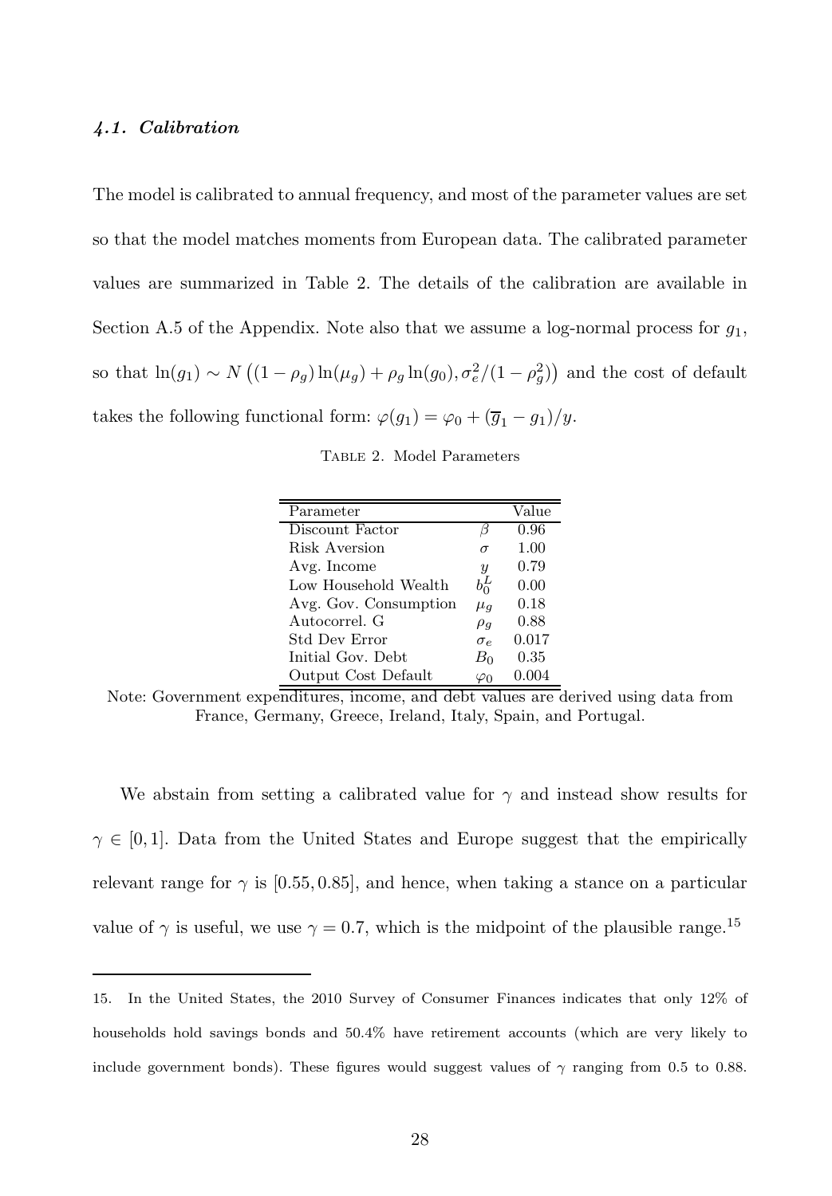### *4.1. Calibration*

The model is calibrated to annual frequency, and most of the parameter values are set so that the model matches moments from European data. The calibrated parameter values are summarized in Table 2. The details of the calibration are available in Section A.5 of the Appendix. Note also that we assume a log-normal process for $g_1$, so that $\ln(g_1) \sim N\left((1-\rho_g)\ln(\mu_g) + \rho_g \ln(g_0), \sigma_e^2/(1-\rho_g^2)\right)$ and the cost of default takes the following functional form: $\varphi(g_1) = \varphi_0 + (\overline{g}_1 - g_1)/y$.

TABLE 2. Model Parameters

| Parameter | | Value |
|---|---|---|
| Discount Factor | $\beta$ | 0.96 |
| Risk Aversion | $\sigma$ | 1.00 |
| Avg. Income | $y$ | 0.79 |
| Low Household Wealth | $b_0^L$ | 0.00 |
| Avg. Gov. Consumption | $\mu_g$ | 0.18 |
| Autocorrel. G | $\rho_g$ | 0.88 |
| Std Dev Error | $\sigma_e$ | 0.017 |
| Initial Gov. Debt | $B_0$ | 0.35 |
| Output Cost Default | $\varphi_0$ | 0.004 |

Note: Government expenditures, income, and debt values are derived using data from France, Germany, Greece, Ireland, Italy, Spain, and Portugal.

We abstain from setting a calibrated value for $\gamma$ and instead show results for $\gamma \in [0,1]$. Data from the United States and Europe suggest that the empirically relevant range for $\gamma$ is $[0.55, 0.85]$, and hence, when taking a stance on a particular value of $\gamma$ is useful, we use $\gamma = 0.7$, which is the midpoint of the plausible range.[15]

15. In the United States, the 2010 Survey of Consumer Finances indicates that only 12% of households hold savings bonds and 50.4% have retirement accounts (which are very likely to include government bonds). These figures would suggest values of $\gamma$ ranging from 0.5 to 0.88.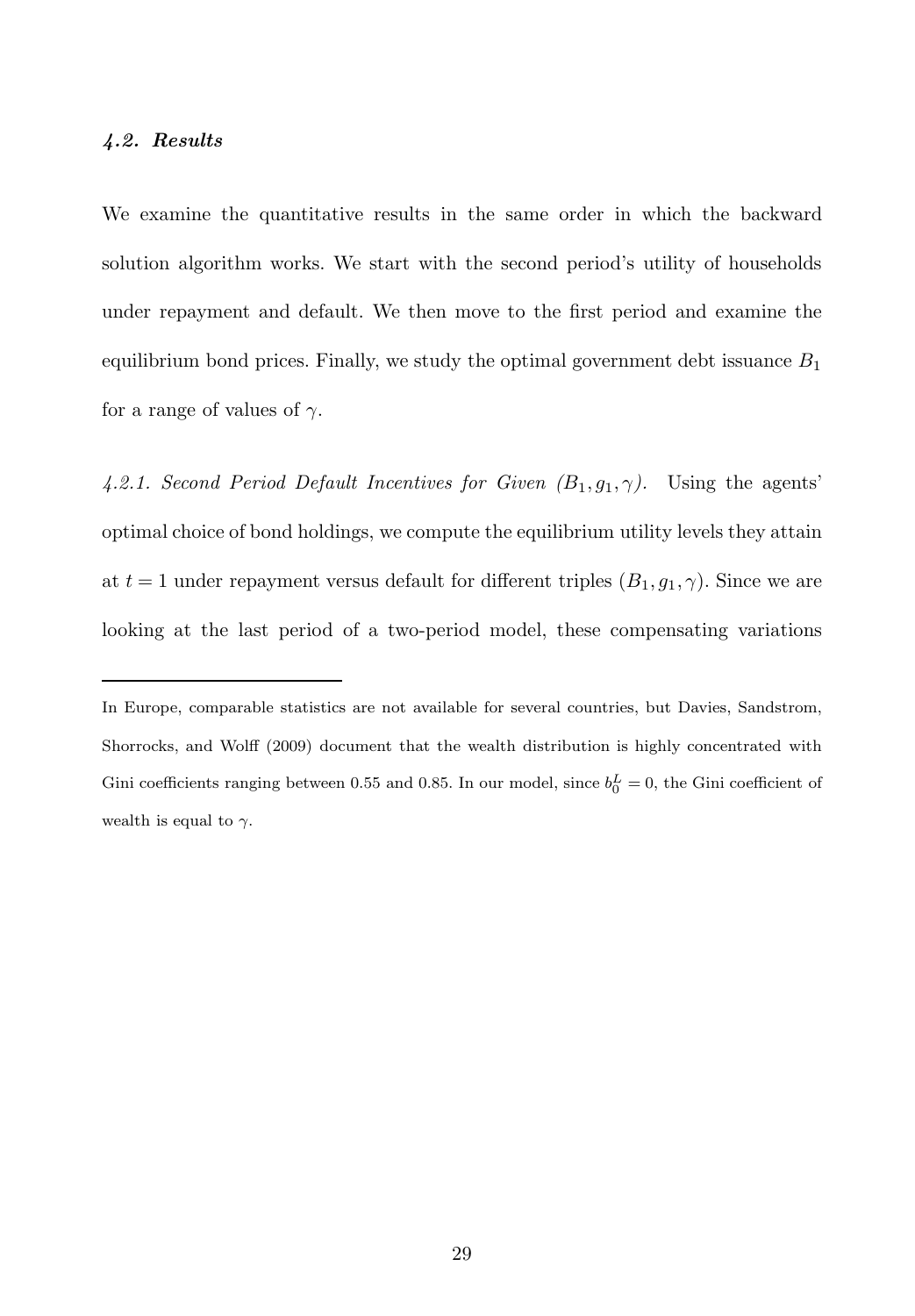#### *4.2. Results*

We examine the quantitative results in the same order in which the backward solution algorithm works. We start with the second period's utility of households under repayment and default. We then move to the first period and examine the equilibrium bond prices. Finally, we study the optimal government debt issuance $B_1$ for a range of values of $\gamma$.

*4.2.1. Second Period Default Incentives for Given $(B_1, g_1, \gamma)$.* Using the agents' optimal choice of bond holdings, we compute the equilibrium utility levels they attain at $t = 1$ under repayment versus default for different triples $(B_1, g_1, \gamma)$. Since we are looking at the last period of a two-period model, these compensating variations

---

In Europe, comparable statistics are not available for several countries, but Davies, Sandstrom, Shorrocks, and Wolff (2009) document that the wealth distribution is highly concentrated with Gini coefficients ranging between 0.55 and 0.85. In our model, since $b_0^L = 0$, the Gini coefficient of wealth is equal to $\gamma$.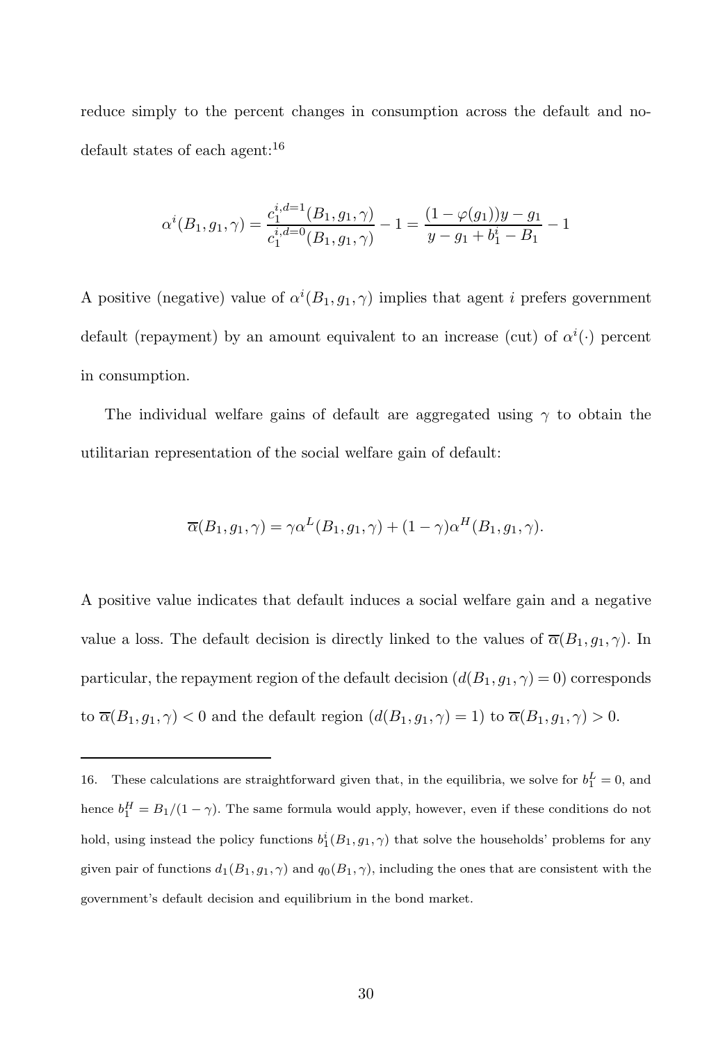reduce simply to the percent changes in consumption across the default and no-default states of each agent:[16]

$$\alpha^i(B_1, g_1, \gamma) = \frac{c_1^{i,d=1}(B_1, g_1, \gamma)}{c_1^{i,d=0}(B_1, g_1, \gamma)} - 1 = \frac{(1 - \varphi(g_1))y - g_1}{y - g_1 + b_1^i - B_1} - 1$$

A positive (negative) value of $\alpha^i(B_1, g_1, \gamma)$ implies that agent $i$ prefers government default (repayment) by an amount equivalent to an increase (cut) of $\alpha^i(\cdot)$ percent in consumption.

The individual welfare gains of default are aggregated using $\gamma$ to obtain the utilitarian representation of the social welfare gain of default:

$$\overline{\alpha}(B_1, g_1, \gamma) = \gamma \alpha^L(B_1, g_1, \gamma) + (1 - \gamma)\alpha^H(B_1, g_1, \gamma).$$

A positive value indicates that default induces a social welfare gain and a negative value a loss. The default decision is directly linked to the values of $\overline{\alpha}(B_1, g_1, \gamma)$. In particular, the repayment region of the default decision ($d(B_1, g_1, \gamma) = 0$) corresponds to $\overline{\alpha}(B_1, g_1, \gamma) < 0$ and the default region ($d(B_1, g_1, \gamma) = 1$) to $\overline{\alpha}(B_1, g_1, \gamma) > 0$.

---

16. These calculations are straightforward given that, in the equilibria, we solve for $b_1^L = 0$, and hence $b_1^H = B_1/(1 - \gamma)$. The same formula would apply, however, even if these conditions do not hold, using instead the policy functions $b_1^i(B_1, g_1, \gamma)$ that solve the households' problems for any given pair of functions $d_1(B_1, g_1, \gamma)$ and $q_0(B_1, \gamma)$, including the ones that are consistent with the government's default decision and equilibrium in the bond market.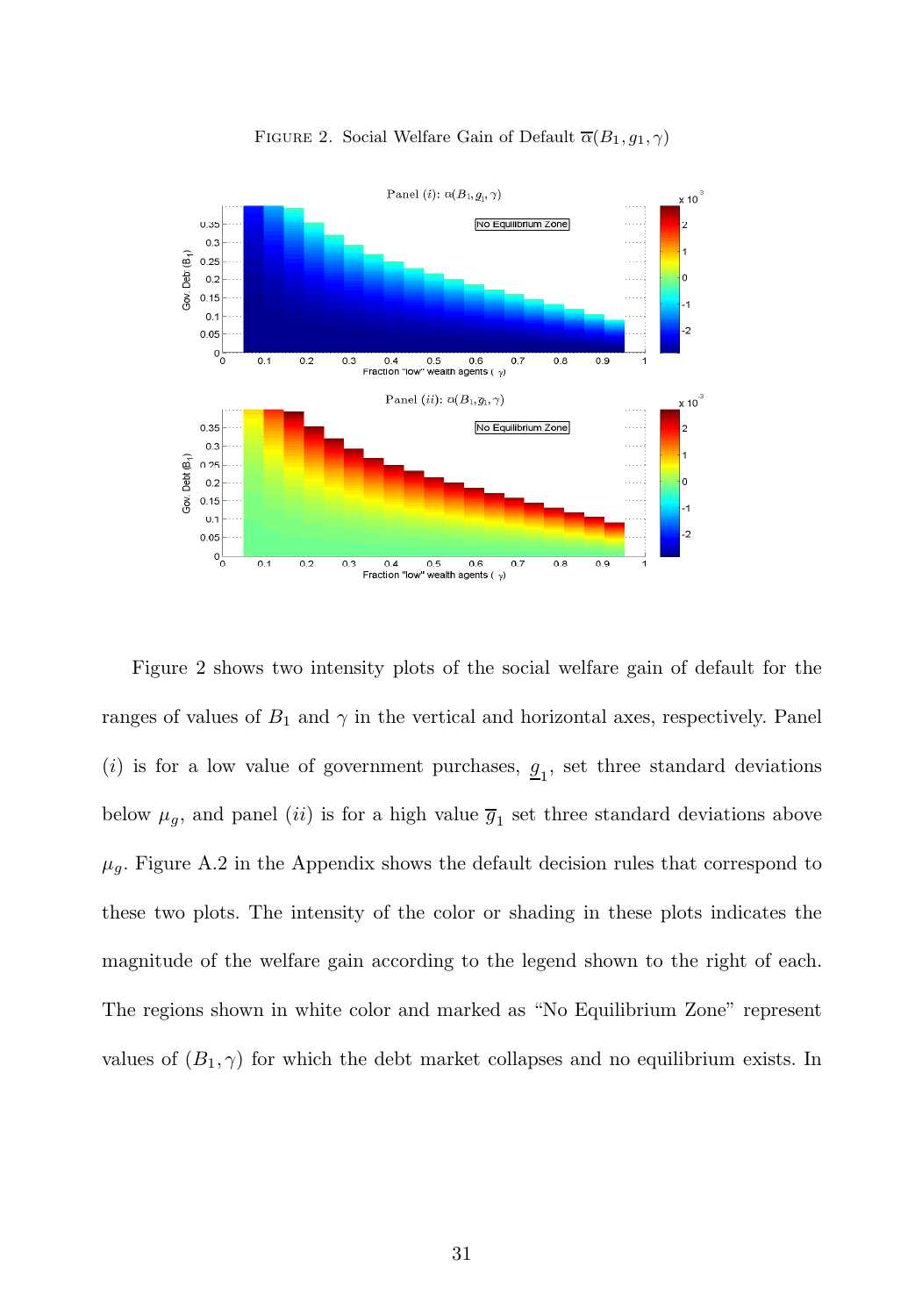FIGURE 2. Social Welfare Gain of Default $\overline{\alpha}(B_1, g_1, \gamma)$

Figure 2 shows two intensity plots of the social welfare gain of default for the ranges of values of $B_1$ and $\gamma$ in the vertical and horizontal axes, respectively. Panel $(i)$ is for a low value of government purchases, $\underline{g}_1$, set three standard deviations below $\mu_g$, and panel $(ii)$ is for a high value $\overline{g}_1$ set three standard deviations above $\mu_g$. Figure A.2 in the Appendix shows the default decision rules that correspond to these two plots. The intensity of the color or shading in these plots indicates the magnitude of the welfare gain according to the legend shown to the right of each. The regions shown in white color and marked as "No Equilibrium Zone" represent values of $(B_1, \gamma)$ for which the debt market collapses and no equilibrium exists. In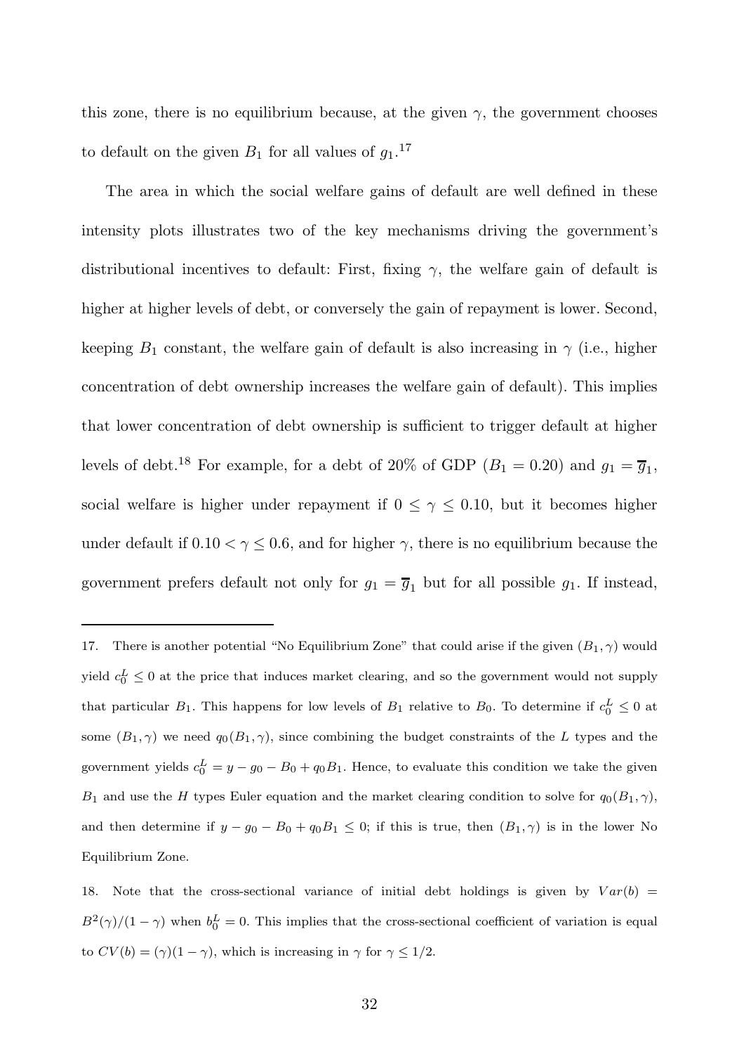this zone, there is no equilibrium because, at the given $\gamma$, the government chooses to default on the given $B_1$ for all values of $g_1$.[17]

The area in which the social welfare gains of default are well defined in these intensity plots illustrates two of the key mechanisms driving the government's distributional incentives to default: First, fixing $\gamma$, the welfare gain of default is higher at higher levels of debt, or conversely the gain of repayment is lower. Second, keeping $B_1$ constant, the welfare gain of default is also increasing in $\gamma$ (i.e., higher concentration of debt ownership increases the welfare gain of default). This implies that lower concentration of debt ownership is sufficient to trigger default at higher levels of debt.[18] For example, for a debt of 20% of GDP ($B_1 = 0.20$) and $g_1 = \overline{g}_1$, social welfare is higher under repayment if $0 \leq \gamma \leq 0.10$, but it becomes higher under default if $0.10 < \gamma \leq 0.6$, and for higher $\gamma$, there is no equilibrium because the government prefers default not only for $g_1 = \overline{g}_1$ but for all possible $g_1$. If instead,

---

17. There is another potential "No Equilibrium Zone" that could arise if the given $(B_1, \gamma)$ would yield $c_0^L \leq 0$ at the price that induces market clearing, and so the government would not supply that particular $B_1$. This happens for low levels of $B_1$ relative to $B_0$. To determine if $c_0^L \leq 0$ at some $(B_1, \gamma)$ we need $q_0(B_1, \gamma)$, since combining the budget constraints of the $L$ types and the government yields $c_0^L = y - g_0 - B_0 + q_0 B_1$. Hence, to evaluate this condition we take the given $B_1$ and use the $H$ types Euler equation and the market clearing condition to solve for $q_0(B_1, \gamma)$, and then determine if $y - g_0 - B_0 + q_0 B_1 \leq 0$; if this is true, then $(B_1, \gamma)$ is in the lower No Equilibrium Zone.

18. Note that the cross-sectional variance of initial debt holdings is given by $Var(b) = B^2(\gamma)/(1-\gamma)$ when $b_0^L = 0$. This implies that the cross-sectional coefficient of variation is equal to $CV(b) = (\gamma)(1-\gamma)$, which is increasing in $\gamma$ for $\gamma \leq 1/2$.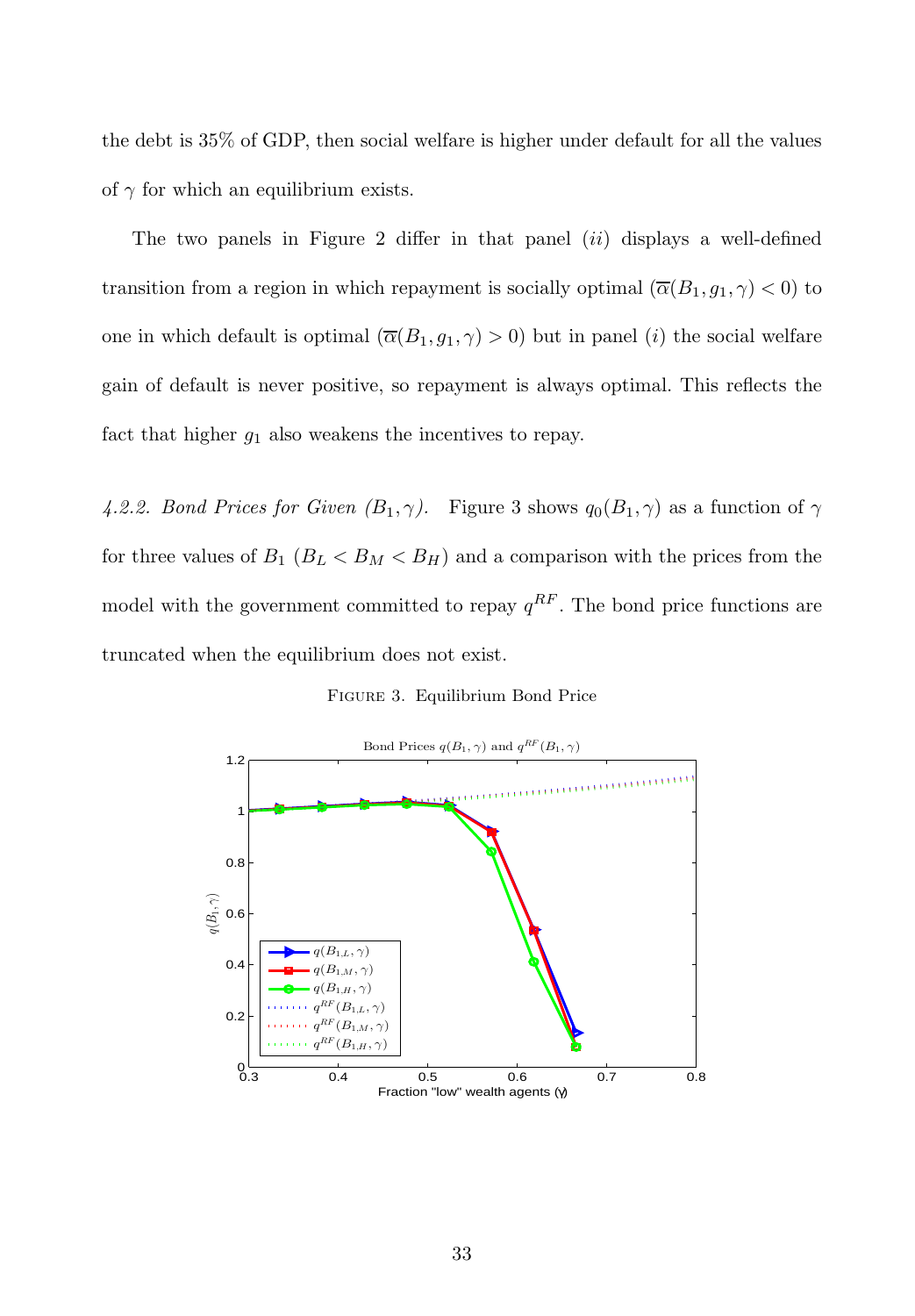the debt is 35% of GDP, then social welfare is higher under default for all the values of $\gamma$ for which an equilibrium exists.

The two panels in Figure 2 differ in that panel $(ii)$ displays a well-defined transition from a region in which repayment is socially optimal ($\overline{\alpha}(B_1, g_1, \gamma) < 0$) to one in which default is optimal ($\overline{\alpha}(B_1, g_1, \gamma) > 0$) but in panel $(i)$ the social welfare gain of default is never positive, so repayment is always optimal. This reflects the fact that higher $g_1$ also weakens the incentives to repay.

*4.2.2. Bond Prices for Given $(B_1, \gamma)$.* Figure 3 shows $q_0(B_1, \gamma)$ as a function of $\gamma$ for three values of $B_1$ ($B_L < B_M < B_H$) and a comparison with the prices from the model with the government committed to repay $q^{RF}$. The bond price functions are truncated when the equilibrium does not exist.

Figure 3. Equilibrium Bond Price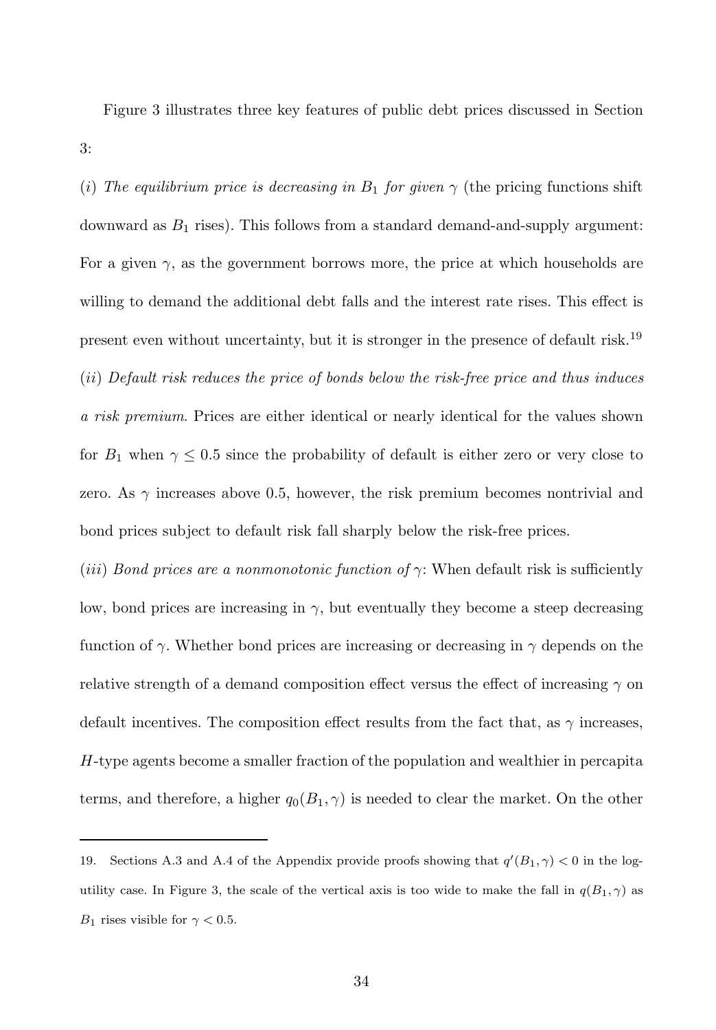Figure 3 illustrates three key features of public debt prices discussed in Section 3:

(*i*) *The equilibrium price is decreasing in $B_1$ for given $\gamma$* (the pricing functions shift downward as $B_1$ rises). This follows from a standard demand-and-supply argument: For a given $\gamma$, as the government borrows more, the price at which households are willing to demand the additional debt falls and the interest rate rises. This effect is present even without uncertainty, but it is stronger in the presence of default risk.[19]

(*ii*) *Default risk reduces the price of bonds below the risk-free price and thus induces a risk premium*. Prices are either identical or nearly identical for the values shown for $B_1$ when $\gamma \leq 0.5$ since the probability of default is either zero or very close to zero. As $\gamma$ increases above 0.5, however, the risk premium becomes nontrivial and bond prices subject to default risk fall sharply below the risk-free prices.

(*iii*) *Bond prices are a nonmonotonic function of $\gamma$*: When default risk is sufficiently low, bond prices are increasing in $\gamma$, but eventually they become a steep decreasing function of $\gamma$. Whether bond prices are increasing or decreasing in $\gamma$ depends on the relative strength of a demand composition effect versus the effect of increasing $\gamma$ on default incentives. The composition effect results from the fact that, as $\gamma$ increases, $H$-type agents become a smaller fraction of the population and wealthier in percapita terms, and therefore, a higher $q_0(B_1, \gamma)$ is needed to clear the market. On the other

---

19. Sections A.3 and A.4 of the Appendix provide proofs showing that $q'(B_1, \gamma) < 0$ in the log-utility case. In Figure 3, the scale of the vertical axis is too wide to make the fall in $q(B_1, \gamma)$ as $B_1$ rises visible for $\gamma < 0.5$.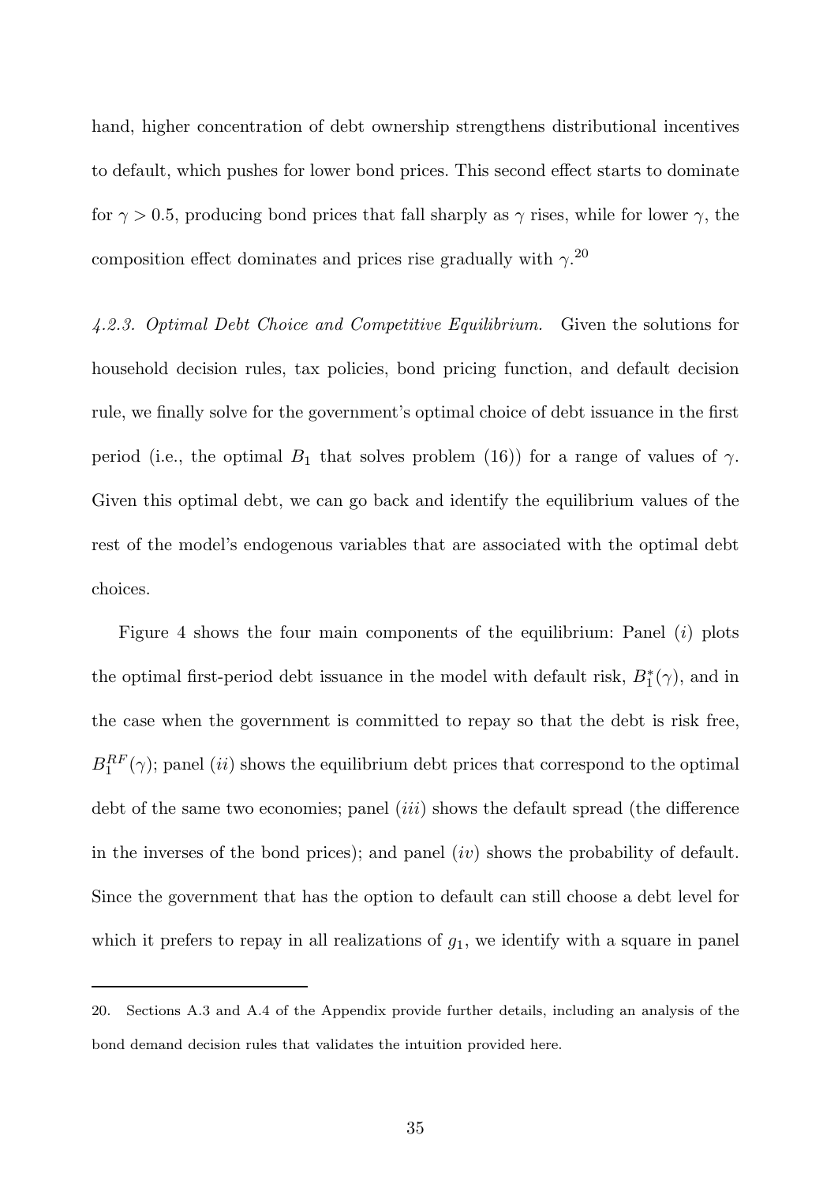hand, higher concentration of debt ownership strengthens distributional incentives to default, which pushes for lower bond prices. This second effect starts to dominate for $\gamma > 0.5$, producing bond prices that fall sharply as $\gamma$ rises, while for lower $\gamma$, the composition effect dominates and prices rise gradually with $\gamma$.[20]

*4.2.3. Optimal Debt Choice and Competitive Equilibrium.* Given the solutions for household decision rules, tax policies, bond pricing function, and default decision rule, we finally solve for the government's optimal choice of debt issuance in the first period (i.e., the optimal $B_1$ that solves problem (16)) for a range of values of $\gamma$. Given this optimal debt, we can go back and identify the equilibrium values of the rest of the model's endogenous variables that are associated with the optimal debt choices.

Figure 4 shows the four main components of the equilibrium: Panel (*i*) plots the optimal first-period debt issuance in the model with default risk, $B_1^*(\gamma)$, and in the case when the government is committed to repay so that the debt is risk free, $B_1^{RF}(\gamma)$; panel (*ii*) shows the equilibrium debt prices that correspond to the optimal debt of the same two economies; panel (*iii*) shows the default spread (the difference in the inverses of the bond prices); and panel (*iv*) shows the probability of default. Since the government that has the option to default can still choose a debt level for which it prefers to repay in all realizations of $g_1$, we identify with a square in panel

20. Sections A.3 and A.4 of the Appendix provide further details, including an analysis of the bond demand decision rules that validates the intuition provided here.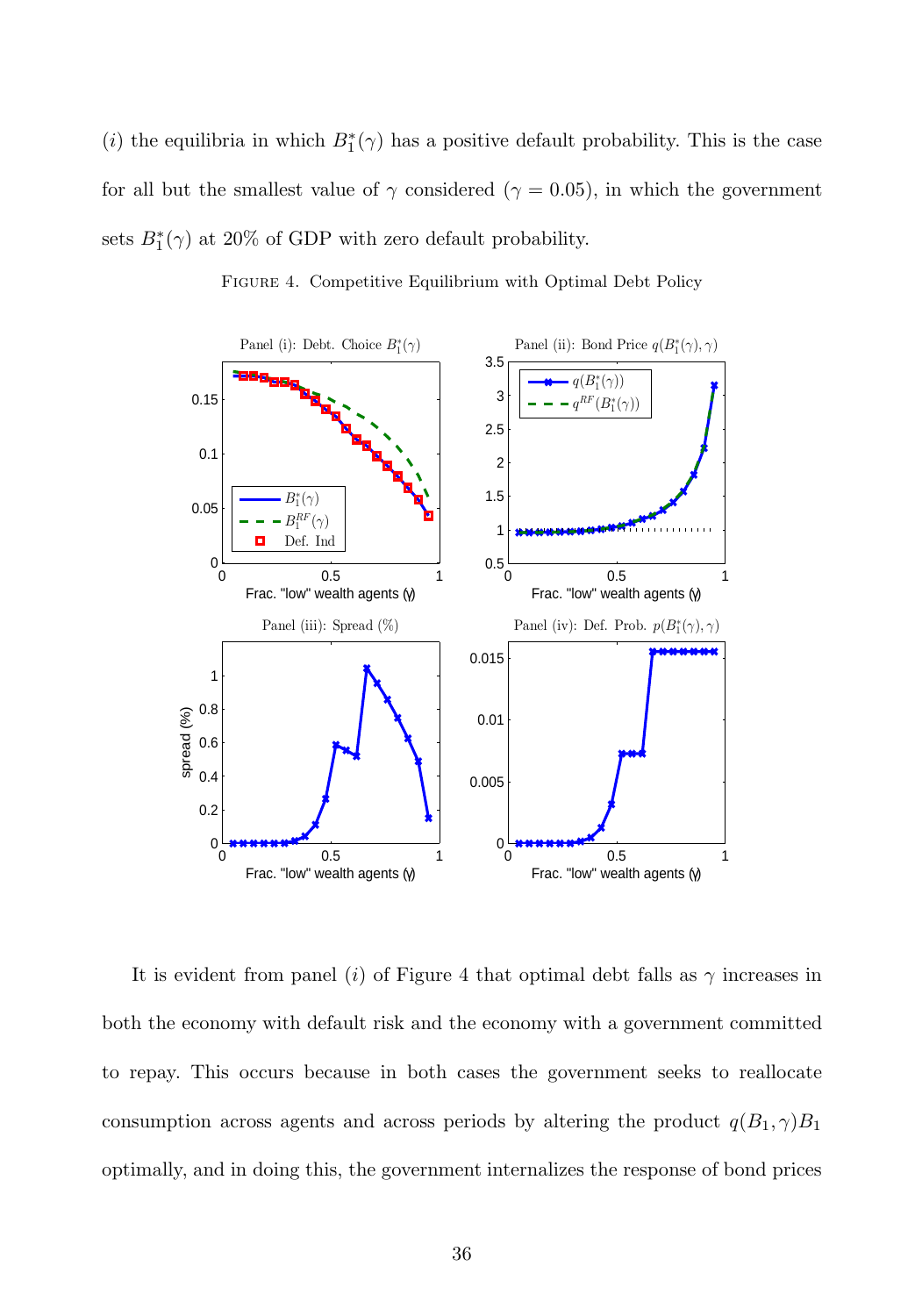($i$) the equilibria in which $B_1^*(\gamma)$ has a positive default probability. This is the case for all but the smallest value of $\gamma$ considered ($\gamma = 0.05$), in which the government sets $B_1^*(\gamma)$ at 20% of GDP with zero default probability.

Figure 4. Competitive Equilibrium with Optimal Debt Policy

It is evident from panel ($i$) of Figure 4 that optimal debt falls as $\gamma$ increases in both the economy with default risk and the economy with a government committed to repay. This occurs because in both cases the government seeks to reallocate consumption across agents and across periods by altering the product $q(B_1, \gamma)B_1$ optimally, and in doing this, the government internalizes the response of bond prices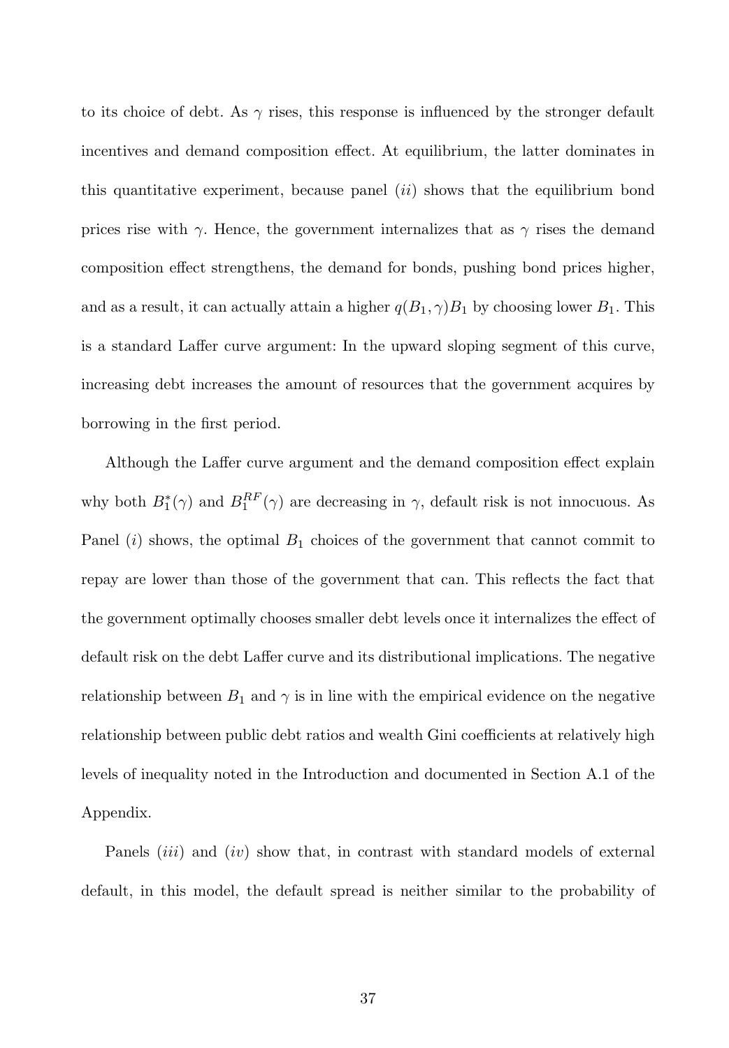to its choice of debt. As $\gamma$ rises, this response is influenced by the stronger default incentives and demand composition effect. At equilibrium, the latter dominates in this quantitative experiment, because panel $(ii)$ shows that the equilibrium bond prices rise with $\gamma$. Hence, the government internalizes that as $\gamma$ rises the demand composition effect strengthens, the demand for bonds, pushing bond prices higher, and as a result, it can actually attain a higher $q(B_1, \gamma)B_1$ by choosing lower $B_1$. This is a standard Laffer curve argument: In the upward sloping segment of this curve, increasing debt increases the amount of resources that the government acquires by borrowing in the first period.

Although the Laffer curve argument and the demand composition effect explain why both $B_1^*(\gamma)$ and $B_1^{RF}(\gamma)$ are decreasing in $\gamma$, default risk is not innocuous. As Panel $(i)$ shows, the optimal $B_1$ choices of the government that cannot commit to repay are lower than those of the government that can. This reflects the fact that the government optimally chooses smaller debt levels once it internalizes the effect of default risk on the debt Laffer curve and its distributional implications. The negative relationship between $B_1$ and $\gamma$ is in line with the empirical evidence on the negative relationship between public debt ratios and wealth Gini coefficients at relatively high levels of inequality noted in the Introduction and documented in Section A.1 of the Appendix.

Panels $(iii)$ and $(iv)$ show that, in contrast with standard models of external default, in this model, the default spread is neither similar to the probability of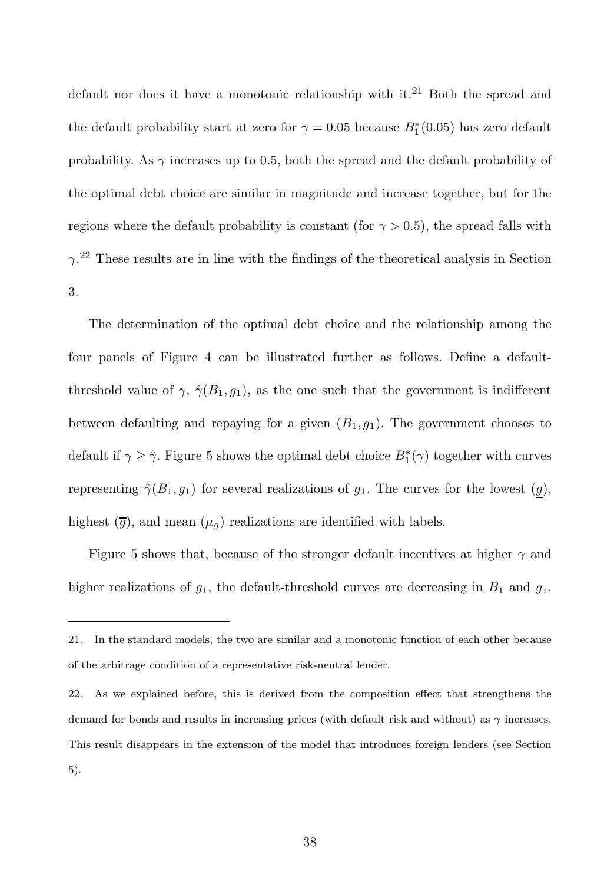default nor does it have a monotonic relationship with it.[21] Both the spread and the default probability start at zero for $\gamma = 0.05$ because $B_1^*(0.05)$ has zero default probability. As $\gamma$ increases up to 0.5, both the spread and the default probability of the optimal debt choice are similar in magnitude and increase together, but for the regions where the default probability is constant (for $\gamma > 0.5$), the spread falls with $\gamma$.[22] These results are in line with the findings of the theoretical analysis in Section 3.

The determination of the optimal debt choice and the relationship among the four panels of Figure 4 can be illustrated further as follows. Define a default-threshold value of $\gamma$, $\hat{\gamma}(B_1, g_1)$, as the one such that the government is indifferent between defaulting and repaying for a given $(B_1, g_1)$. The government chooses to default if $\gamma \geq \hat{\gamma}$. Figure 5 shows the optimal debt choice $B_1^*(\gamma)$ together with curves representing $\hat{\gamma}(B_1, g_1)$ for several realizations of $g_1$. The curves for the lowest ($\underline{g}$), highest ($\overline{g}$), and mean ($\mu_g$) realizations are identified with labels.

Figure 5 shows that, because of the stronger default incentives at higher $\gamma$ and higher realizations of $g_1$, the default-threshold curves are decreasing in $B_1$ and $g_1$.

---

21. In the standard models, the two are similar and a monotonic function of each other because of the arbitrage condition of a representative risk-neutral lender.

22. As we explained before, this is derived from the composition effect that strengthens the demand for bonds and results in increasing prices (with default risk and without) as $\gamma$ increases. This result disappears in the extension of the model that introduces foreign lenders (see Section 5).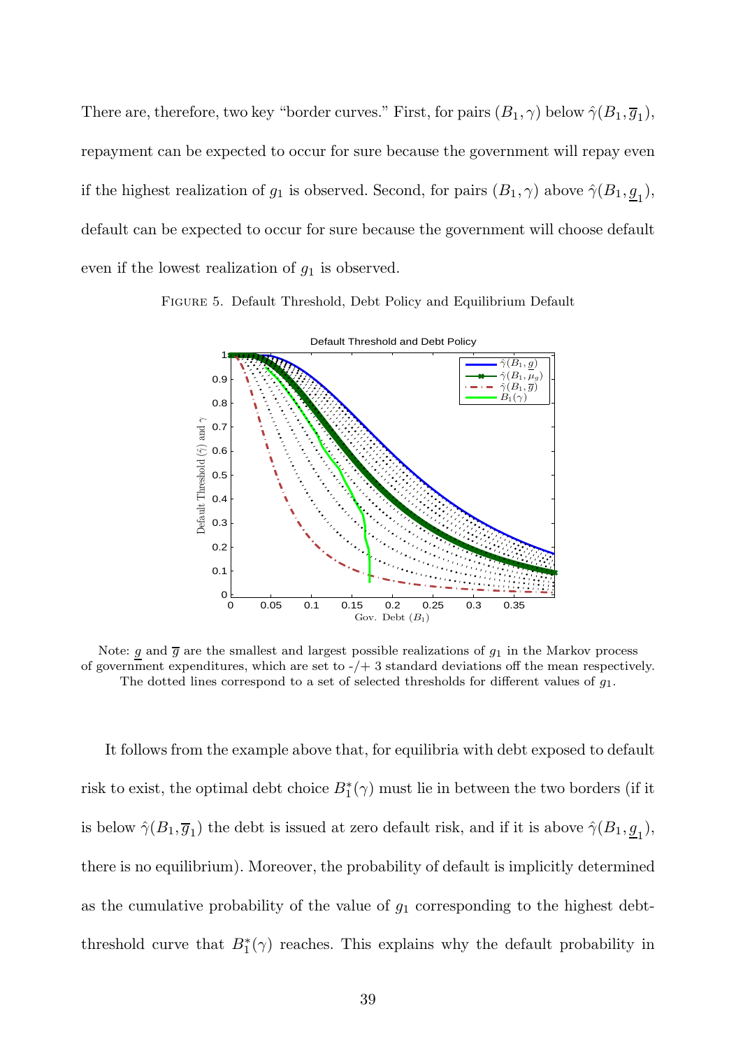There are, therefore, two key "border curves." First, for pairs $(B_1, \gamma)$ below $\hat{\gamma}(B_1, \overline{g}_1)$, repayment can be expected to occur for sure because the government will repay even if the highest realization of $g_1$ is observed. Second, for pairs $(B_1, \gamma)$ above $\hat{\gamma}(B_1, \underline{g}_1)$, default can be expected to occur for sure because the government will choose default even if the lowest realization of $g_1$ is observed.

FIGURE 5. Default Threshold, Debt Policy and Equilibrium Default

Note: $\underline{g}$ and $\overline{g}$ are the smallest and largest possible realizations of $g_1$ in the Markov process of government expenditures, which are set to -/+ 3 standard deviations off the mean respectively. The dotted lines correspond to a set of selected thresholds for different values of $g_1$.

It follows from the example above that, for equilibria with debt exposed to default risk to exist, the optimal debt choice $B_1^*(\gamma)$ must lie in between the two borders (if it is below $\hat{\gamma}(B_1, \overline{g}_1)$ the debt is issued at zero default risk, and if it is above $\hat{\gamma}(B_1, \underline{g}_1)$, there is no equilibrium). Moreover, the probability of default is implicitly determined as the cumulative probability of the value of $g_1$ corresponding to the highest debt-threshold curve that $B_1^*(\gamma)$ reaches. This explains why the default probability in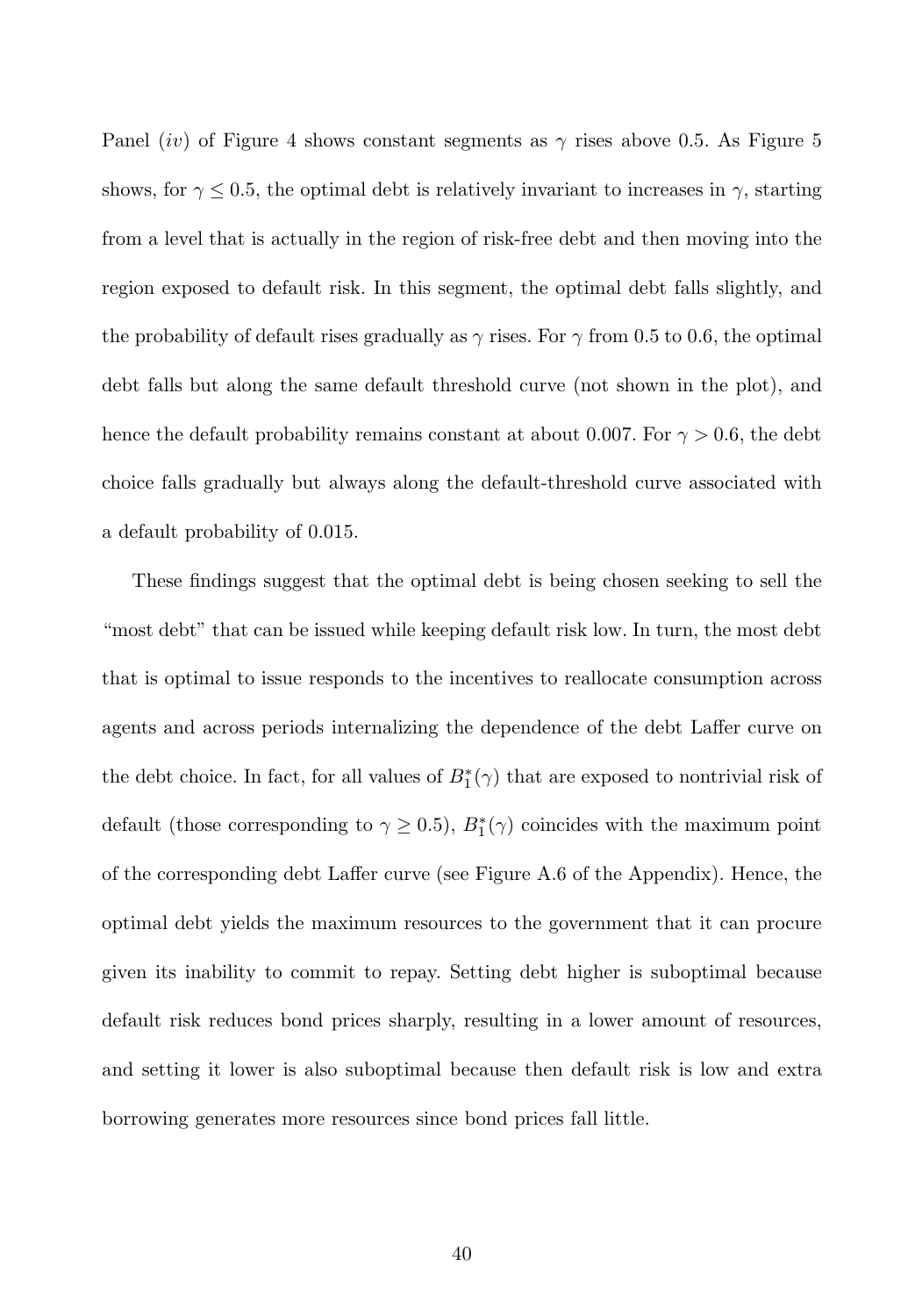Panel (*iv*) of Figure 4 shows constant segments as $\gamma$ rises above 0.5. As Figure 5 shows, for $\gamma \leq 0.5$, the optimal debt is relatively invariant to increases in $\gamma$, starting from a level that is actually in the region of risk-free debt and then moving into the region exposed to default risk. In this segment, the optimal debt falls slightly, and the probability of default rises gradually as $\gamma$ rises. For $\gamma$ from 0.5 to 0.6, the optimal debt falls but along the same default threshold curve (not shown in the plot), and hence the default probability remains constant at about 0.007. For $\gamma > 0.6$, the debt choice falls gradually but always along the default-threshold curve associated with a default probability of 0.015.

These findings suggest that the optimal debt is being chosen seeking to sell the "most debt" that can be issued while keeping default risk low. In turn, the most debt that is optimal to issue responds to the incentives to reallocate consumption across agents and across periods internalizing the dependence of the debt Laffer curve on the debt choice. In fact, for all values of $B_1^*(\gamma)$ that are exposed to nontrivial risk of default (those corresponding to $\gamma \geq 0.5$), $B_1^*(\gamma)$ coincides with the maximum point of the corresponding debt Laffer curve (see Figure A.6 of the Appendix). Hence, the optimal debt yields the maximum resources to the government that it can procure given its inability to commit to repay. Setting debt higher is suboptimal because default risk reduces bond prices sharply, resulting in a lower amount of resources, and setting it lower is also suboptimal because then default risk is low and extra borrowing generates more resources since bond prices fall little.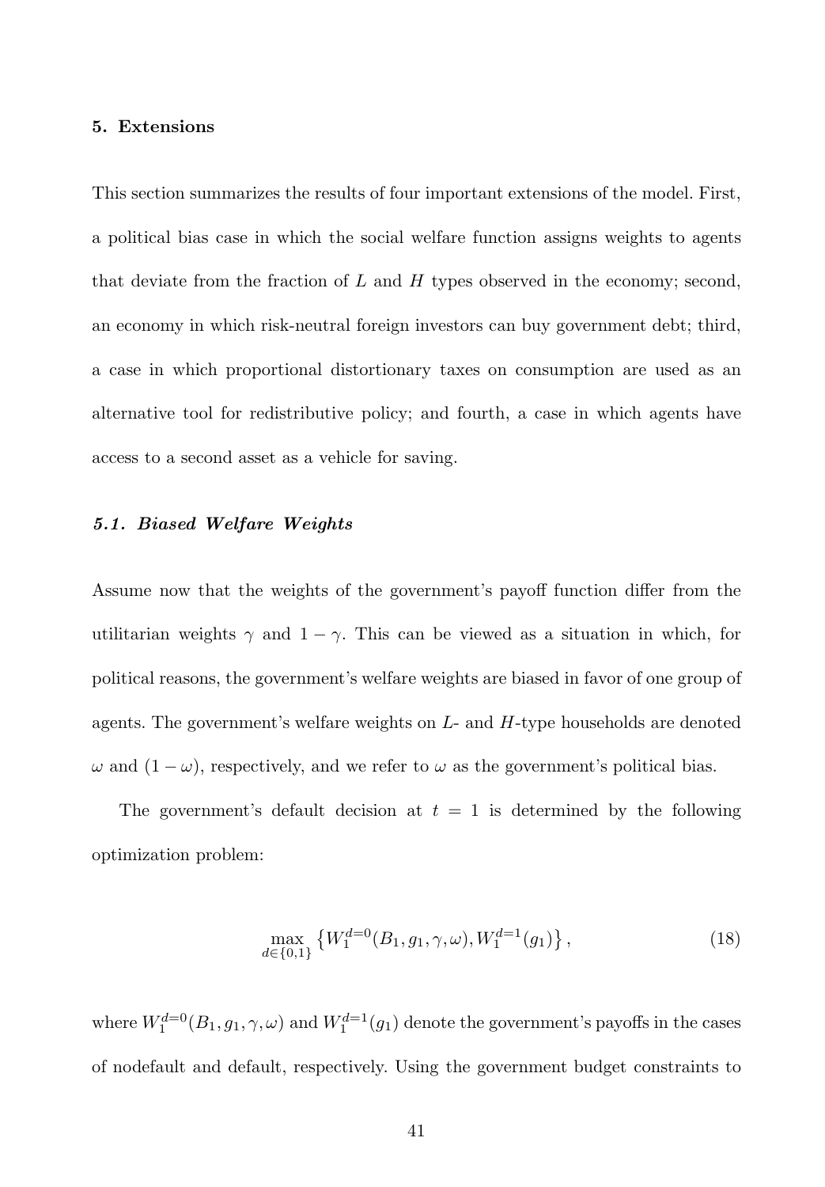## 5. Extensions

This section summarizes the results of four important extensions of the model. First, a political bias case in which the social welfare function assigns weights to agents that deviate from the fraction of $L$ and $H$ types observed in the economy; second, an economy in which risk-neutral foreign investors can buy government debt; third, a case in which proportional distortionary taxes on consumption are used as an alternative tool for redistributive policy; and fourth, a case in which agents have access to a second asset as a vehicle for saving.

### *5.1. Biased Welfare Weights*

Assume now that the weights of the government's payoff function differ from the utilitarian weights $\gamma$ and $1 - \gamma$. This can be viewed as a situation in which, for political reasons, the government's welfare weights are biased in favor of one group of agents. The government's welfare weights on $L$- and $H$-type households are denoted $\omega$ and $(1 - \omega)$, respectively, and we refer to $\omega$ as the government's political bias.

The government's default decision at $t = 1$ is determined by the following optimization problem:

$$\max_{d \in \{0,1\}} \left\{ W_1^{d=0}(B_1, g_1, \gamma, \omega), W_1^{d=1}(g_1) \right\}, \tag{18}$$

where $W_1^{d=0}(B_1, g_1, \gamma, \omega)$ and $W_1^{d=1}(g_1)$ denote the government's payoffs in the cases of nodefault and default, respectively. Using the government budget constraints to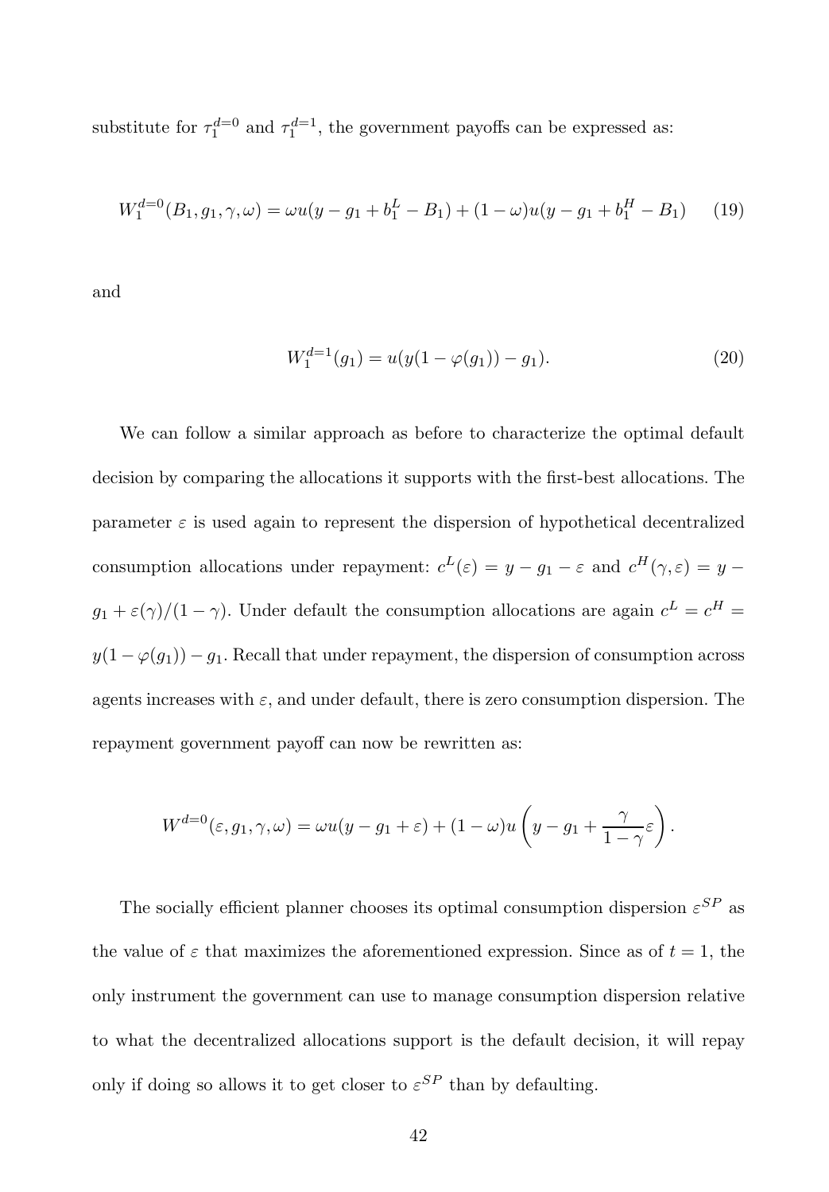substitute for $\tau_1^{d=0}$ and $\tau_1^{d=1}$, the government payoffs can be expressed as:

$$W_1^{d=0}(B_1, g_1, \gamma, \omega) = \omega u(y - g_1 + b_1^L - B_1) + (1-\omega) u(y - g_1 + b_1^H - B_1) \tag{19}$$

and

$$W_1^{d=1}(g_1) = u(y(1 - \varphi(g_1)) - g_1). \tag{20}$$

We can follow a similar approach as before to characterize the optimal default decision by comparing the allocations it supports with the first-best allocations. The parameter $\varepsilon$ is used again to represent the dispersion of hypothetical decentralized consumption allocations under repayment: $c^L(\varepsilon) = y - g_1 - \varepsilon$ and $c^H(\gamma, \varepsilon) = y - g_1 + \varepsilon(\gamma)/(1-\gamma)$. Under default the consumption allocations are again $c^L = c^H = y(1 - \varphi(g_1)) - g_1$. Recall that under repayment, the dispersion of consumption across agents increases with $\varepsilon$, and under default, there is zero consumption dispersion. The repayment government payoff can now be rewritten as:

$$W^{d=0}(\varepsilon, g_1, \gamma, \omega) = \omega u(y - g_1 + \varepsilon) + (1-\omega) u\left(y - g_1 + \frac{\gamma}{1-\gamma}\varepsilon\right).$$

The socially efficient planner chooses its optimal consumption dispersion $\varepsilon^{SP}$ as the value of $\varepsilon$ that maximizes the aforementioned expression. Since as of $t = 1$, the only instrument the government can use to manage consumption dispersion relative to what the decentralized allocations support is the default decision, it will repay only if doing so allows it to get closer to $\varepsilon^{SP}$ than by defaulting.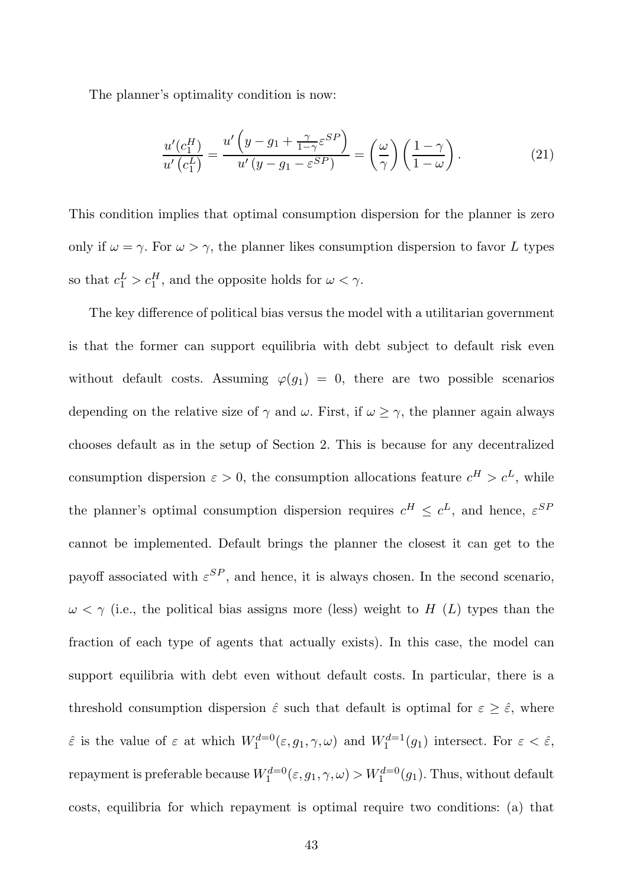The planner's optimality condition is now:

$$\frac{u'(c_1^H)}{u'\left(c_1^L\right)} = \frac{u'\left(y - g_1 + \frac{\gamma}{1-\gamma}\varepsilon^{SP}\right)}{u'\left(y - g_1 - \varepsilon^{SP}\right)} = \left(\frac{\omega}{\gamma}\right)\left(\frac{1-\gamma}{1-\omega}\right). \tag{21}$$

This condition implies that optimal consumption dispersion for the planner is zero only if $\omega = \gamma$. For $\omega > \gamma$, the planner likes consumption dispersion to favor $L$ types so that $c_1^L > c_1^H$, and the opposite holds for $\omega < \gamma$.

The key difference of political bias versus the model with a utilitarian government is that the former can support equilibria with debt subject to default risk even without default costs. Assuming $\varphi(g_1) = 0$, there are two possible scenarios depending on the relative size of $\gamma$ and $\omega$. First, if $\omega \geq \gamma$, the planner again always chooses default as in the setup of Section 2. This is because for any decentralized consumption dispersion $\varepsilon > 0$, the consumption allocations feature $c^H > c^L$, while the planner's optimal consumption dispersion requires $c^H \leq c^L$, and hence, $\varepsilon^{SP}$ cannot be implemented. Default brings the planner the closest it can get to the payoff associated with $\varepsilon^{SP}$, and hence, it is always chosen. In the second scenario, $\omega < \gamma$ (i.e., the political bias assigns more (less) weight to $H$ ($L$) types than the fraction of each type of agents that actually exists). In this case, the model can support equilibria with debt even without default costs. In particular, there is a threshold consumption dispersion $\hat{\varepsilon}$ such that default is optimal for $\varepsilon \geq \hat{\varepsilon}$, where $\hat{\varepsilon}$ is the value of $\varepsilon$ at which $W_1^{d=0}(\varepsilon, g_1, \gamma, \omega)$ and $W_1^{d=1}(g_1)$ intersect. For $\varepsilon < \hat{\varepsilon}$, repayment is preferable because $W_1^{d=0}(\varepsilon, g_1, \gamma, \omega) > W_1^{d=0}(g_1)$. Thus, without default costs, equilibria for which repayment is optimal require two conditions: (a) that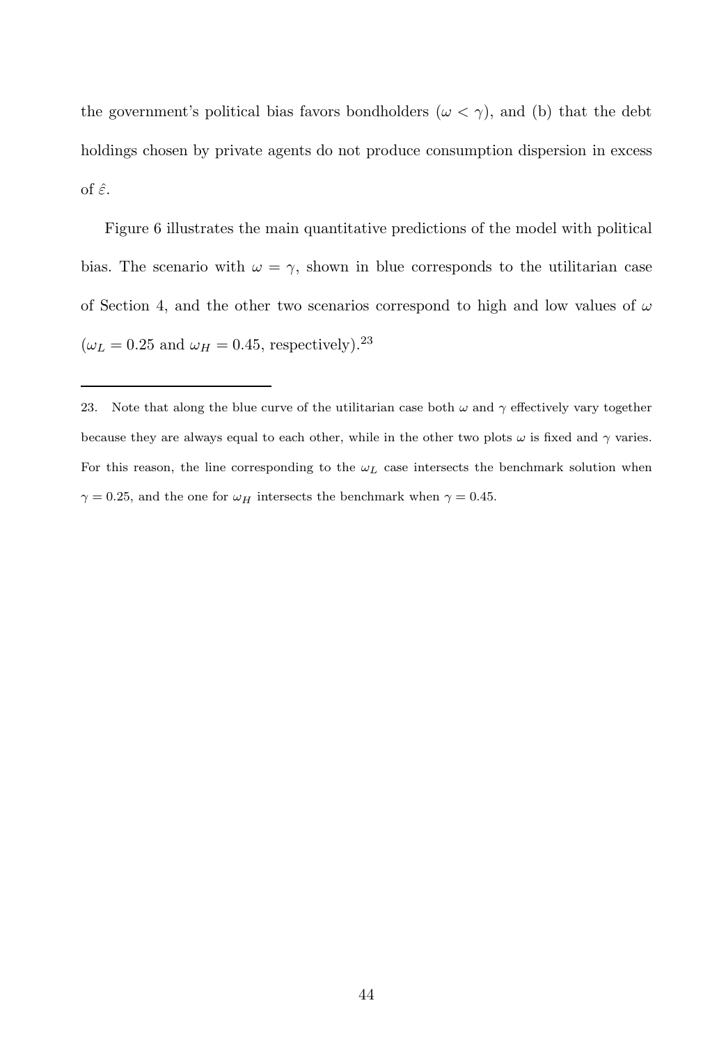the government's political bias favors bondholders ($\omega < \gamma$), and (b) that the debt holdings chosen by private agents do not produce consumption dispersion in excess of $\hat{\varepsilon}$.

Figure 6 illustrates the main quantitative predictions of the model with political bias. The scenario with $\omega = \gamma$, shown in blue corresponds to the utilitarian case of Section 4, and the other two scenarios correspond to high and low values of $\omega$ ($\omega_L = 0.25$ and $\omega_H = 0.45$, respectively).[23]

---

23. Note that along the blue curve of the utilitarian case both $\omega$ and $\gamma$ effectively vary together because they are always equal to each other, while in the other two plots $\omega$ is fixed and $\gamma$ varies. For this reason, the line corresponding to the $\omega_L$ case intersects the benchmark solution when $\gamma = 0.25$, and the one for $\omega_H$ intersects the benchmark when $\gamma = 0.45$.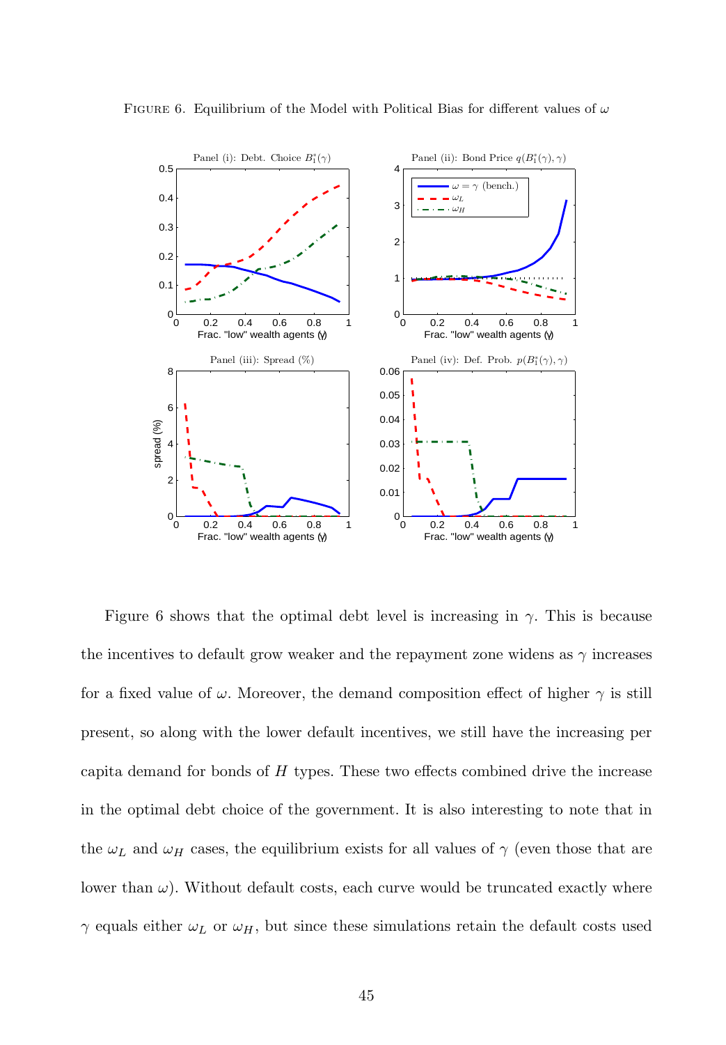FIGURE 6. Equilibrium of the Model with Political Bias for different values of $\omega$

Figure 6 shows that the optimal debt level is increasing in $\gamma$. This is because the incentives to default grow weaker and the repayment zone widens as $\gamma$ increases for a fixed value of $\omega$. Moreover, the demand composition effect of higher $\gamma$ is still present, so along with the lower default incentives, we still have the increasing per capita demand for bonds of $H$ types. These two effects combined drive the increase in the optimal debt choice of the government. It is also interesting to note that in the $\omega_L$ and $\omega_H$ cases, the equilibrium exists for all values of $\gamma$ (even those that are lower than $\omega$). Without default costs, each curve would be truncated exactly where $\gamma$ equals either $\omega_L$ or $\omega_H$, but since these simulations retain the default costs used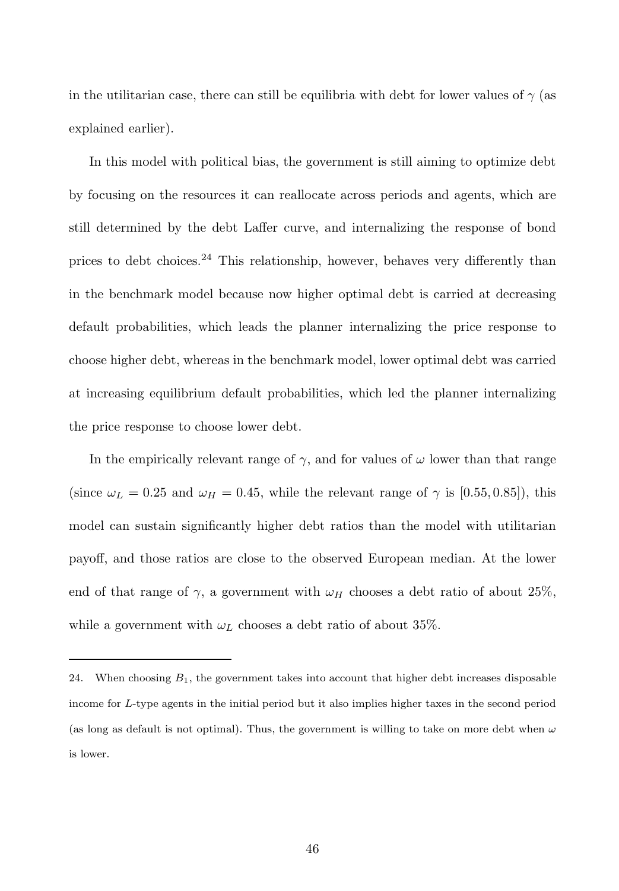in the utilitarian case, there can still be equilibria with debt for lower values of $\gamma$ (as explained earlier).

In this model with political bias, the government is still aiming to optimize debt by focusing on the resources it can reallocate across periods and agents, which are still determined by the debt Laffer curve, and internalizing the response of bond prices to debt choices.[24] This relationship, however, behaves very differently than in the benchmark model because now higher optimal debt is carried at decreasing default probabilities, which leads the planner internalizing the price response to choose higher debt, whereas in the benchmark model, lower optimal debt was carried at increasing equilibrium default probabilities, which led the planner internalizing the price response to choose lower debt.

In the empirically relevant range of $\gamma$, and for values of $\omega$ lower than that range (since $\omega_L = 0.25$ and $\omega_H = 0.45$, while the relevant range of $\gamma$ is $[0.55, 0.85]$), this model can sustain significantly higher debt ratios than the model with utilitarian payoff, and those ratios are close to the observed European median. At the lower end of that range of $\gamma$, a government with $\omega_H$ chooses a debt ratio of about 25%, while a government with $\omega_L$ chooses a debt ratio of about 35%.

---

24. When choosing $B_1$, the government takes into account that higher debt increases disposable income for $L$-type agents in the initial period but it also implies higher taxes in the second period (as long as default is not optimal). Thus, the government is willing to take on more debt when $\omega$ is lower.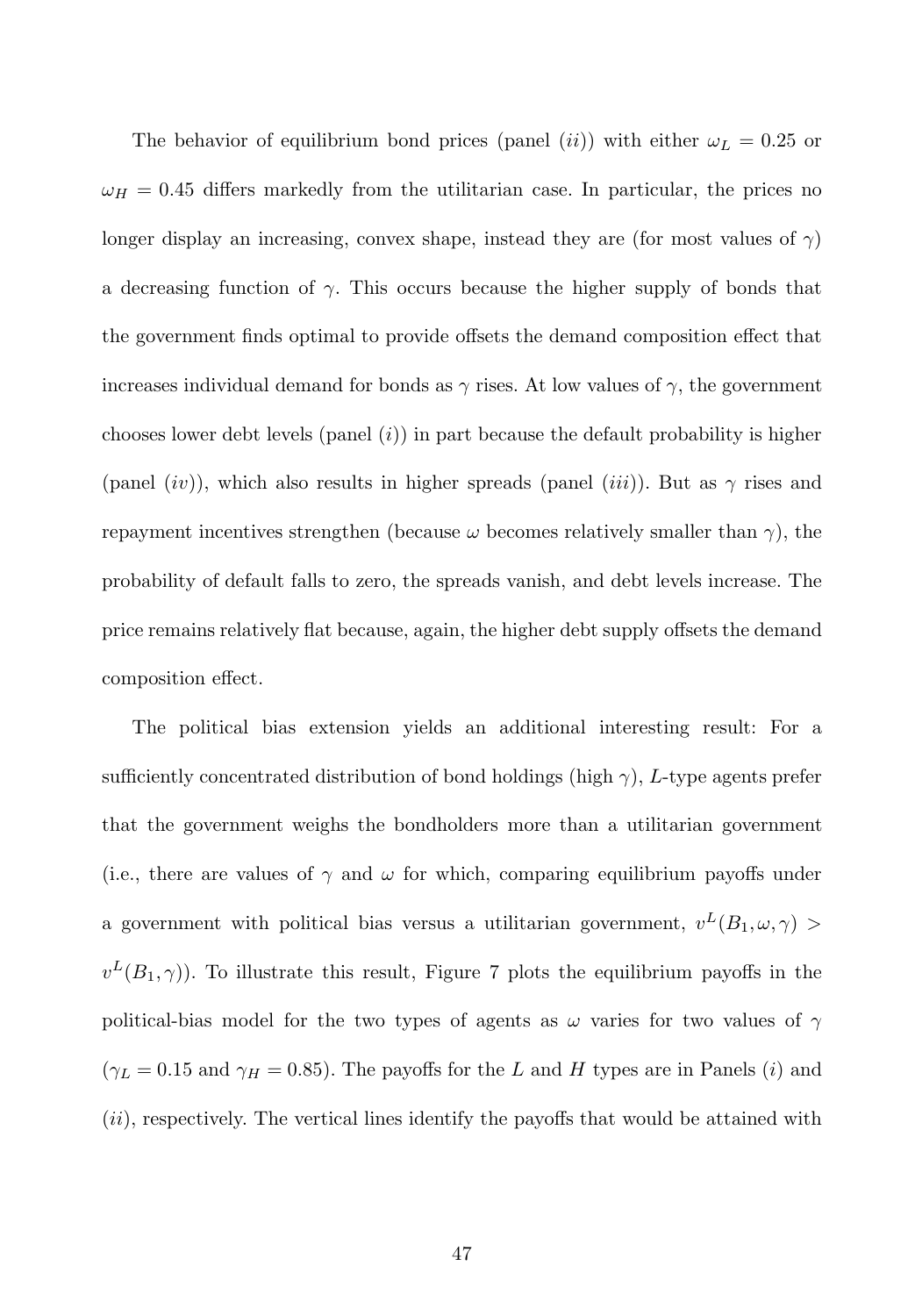The behavior of equilibrium bond prices (panel (*ii*)) with either $\omega_L = 0.25$ or $\omega_H = 0.45$ differs markedly from the utilitarian case. In particular, the prices no longer display an increasing, convex shape, instead they are (for most values of $\gamma$) a decreasing function of $\gamma$. This occurs because the higher supply of bonds that the government finds optimal to provide offsets the demand composition effect that increases individual demand for bonds as $\gamma$ rises. At low values of $\gamma$, the government chooses lower debt levels (panel (*i*)) in part because the default probability is higher (panel (*iv*)), which also results in higher spreads (panel (*iii*)). But as $\gamma$ rises and repayment incentives strengthen (because $\omega$ becomes relatively smaller than $\gamma$), the probability of default falls to zero, the spreads vanish, and debt levels increase. The price remains relatively flat because, again, the higher debt supply offsets the demand composition effect.

The political bias extension yields an additional interesting result: For a sufficiently concentrated distribution of bond holdings (high $\gamma$), $L$-type agents prefer that the government weighs the bondholders more than a utilitarian government (i.e., there are values of $\gamma$ and $\omega$ for which, comparing equilibrium payoffs under a government with political bias versus a utilitarian government, $v^L(B_1, \omega, \gamma) > v^L(B_1, \gamma)$). To illustrate this result, Figure 7 plots the equilibrium payoffs in the political-bias model for the two types of agents as $\omega$ varies for two values of $\gamma$ ($\gamma_L = 0.15$ and $\gamma_H = 0.85$). The payoffs for the $L$ and $H$ types are in Panels (*i*) and (*ii*), respectively. The vertical lines identify the payoffs that would be attained with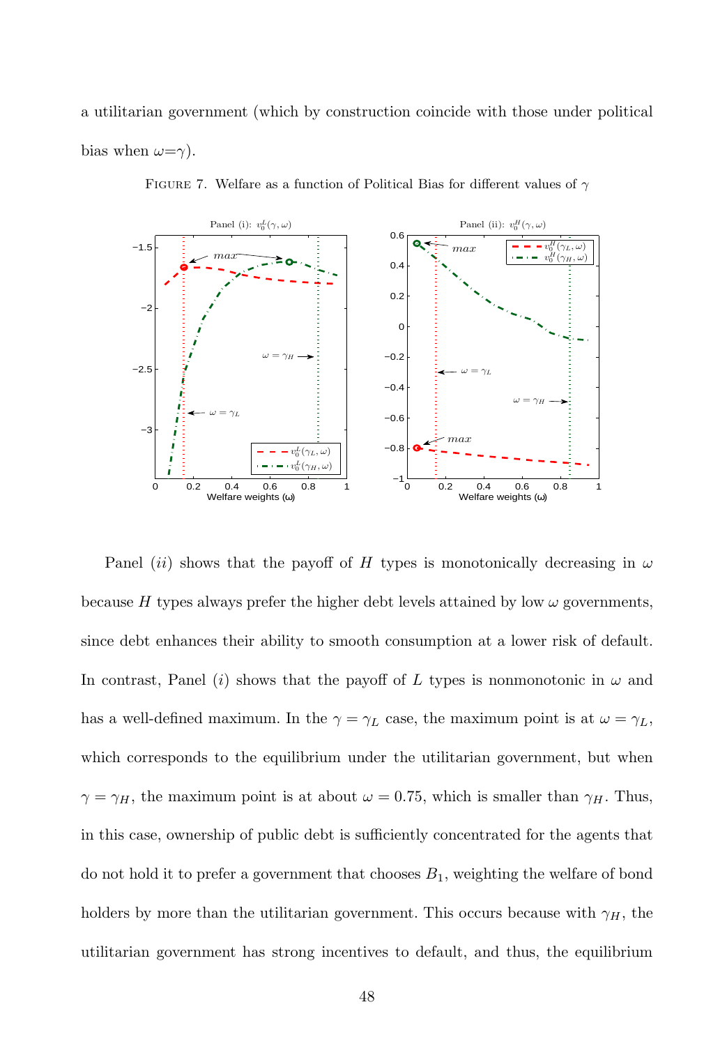a utilitarian government (which by construction coincide with those under political bias when $\omega = \gamma$).

FIGURE 7. Welfare as a function of Political Bias for different values of $\gamma$

Panel $(ii)$ shows that the payoff of $H$ types is monotonically decreasing in $\omega$ because $H$ types always prefer the higher debt levels attained by low $\omega$ governments, since debt enhances their ability to smooth consumption at a lower risk of default. In contrast, Panel $(i)$ shows that the payoff of $L$ types is nonmonotonic in $\omega$ and has a well-defined maximum. In the $\gamma = \gamma_L$ case, the maximum point is at $\omega = \gamma_L$, which corresponds to the equilibrium under the utilitarian government, but when $\gamma = \gamma_H$, the maximum point is at about $\omega = 0.75$, which is smaller than $\gamma_H$. Thus, in this case, ownership of public debt is sufficiently concentrated for the agents that do not hold it to prefer a government that chooses $B_1$, weighting the welfare of bond holders by more than the utilitarian government. This occurs because with $\gamma_H$, the utilitarian government has strong incentives to default, and thus, the equilibrium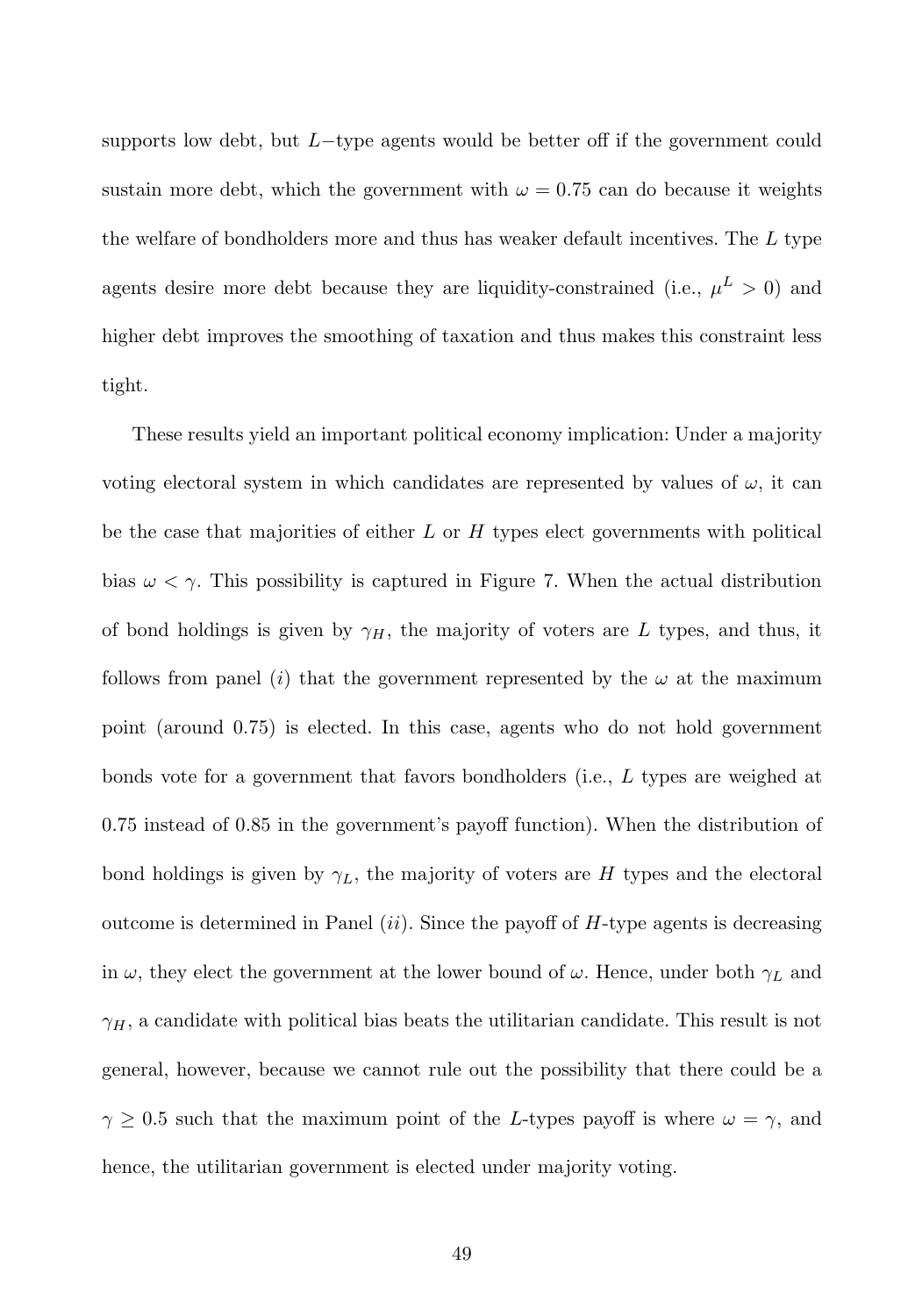supports low debt, but $L-$type agents would be better off if the government could sustain more debt, which the government with $\omega = 0.75$ can do because it weights the welfare of bondholders more and thus has weaker default incentives. The $L$ type agents desire more debt because they are liquidity-constrained (i.e., $\mu^L > 0$) and higher debt improves the smoothing of taxation and thus makes this constraint less tight.

These results yield an important political economy implication: Under a majority voting electoral system in which candidates are represented by values of $\omega$, it can be the case that majorities of either $L$ or $H$ types elect governments with political bias $\omega < \gamma$. This possibility is captured in Figure 7. When the actual distribution of bond holdings is given by $\gamma_H$, the majority of voters are $L$ types, and thus, it follows from panel $(i)$ that the government represented by the $\omega$ at the maximum point (around 0.75) is elected. In this case, agents who do not hold government bonds vote for a government that favors bondholders (i.e., $L$ types are weighed at 0.75 instead of 0.85 in the government's payoff function). When the distribution of bond holdings is given by $\gamma_L$, the majority of voters are $H$ types and the electoral outcome is determined in Panel $(ii)$. Since the payoff of $H$-type agents is decreasing in $\omega$, they elect the government at the lower bound of $\omega$. Hence, under both $\gamma_L$ and $\gamma_H$, a candidate with political bias beats the utilitarian candidate. This result is not general, however, because we cannot rule out the possibility that there could be a $\gamma \geq 0.5$ such that the maximum point of the $L$-types payoff is where $\omega = \gamma$, and hence, the utilitarian government is elected under majority voting.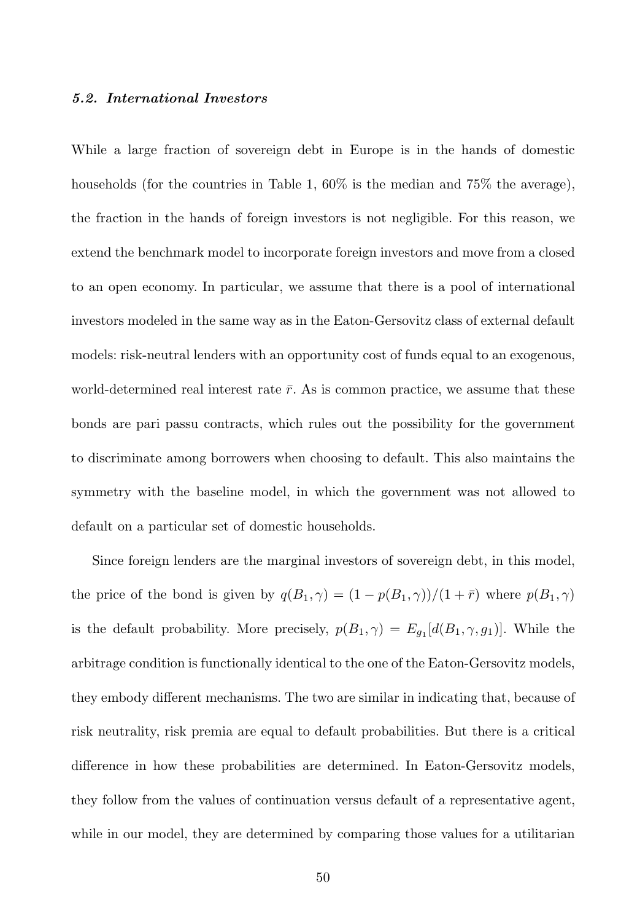### *5.2. International Investors*

While a large fraction of sovereign debt in Europe is in the hands of domestic households (for the countries in Table 1, 60% is the median and 75% the average), the fraction in the hands of foreign investors is not negligible. For this reason, we extend the benchmark model to incorporate foreign investors and move from a closed to an open economy. In particular, we assume that there is a pool of international investors modeled in the same way as in the Eaton-Gersovitz class of external default models: risk-neutral lenders with an opportunity cost of funds equal to an exogenous, world-determined real interest rate $\bar{r}$. As is common practice, we assume that these bonds are pari passu contracts, which rules out the possibility for the government to discriminate among borrowers when choosing to default. This also maintains the symmetry with the baseline model, in which the government was not allowed to default on a particular set of domestic households.

Since foreign lenders are the marginal investors of sovereign debt, in this model, the price of the bond is given by $q(B_1, \gamma) = (1 - p(B_1, \gamma))/(1 + \bar{r})$ where $p(B_1, \gamma)$ is the default probability. More precisely, $p(B_1, \gamma) = E_{g_1}[d(B_1, \gamma, g_1)]$. While the arbitrage condition is functionally identical to the one of the Eaton-Gersovitz models, they embody different mechanisms. The two are similar in indicating that, because of risk neutrality, risk premia are equal to default probabilities. But there is a critical difference in how these probabilities are determined. In Eaton-Gersovitz models, they follow from the values of continuation versus default of a representative agent, while in our model, they are determined by comparing those values for a utilitarian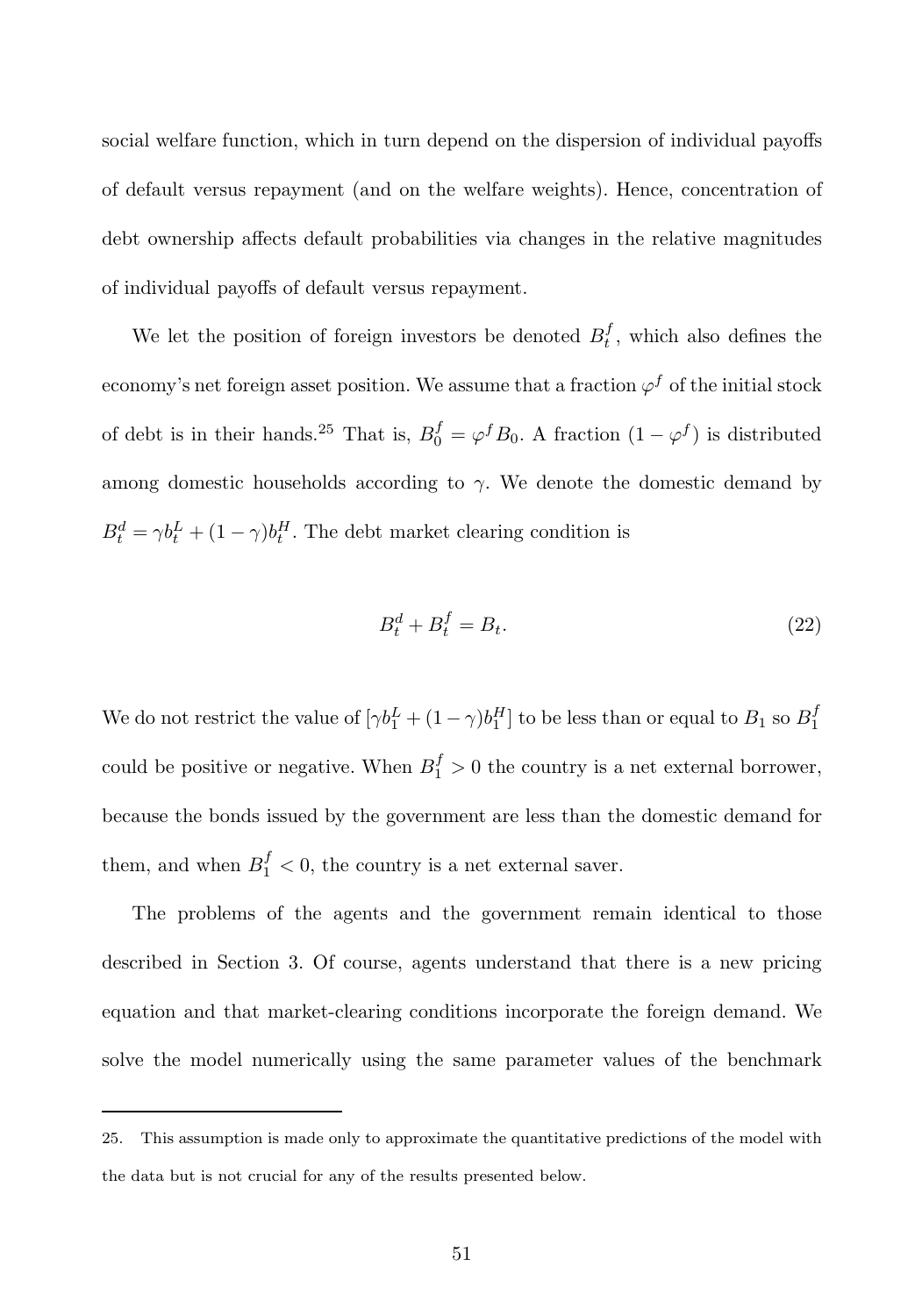social welfare function, which in turn depend on the dispersion of individual payoffs of default versus repayment (and on the welfare weights). Hence, concentration of debt ownership affects default probabilities via changes in the relative magnitudes of individual payoffs of default versus repayment.

We let the position of foreign investors be denoted $B_t^f$, which also defines the economy's net foreign asset position. We assume that a fraction $\varphi^f$ of the initial stock of debt is in their hands.[25] That is, $B_0^f = \varphi^f B_0$. A fraction $(1 - \varphi^f)$ is distributed among domestic households according to $\gamma$. We denote the domestic demand by $B_t^d = \gamma b_t^L + (1 - \gamma) b_t^H$. The debt market clearing condition is

$$B_t^d + B_t^f = B_t. \tag{22}$$

We do not restrict the value of $[\gamma b_1^L + (1 - \gamma) b_1^H]$ to be less than or equal to $B_1$ so $B_1^f$ could be positive or negative. When $B_1^f > 0$ the country is a net external borrower, because the bonds issued by the government are less than the domestic demand for them, and when $B_1^f < 0$, the country is a net external saver.

The problems of the agents and the government remain identical to those described in Section 3. Of course, agents understand that there is a new pricing equation and that market-clearing conditions incorporate the foreign demand. We solve the model numerically using the same parameter values of the benchmark

25. This assumption is made only to approximate the quantitative predictions of the model with the data but is not crucial for any of the results presented below.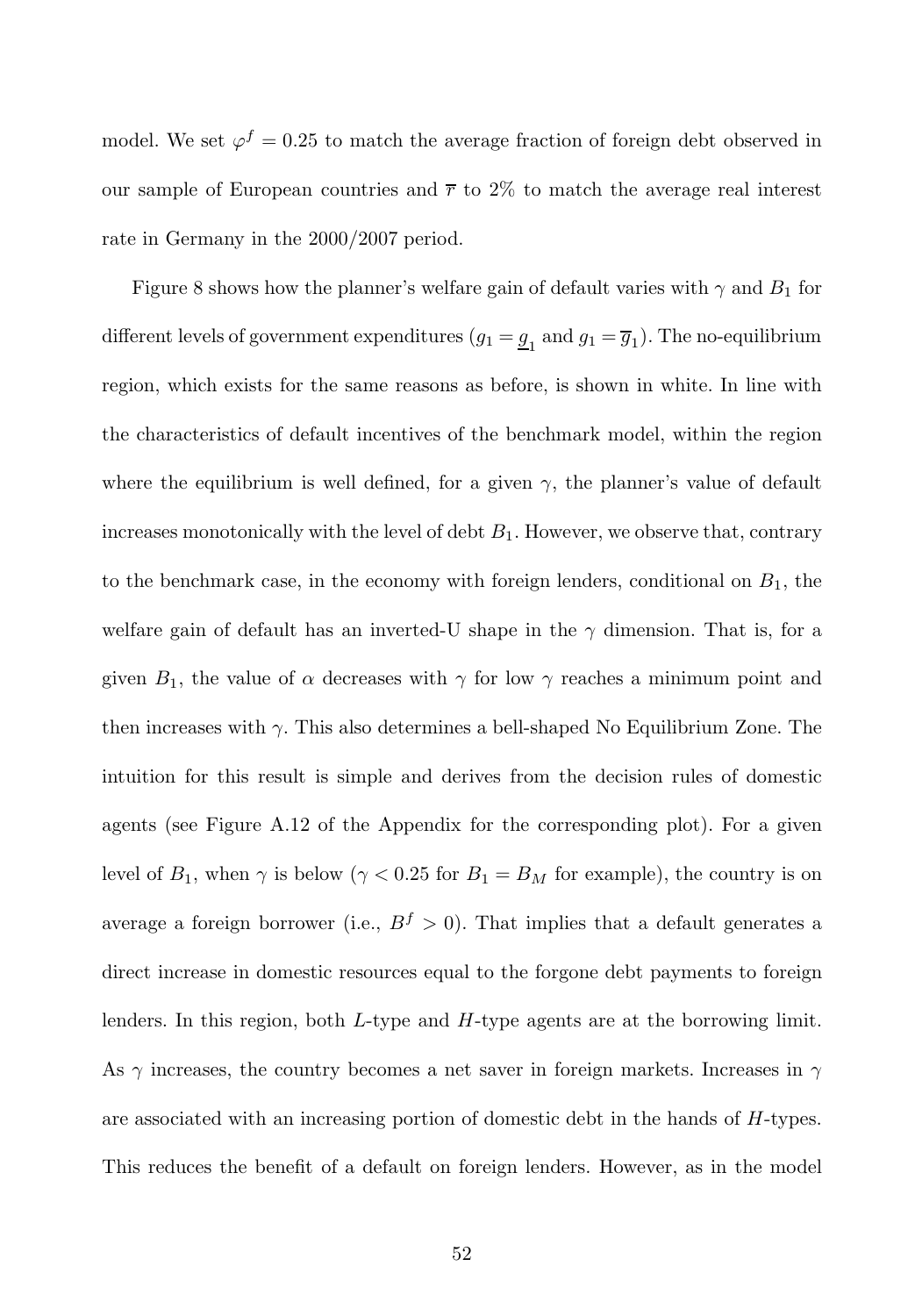model. We set $\varphi^f = 0.25$ to match the average fraction of foreign debt observed in our sample of European countries and $\overline{r}$ to 2% to match the average real interest rate in Germany in the 2000/2007 period.

Figure 8 shows how the planner's welfare gain of default varies with $\gamma$ and $B_1$ for different levels of government expenditures ($g_1 = \underline{g}_1$ and $g_1 = \overline{g}_1$). The no-equilibrium region, which exists for the same reasons as before, is shown in white. In line with the characteristics of default incentives of the benchmark model, within the region where the equilibrium is well defined, for a given $\gamma$, the planner's value of default increases monotonically with the level of debt $B_1$. However, we observe that, contrary to the benchmark case, in the economy with foreign lenders, conditional on $B_1$, the welfare gain of default has an inverted-U shape in the $\gamma$ dimension. That is, for a given $B_1$, the value of $\alpha$ decreases with $\gamma$ for low $\gamma$ reaches a minimum point and then increases with $\gamma$. This also determines a bell-shaped No Equilibrium Zone. The intuition for this result is simple and derives from the decision rules of domestic agents (see Figure A.12 of the Appendix for the corresponding plot). For a given level of $B_1$, when $\gamma$ is below ($\gamma < 0.25$ for $B_1 = B_M$ for example), the country is on average a foreign borrower (i.e., $B^f > 0$). That implies that a default generates a direct increase in domestic resources equal to the forgone debt payments to foreign lenders. In this region, both $L$-type and $H$-type agents are at the borrowing limit. As $\gamma$ increases, the country becomes a net saver in foreign markets. Increases in $\gamma$ are associated with an increasing portion of domestic debt in the hands of $H$-types. This reduces the benefit of a default on foreign lenders. However, as in the model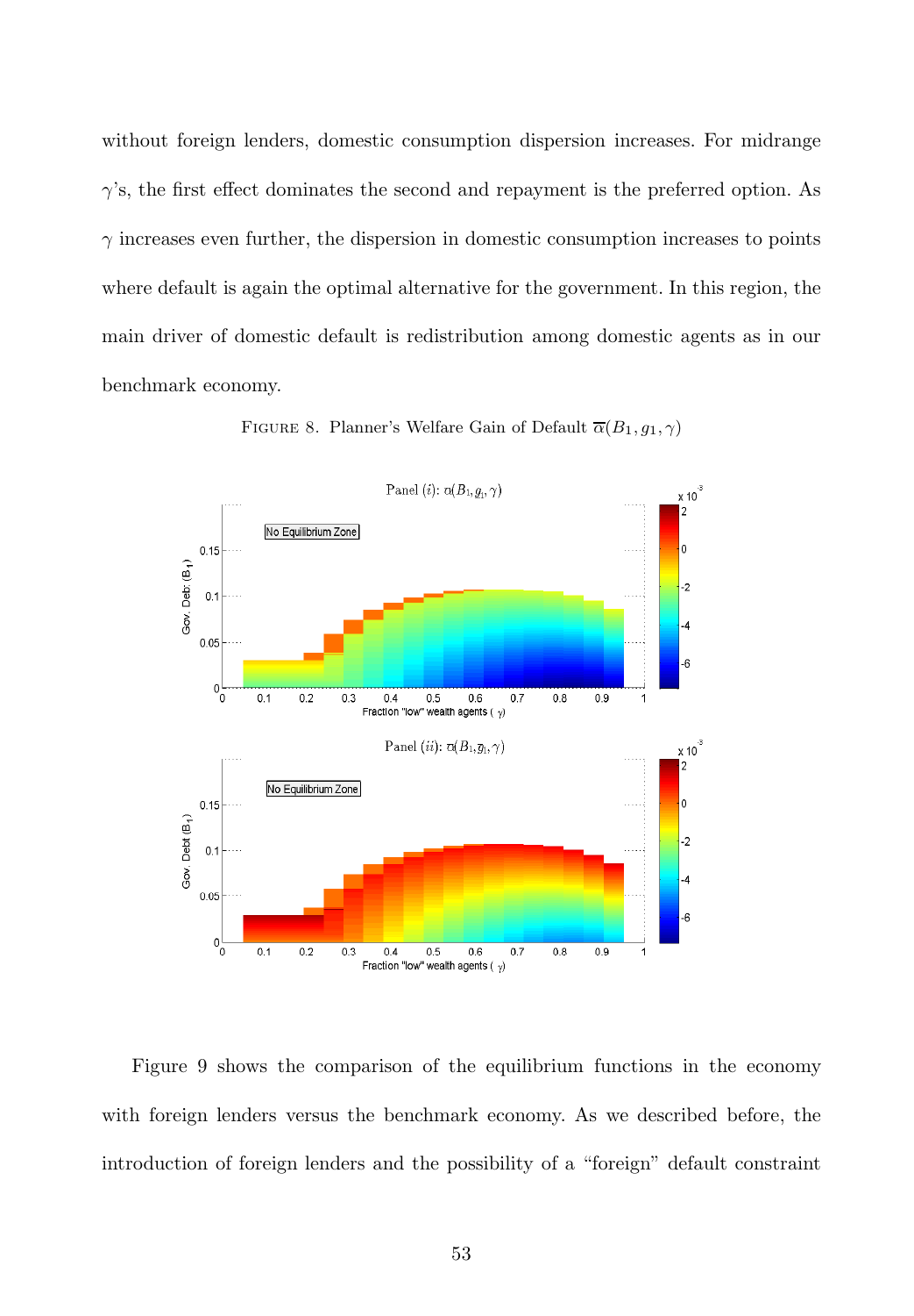without foreign lenders, domestic consumption dispersion increases. For midrange $\gamma$'s, the first effect dominates the second and repayment is the preferred option. As $\gamma$ increases even further, the dispersion in domestic consumption increases to points where default is again the optimal alternative for the government. In this region, the main driver of domestic default is redistribution among domestic agents as in our benchmark economy.

FIGURE 8. Planner's Welfare Gain of Default $\overline{\alpha}(B_1, g_1, \gamma)$

Figure 9 shows the comparison of the equilibrium functions in the economy with foreign lenders versus the benchmark economy. As we described before, the introduction of foreign lenders and the possibility of a "foreign" default constraint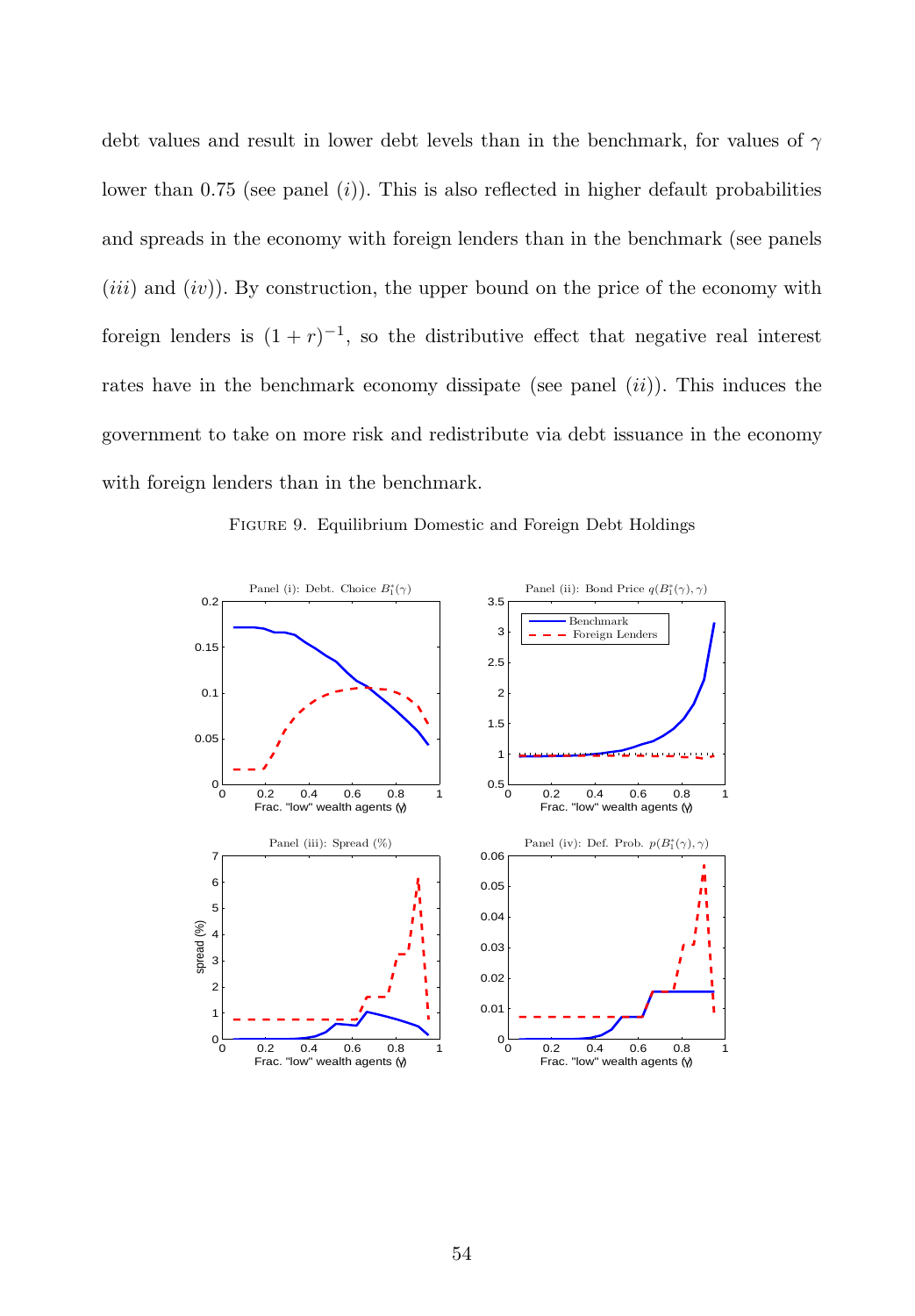debt values and result in lower debt levels than in the benchmark, for values of $\gamma$ lower than 0.75 (see panel $(i)$). This is also reflected in higher default probabilities and spreads in the economy with foreign lenders than in the benchmark (see panels $(iii)$ and $(iv)$). By construction, the upper bound on the price of the economy with foreign lenders is $(1+r)^{-1}$, so the distributive effect that negative real interest rates have in the benchmark economy dissipate (see panel $(ii)$). This induces the government to take on more risk and redistribute via debt issuance in the economy with foreign lenders than in the benchmark.

FIGURE 9. Equilibrium Domestic and Foreign Debt Holdings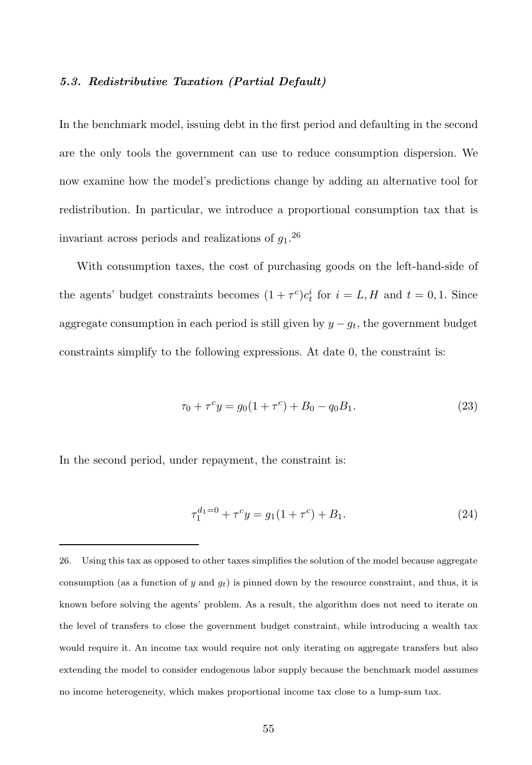### *5.3. Redistributive Taxation (Partial Default)*

In the benchmark model, issuing debt in the first period and defaulting in the second are the only tools the government can use to reduce consumption dispersion. We now examine how the model's predictions change by adding an alternative tool for redistribution. In particular, we introduce a proportional consumption tax that is invariant across periods and realizations of $g_1$.[26]

With consumption taxes, the cost of purchasing goods on the left-hand-side of the agents' budget constraints becomes $(1+\tau^c)c_t^i$ for $i = L, H$ and $t = 0, 1$. Since aggregate consumption in each period is still given by $y - g_t$, the government budget constraints simplify to the following expressions. At date 0, the constraint is:

$$\tau_0 + \tau^c y = g_0(1+\tau^c) + B_0 - q_0 B_1. \tag{23}$$

In the second period, under repayment, the constraint is:

$$\tau_1^{d_1=0} + \tau^c y = g_1(1+\tau^c) + B_1. \tag{24}$$

---

26. Using this tax as opposed to other taxes simplifies the solution of the model because aggregate consumption (as a function of $y$ and $g_t$) is pinned down by the resource constraint, and thus, it is known before solving the agents' problem. As a result, the algorithm does not need to iterate on the level of transfers to close the government budget constraint, while introducing a wealth tax would require it. An income tax would require not only iterating on aggregate transfers but also extending the model to consider endogenous labor supply because the benchmark model assumes no income heterogeneity, which makes proportional income tax close to a lump-sum tax.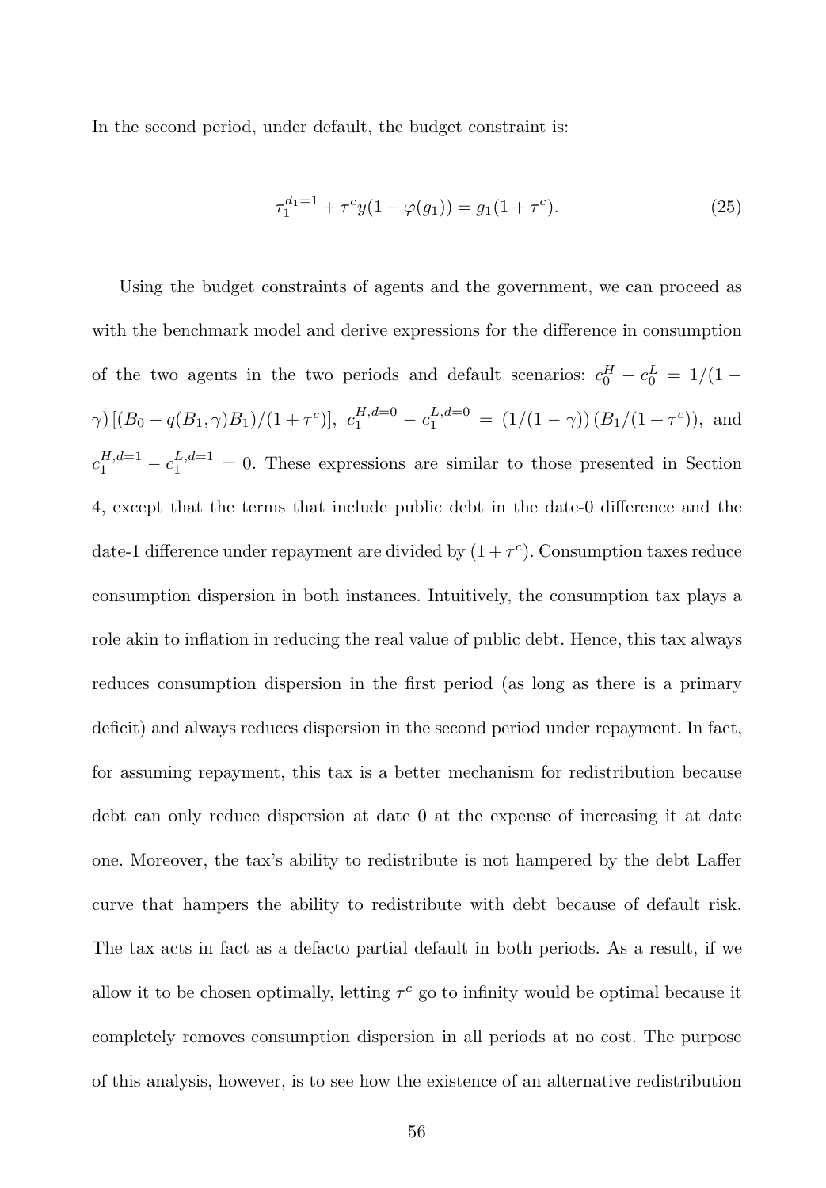In the second period, under default, the budget constraint is:

$$\tau_1^{d_1=1} + \tau^c y(1 - \varphi(g_1)) = g_1(1 + \tau^c). \tag{25}$$

Using the budget constraints of agents and the government, we can proceed as with the benchmark model and derive expressions for the difference in consumption of the two agents in the two periods and default scenarios: $c_0^H - c_0^L = 1/(1-\gamma)\left[(B_0 - q(B_1,\gamma)B_1)/(1+\tau^c)\right]$, $c_1^{H,d=0} - c_1^{L,d=0} = (1/(1-\gamma))\left(B_1/(1+\tau^c)\right)$, and $c_1^{H,d=1} - c_1^{L,d=1} = 0$. These expressions are similar to those presented in Section 4, except that the terms that include public debt in the date-0 difference and the date-1 difference under repayment are divided by $(1+\tau^c)$. Consumption taxes reduce consumption dispersion in both instances. Intuitively, the consumption tax plays a role akin to inflation in reducing the real value of public debt. Hence, this tax always reduces consumption dispersion in the first period (as long as there is a primary deficit) and always reduces dispersion in the second period under repayment. In fact, for assuming repayment, this tax is a better mechanism for redistribution because debt can only reduce dispersion at date 0 at the expense of increasing it at date one. Moreover, the tax's ability to redistribute is not hampered by the debt Laffer curve that hampers the ability to redistribute with debt because of default risk. The tax acts in fact as a defacto partial default in both periods. As a result, if we allow it to be chosen optimally, letting $\tau^c$ go to infinity would be optimal because it completely removes consumption dispersion in all periods at no cost. The purpose of this analysis, however, is to see how the existence of an alternative redistribution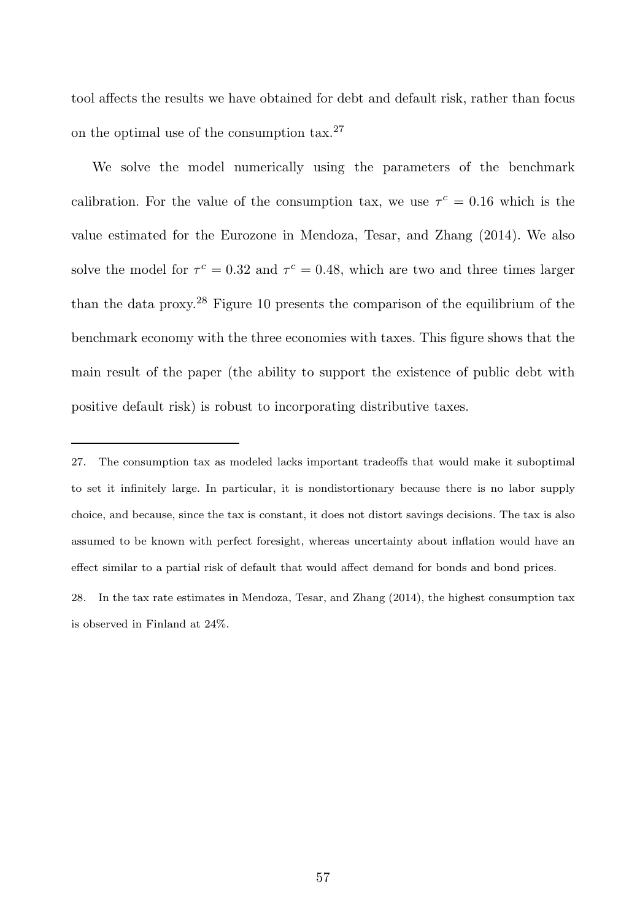tool affects the results we have obtained for debt and default risk, rather than focus on the optimal use of the consumption tax.[27]

We solve the model numerically using the parameters of the benchmark calibration. For the value of the consumption tax, we use $\tau^c = 0.16$ which is the value estimated for the Eurozone in Mendoza, Tesar, and Zhang (2014). We also solve the model for $\tau^c = 0.32$ and $\tau^c = 0.48$, which are two and three times larger than the data proxy.[28] Figure 10 presents the comparison of the equilibrium of the benchmark economy with the three economies with taxes. This figure shows that the main result of the paper (the ability to support the existence of public debt with positive default risk) is robust to incorporating distributive taxes.

---

27. The consumption tax as modeled lacks important tradeoffs that would make it suboptimal to set it infinitely large. In particular, it is nondistortionary because there is no labor supply choice, and because, since the tax is constant, it does not distort savings decisions. The tax is also assumed to be known with perfect foresight, whereas uncertainty about inflation would have an effect similar to a partial risk of default that would affect demand for bonds and bond prices.

28. In the tax rate estimates in Mendoza, Tesar, and Zhang (2014), the highest consumption tax is observed in Finland at 24%.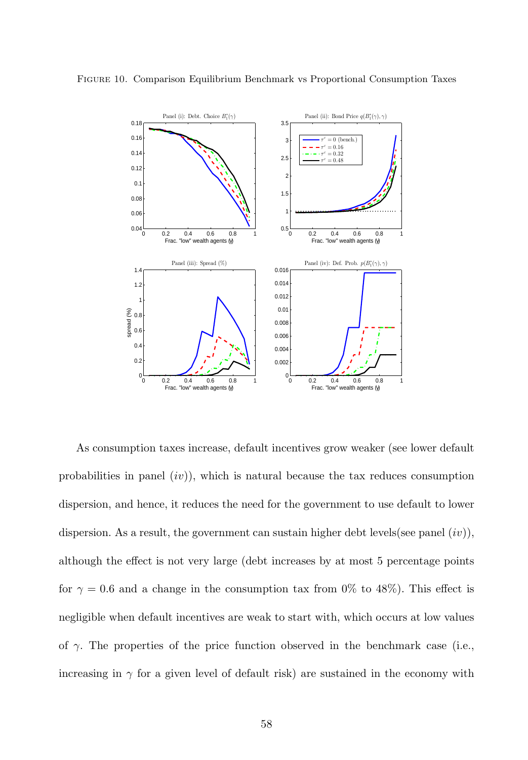FIGURE 10. Comparison Equilibrium Benchmark vs Proportional Consumption Taxes

As consumption taxes increase, default incentives grow weaker (see lower default probabilities in panel (*iv*)), which is natural because the tax reduces consumption dispersion, and hence, it reduces the need for the government to use default to lower dispersion. As a result, the government can sustain higher debt levels(see panel (*iv*)), although the effect is not very large (debt increases by at most 5 percentage points for $\gamma = 0.6$ and a change in the consumption tax from 0% to 48%). This effect is negligible when default incentives are weak to start with, which occurs at low values of $\gamma$. The properties of the price function observed in the benchmark case (i.e., increasing in $\gamma$ for a given level of default risk) are sustained in the economy with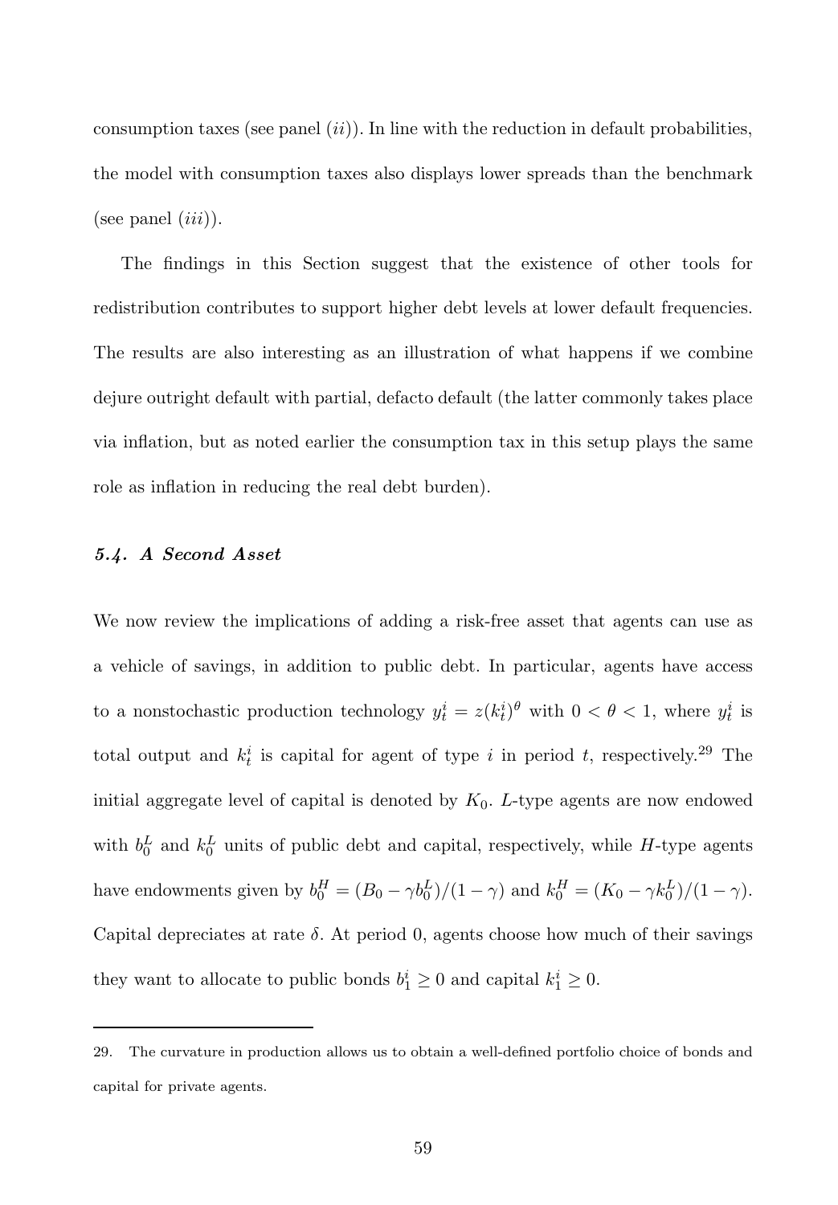consumption taxes (see panel $(ii)$). In line with the reduction in default probabilities, the model with consumption taxes also displays lower spreads than the benchmark (see panel $(iii)$).

The findings in this Section suggest that the existence of other tools for redistribution contributes to support higher debt levels at lower default frequencies. The results are also interesting as an illustration of what happens if we combine dejure outright default with partial, defacto default (the latter commonly takes place via inflation, but as noted earlier the consumption tax in this setup plays the same role as inflation in reducing the real debt burden).

### *5.4. A Second Asset*

We now review the implications of adding a risk-free asset that agents can use as a vehicle of savings, in addition to public debt. In particular, agents have access to a nonstochastic production technology $y_t^i = z(k_t^i)^\theta$ with $0 < \theta < 1$, where $y_t^i$ is total output and $k_t^i$ is capital for agent of type $i$ in period $t$, respectively.[29] The initial aggregate level of capital is denoted by $K_0$. $L$-type agents are now endowed with $b_0^L$ and $k_0^L$ units of public debt and capital, respectively, while $H$-type agents have endowments given by $b_0^H = (B_0 - \gamma b_0^L)/(1-\gamma)$ and $k_0^H = (K_0 - \gamma k_0^L)/(1-\gamma)$. Capital depreciates at rate $\delta$. At period 0, agents choose how much of their savings they want to allocate to public bonds $b_1^i \geq 0$ and capital $k_1^i \geq 0$.

29. The curvature in production allows us to obtain a well-defined portfolio choice of bonds and capital for private agents.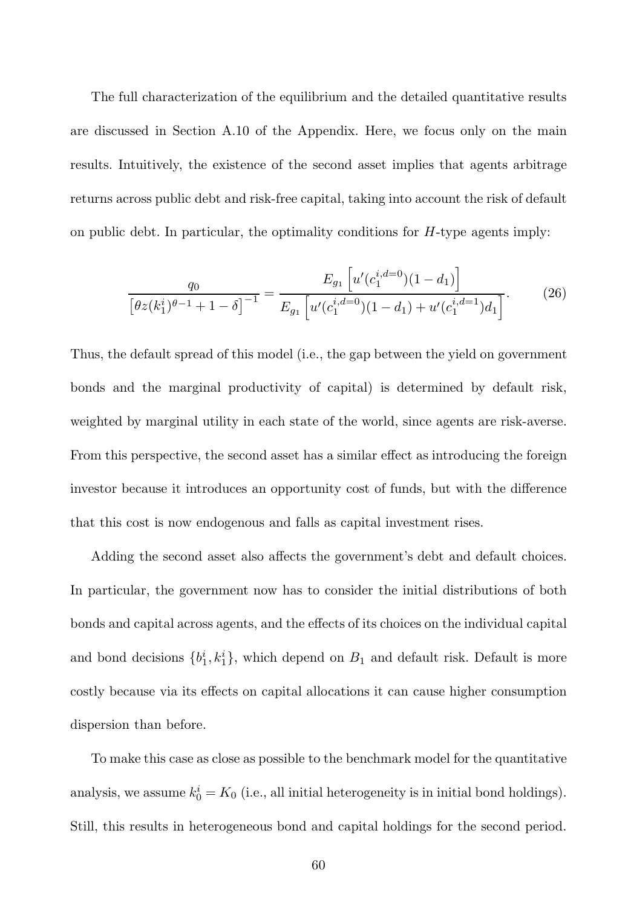The full characterization of the equilibrium and the detailed quantitative results are discussed in Section A.10 of the Appendix. Here, we focus only on the main results. Intuitively, the existence of the second asset implies that agents arbitrage returns across public debt and risk-free capital, taking into account the risk of default on public debt. In particular, the optimality conditions for $H$-type agents imply:

$$\frac{q_0}{\left[\theta z (k_1^i)^{\theta-1} + 1 - \delta\right]^{-1}} = \frac{E_{g_1}\left[u'(c_1^{i,d=0})(1-d_1)\right]}{E_{g_1}\left[u'(c_1^{i,d=0})(1-d_1) + u'(c_1^{i,d=1})d_1\right]}. \tag{26}$$

Thus, the default spread of this model (i.e., the gap between the yield on government bonds and the marginal productivity of capital) is determined by default risk, weighted by marginal utility in each state of the world, since agents are risk-averse. From this perspective, the second asset has a similar effect as introducing the foreign investor because it introduces an opportunity cost of funds, but with the difference that this cost is now endogenous and falls as capital investment rises.

Adding the second asset also affects the government's debt and default choices. In particular, the government now has to consider the initial distributions of both bonds and capital across agents, and the effects of its choices on the individual capital and bond decisions $\{b_1^i, k_1^i\}$, which depend on $B_1$ and default risk. Default is more costly because via its effects on capital allocations it can cause higher consumption dispersion than before.

To make this case as close as possible to the benchmark model for the quantitative analysis, we assume $k_0^i = K_0$ (i.e., all initial heterogeneity is in initial bond holdings). Still, this results in heterogeneous bond and capital holdings for the second period.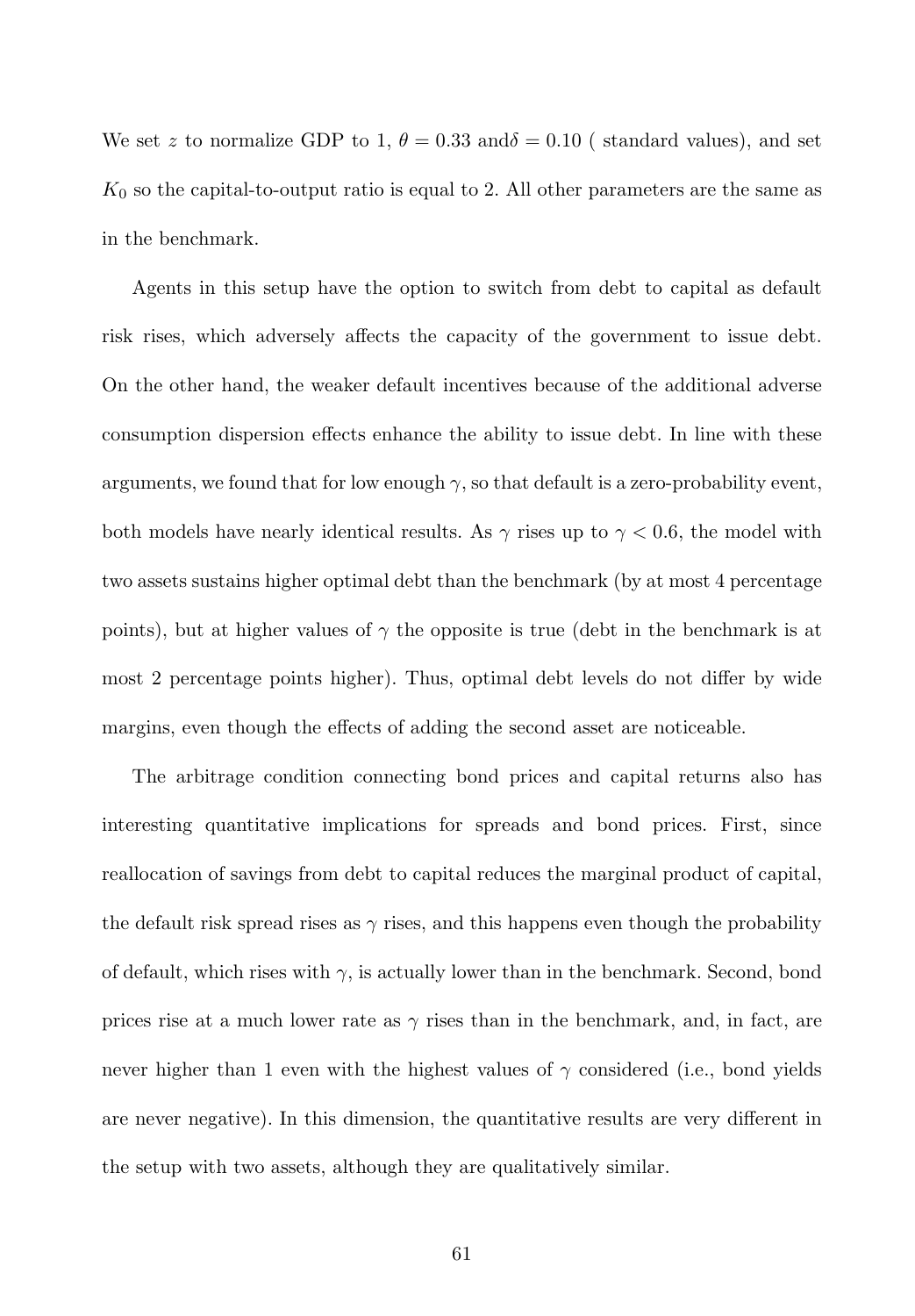We set $z$ to normalize GDP to 1, $\theta = 0.33$ and$\delta = 0.10$ ( standard values), and set $K_0$ so the capital-to-output ratio is equal to 2. All other parameters are the same as in the benchmark.

Agents in this setup have the option to switch from debt to capital as default risk rises, which adversely affects the capacity of the government to issue debt. On the other hand, the weaker default incentives because of the additional adverse consumption dispersion effects enhance the ability to issue debt. In line with these arguments, we found that for low enough $\gamma$, so that default is a zero-probability event, both models have nearly identical results. As $\gamma$ rises up to $\gamma < 0.6$, the model with two assets sustains higher optimal debt than the benchmark (by at most 4 percentage points), but at higher values of $\gamma$ the opposite is true (debt in the benchmark is at most 2 percentage points higher). Thus, optimal debt levels do not differ by wide margins, even though the effects of adding the second asset are noticeable.

The arbitrage condition connecting bond prices and capital returns also has interesting quantitative implications for spreads and bond prices. First, since reallocation of savings from debt to capital reduces the marginal product of capital, the default risk spread rises as $\gamma$ rises, and this happens even though the probability of default, which rises with $\gamma$, is actually lower than in the benchmark. Second, bond prices rise at a much lower rate as $\gamma$ rises than in the benchmark, and, in fact, are never higher than 1 even with the highest values of $\gamma$ considered (i.e., bond yields are never negative). In this dimension, the quantitative results are very different in the setup with two assets, although they are qualitatively similar.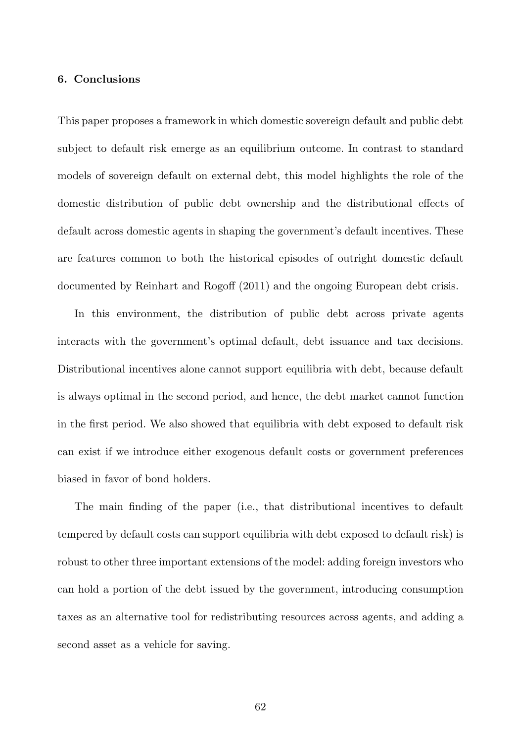## 6. Conclusions

This paper proposes a framework in which domestic sovereign default and public debt subject to default risk emerge as an equilibrium outcome. In contrast to standard models of sovereign default on external debt, this model highlights the role of the domestic distribution of public debt ownership and the distributional effects of default across domestic agents in shaping the government's default incentives. These are features common to both the historical episodes of outright domestic default documented by Reinhart and Rogoff (2011) and the ongoing European debt crisis.

In this environment, the distribution of public debt across private agents interacts with the government's optimal default, debt issuance and tax decisions. Distributional incentives alone cannot support equilibria with debt, because default is always optimal in the second period, and hence, the debt market cannot function in the first period. We also showed that equilibria with debt exposed to default risk can exist if we introduce either exogenous default costs or government preferences biased in favor of bond holders.

The main finding of the paper (i.e., that distributional incentives to default tempered by default costs can support equilibria with debt exposed to default risk) is robust to other three important extensions of the model: adding foreign investors who can hold a portion of the debt issued by the government, introducing consumption taxes as an alternative tool for redistributing resources across agents, and adding a second asset as a vehicle for saving.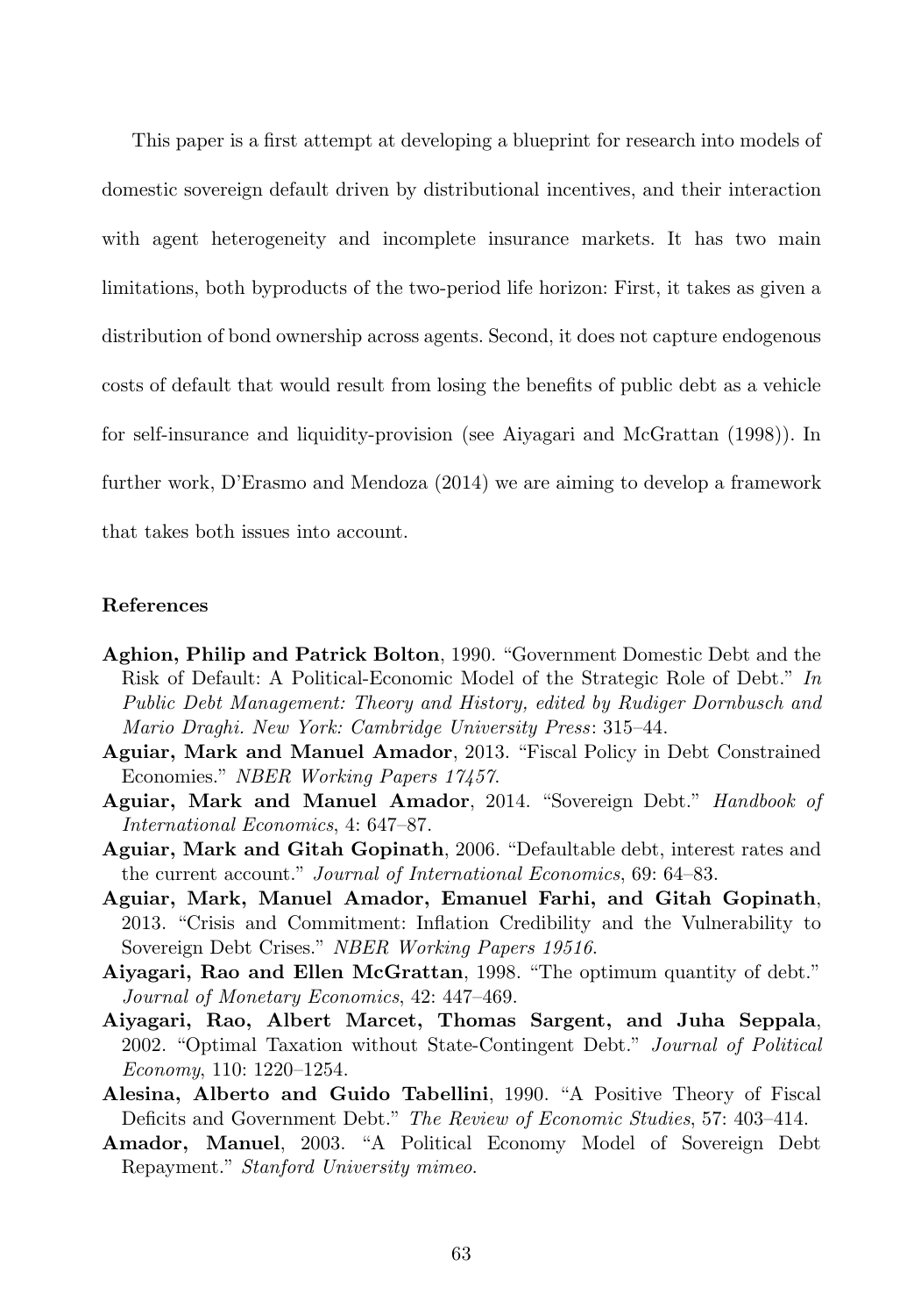This paper is a first attempt at developing a blueprint for research into models of domestic sovereign default driven by distributional incentives, and their interaction with agent heterogeneity and incomplete insurance markets. It has two main limitations, both byproducts of the two-period life horizon: First, it takes as given a distribution of bond ownership across agents. Second, it does not capture endogenous costs of default that would result from losing the benefits of public debt as a vehicle for self-insurance and liquidity-provision (see Aiyagari and McGrattan (1998)). In further work, D'Erasmo and Mendoza (2014) we are aiming to develop a framework that takes both issues into account.

## References

- **Aghion, Philip and Patrick Bolton**, 1990. "Government Domestic Debt and the Risk of Default: A Political-Economic Model of the Strategic Role of Debt." *In Public Debt Management: Theory and History, edited by Rudiger Dornbusch and Mario Draghi. New York: Cambridge University Press*: 315–44.
- **Aguiar, Mark and Manuel Amador**, 2013. "Fiscal Policy in Debt Constrained Economies." *NBER Working Papers 17457*.
- **Aguiar, Mark and Manuel Amador**, 2014. "Sovereign Debt." *Handbook of International Economics*, 4: 647–87.
- **Aguiar, Mark and Gitah Gopinath**, 2006. "Defaultable debt, interest rates and the current account." *Journal of International Economics*, 69: 64–83.
- **Aguiar, Mark, Manuel Amador, Emanuel Farhi, and Gitah Gopinath**, 2013. "Crisis and Commitment: Inflation Credibility and the Vulnerability to Sovereign Debt Crises." *NBER Working Papers 19516*.
- **Aiyagari, Rao and Ellen McGrattan**, 1998. "The optimum quantity of debt." *Journal of Monetary Economics*, 42: 447–469.
- **Aiyagari, Rao, Albert Marcet, Thomas Sargent, and Juha Seppala**, 2002. "Optimal Taxation without State-Contingent Debt." *Journal of Political Economy*, 110: 1220–1254.
- **Alesina, Alberto and Guido Tabellini**, 1990. "A Positive Theory of Fiscal Deficits and Government Debt." *The Review of Economic Studies*, 57: 403–414.
- **Amador, Manuel**, 2003. "A Political Economy Model of Sovereign Debt Repayment." *Stanford University mimeo.*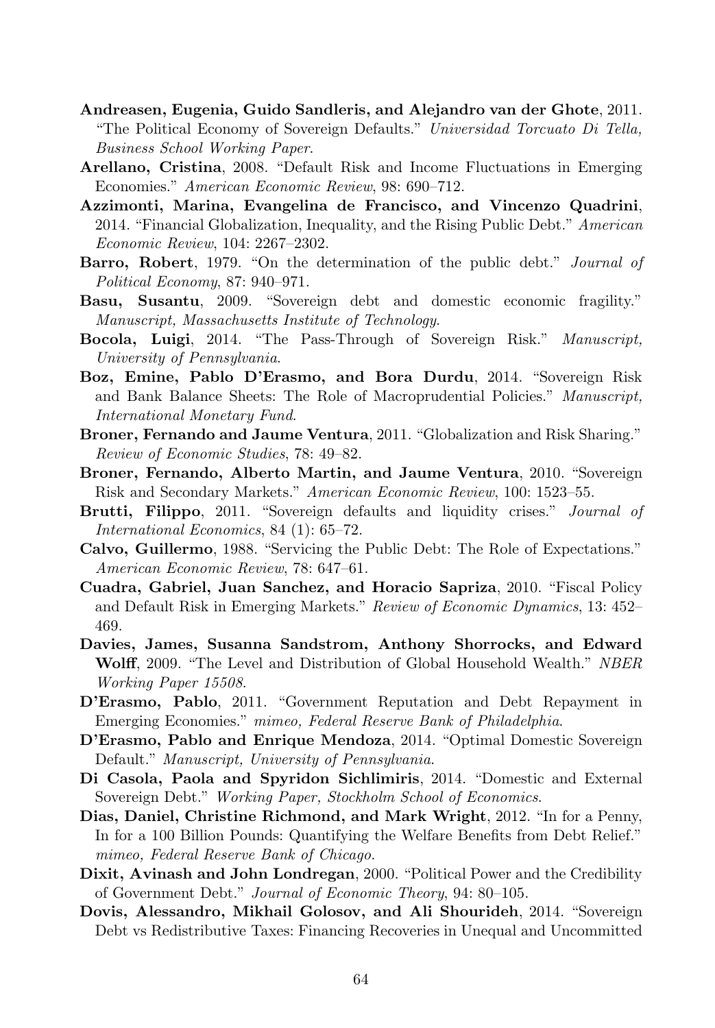**Andreasen, Eugenia, Guido Sandleris, and Alejandro van der Ghote**, 2011. "The Political Economy of Sovereign Defaults." *Universidad Torcuato Di Tella, Business School Working Paper*.

**Arellano, Cristina**, 2008. "Default Risk and Income Fluctuations in Emerging Economies." *American Economic Review*, 98: 690–712.

**Azzimonti, Marina, Evangelina de Francisco, and Vincenzo Quadrini**, 2014. "Financial Globalization, Inequality, and the Rising Public Debt." *American Economic Review*, 104: 2267–2302.

**Barro, Robert**, 1979. "On the determination of the public debt." *Journal of Political Economy*, 87: 940–971.

**Basu, Susantu**, 2009. "Sovereign debt and domestic economic fragility." *Manuscript, Massachusetts Institute of Technology*.

**Bocola, Luigi**, 2014. "The Pass-Through of Sovereign Risk." *Manuscript, University of Pennsylvania*.

**Boz, Emine, Pablo D'Erasmo, and Bora Durdu**, 2014. "Sovereign Risk and Bank Balance Sheets: The Role of Macroprudential Policies." *Manuscript, International Monetary Fund*.

**Broner, Fernando and Jaume Ventura**, 2011. "Globalization and Risk Sharing." *Review of Economic Studies*, 78: 49–82.

**Broner, Fernando, Alberto Martin, and Jaume Ventura**, 2010. "Sovereign Risk and Secondary Markets." *American Economic Review*, 100: 1523–55.

**Brutti, Filippo**, 2011. "Sovereign defaults and liquidity crises." *Journal of International Economics*, 84 (1): 65–72.

**Calvo, Guillermo**, 1988. "Servicing the Public Debt: The Role of Expectations." *American Economic Review*, 78: 647–61.

**Cuadra, Gabriel, Juan Sanchez, and Horacio Sapriza**, 2010. "Fiscal Policy and Default Risk in Emerging Markets." *Review of Economic Dynamics*, 13: 452–469.

**Davies, James, Susanna Sandstrom, Anthony Shorrocks, and Edward Wolff**, 2009. "The Level and Distribution of Global Household Wealth." *NBER Working Paper 15508*.

**D'Erasmo, Pablo**, 2011. "Government Reputation and Debt Repayment in Emerging Economies." *mimeo, Federal Reserve Bank of Philadelphia*.

**D'Erasmo, Pablo and Enrique Mendoza**, 2014. "Optimal Domestic Sovereign Default." *Manuscript, University of Pennsylvania*.

**Di Casola, Paola and Spyridon Sichlimiris**, 2014. "Domestic and External Sovereign Debt." *Working Paper, Stockholm School of Economics*.

**Dias, Daniel, Christine Richmond, and Mark Wright**, 2012. "In for a Penny, In for a 100 Billion Pounds: Quantifying the Welfare Benefits from Debt Relief." *mimeo, Federal Reserve Bank of Chicago*.

**Dixit, Avinash and John Londregan**, 2000. "Political Power and the Credibility of Government Debt." *Journal of Economic Theory*, 94: 80–105.

**Dovis, Alessandro, Mikhail Golosov, and Ali Shourideh**, 2014. "Sovereign Debt vs Redistributive Taxes: Financing Recoveries in Unequal and Uncommitted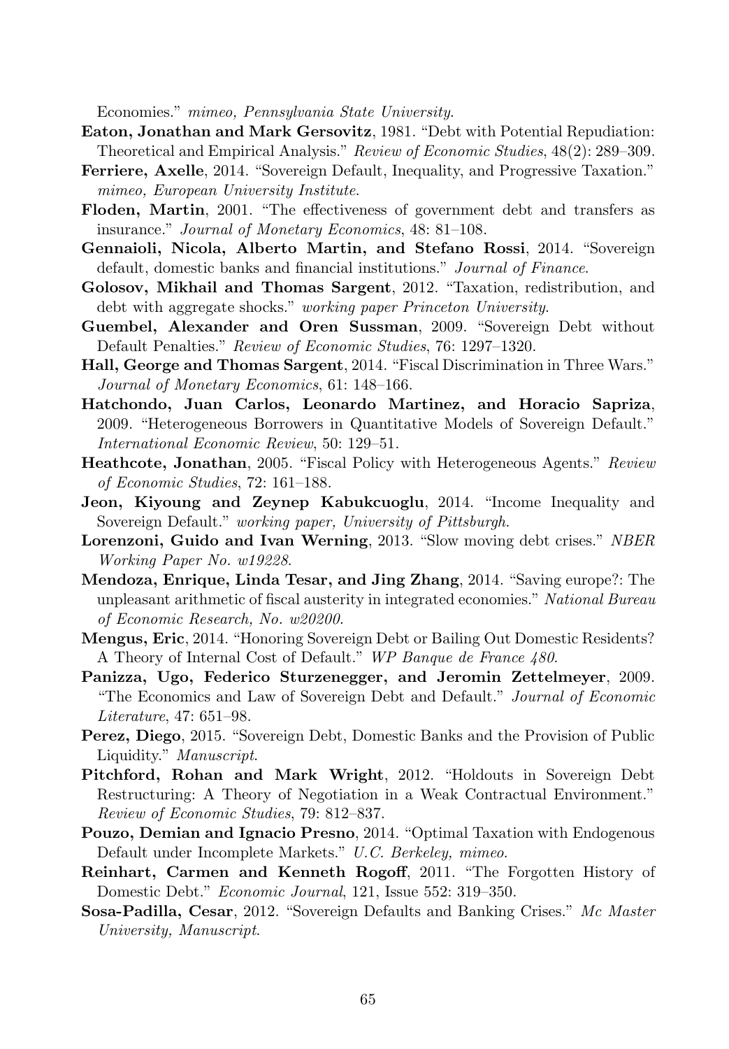Economies." *mimeo, Pennsylvania State University*.

**Eaton, Jonathan and Mark Gersovitz**, 1981. "Debt with Potential Repudiation: Theoretical and Empirical Analysis." *Review of Economic Studies*, 48(2): 289–309.

**Ferriere, Axelle**, 2014. "Sovereign Default, Inequality, and Progressive Taxation." *mimeo, European University Institute*.

**Floden, Martin**, 2001. "The effectiveness of government debt and transfers as insurance." *Journal of Monetary Economics*, 48: 81–108.

**Gennaioli, Nicola, Alberto Martin, and Stefano Rossi**, 2014. "Sovereign default, domestic banks and financial institutions." *Journal of Finance*.

**Golosov, Mikhail and Thomas Sargent**, 2012. "Taxation, redistribution, and debt with aggregate shocks." *working paper Princeton University*.

**Guembel, Alexander and Oren Sussman**, 2009. "Sovereign Debt without Default Penalties." *Review of Economic Studies*, 76: 1297–1320.

**Hall, George and Thomas Sargent**, 2014. "Fiscal Discrimination in Three Wars." *Journal of Monetary Economics*, 61: 148–166.

**Hatchondo, Juan Carlos, Leonardo Martinez, and Horacio Sapriza**, 2009. "Heterogeneous Borrowers in Quantitative Models of Sovereign Default." *International Economic Review*, 50: 129–51.

**Heathcote, Jonathan**, 2005. "Fiscal Policy with Heterogeneous Agents." *Review of Economic Studies*, 72: 161–188.

**Jeon, Kiyoung and Zeynep Kabukcuoglu**, 2014. "Income Inequality and Sovereign Default." *working paper, University of Pittsburgh*.

**Lorenzoni, Guido and Ivan Werning**, 2013. "Slow moving debt crises." *NBER Working Paper No. w19228*.

**Mendoza, Enrique, Linda Tesar, and Jing Zhang**, 2014. "Saving europe?: The unpleasant arithmetic of fiscal austerity in integrated economies." *National Bureau of Economic Research, No. w20200*.

**Mengus, Eric**, 2014. "Honoring Sovereign Debt or Bailing Out Domestic Residents? A Theory of Internal Cost of Default." *WP Banque de France 480*.

**Panizza, Ugo, Federico Sturzenegger, and Jeromin Zettelmeyer**, 2009. "The Economics and Law of Sovereign Debt and Default." *Journal of Economic Literature*, 47: 651–98.

**Perez, Diego**, 2015. "Sovereign Debt, Domestic Banks and the Provision of Public Liquidity." *Manuscript*.

**Pitchford, Rohan and Mark Wright**, 2012. "Holdouts in Sovereign Debt Restructuring: A Theory of Negotiation in a Weak Contractual Environment." *Review of Economic Studies*, 79: 812–837.

**Pouzo, Demian and Ignacio Presno**, 2014. "Optimal Taxation with Endogenous Default under Incomplete Markets." *U.C. Berkeley, mimeo*.

**Reinhart, Carmen and Kenneth Rogoff**, 2011. "The Forgotten History of Domestic Debt." *Economic Journal*, 121, Issue 552: 319–350.

**Sosa-Padilla, Cesar**, 2012. "Sovereign Defaults and Banking Crises." *Mc Master University, Manuscript*.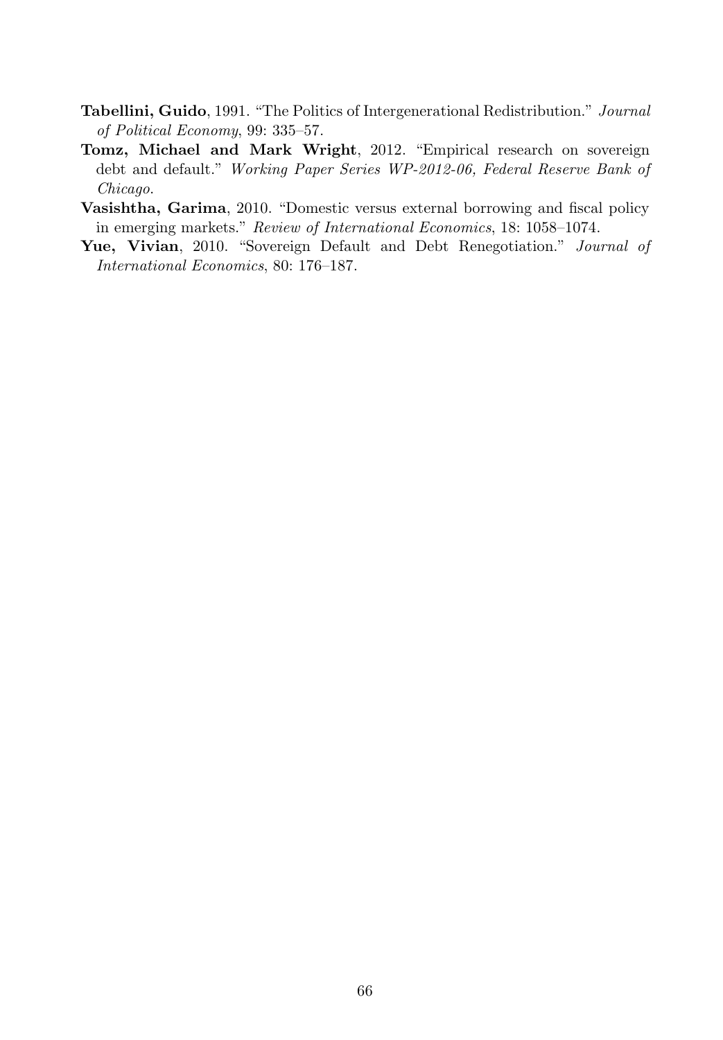**Tabellini, Guido**, 1991. "The Politics of Intergenerational Redistribution." *Journal of Political Economy*, 99: 335–57.

**Tomz, Michael and Mark Wright**, 2012. "Empirical research on sovereign debt and default." *Working Paper Series WP-2012-06, Federal Reserve Bank of Chicago.*

**Vasishtha, Garima**, 2010. "Domestic versus external borrowing and fiscal policy in emerging markets." *Review of International Economics*, 18: 1058–1074.

**Yue, Vivian**, 2010. "Sovereign Default and Debt Renegotiation." *Journal of International Economics*, 80: 176–187.